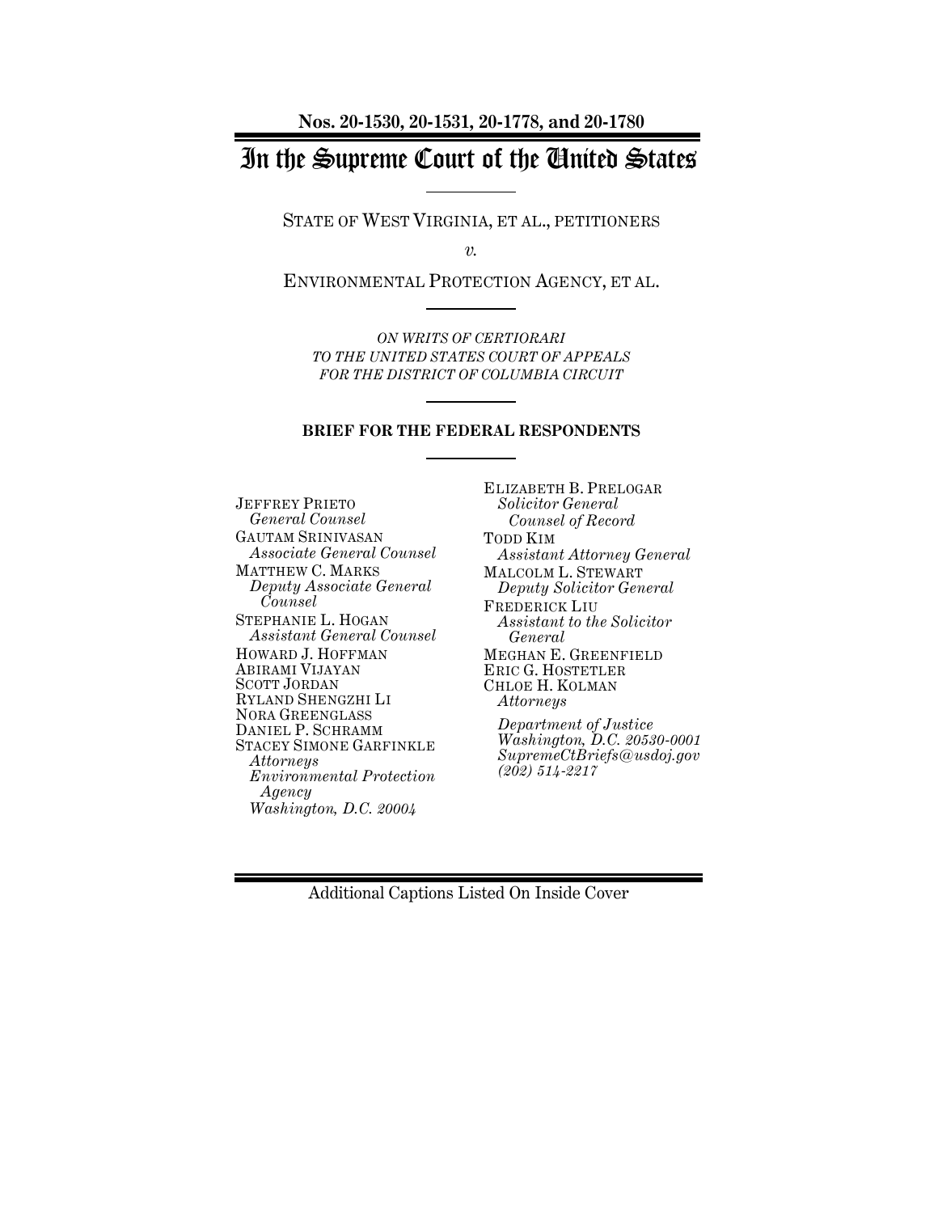**Nos. 20-1530, 20-1531, 20-1778, and 20-1780**

# In the Supreme Court of the United States

STATE OF WEST VIRGINIA, ET AL., PETITIONERS

*v.*

ENVIRONMENTAL PROTECTION AGENCY, ET AL.

*ON WRITS OF CERTIORARI TO THE UNITED STATES COURT OF APPEALS FOR THE DISTRICT OF COLUMBIA CIRCUIT*

**BRIEF FOR THE FEDERAL RESPONDENTS**

JEFFREY PRIETO
*General Counsel*
GAUTAM SRINIVASAN
*Associate General Counsel*
MATTHEW C. MARKS
*Deputy Associate General Counsel*
STEPHANIE L. HOGAN
*Assistant General Counsel*
HOWARD J. HOFFMAN
ABIRAMI VIJAYAN
SCOTT JORDAN
RYLAND SHENGZHI LI
NORA GREENGLASS
DANIEL P. SCHRAMM
STACEY SIMONE GARFINKLE
*Attorneys*
*Environmental Protection Agency*
*Washington, D.C. 20004*

ELIZABETH B. PRELOGAR
*Solicitor General*
*Counsel of Record*
TODD KIM
*Assistant Attorney General*
MALCOLM L. STEWART
*Deputy Solicitor General*
FREDERICK LIU
*Assistant to the Solicitor General*
MEGHAN E. GREENFIELD
ERIC G. HOSTETLER
CHLOE H. KOLMAN
*Attorneys*

*Department of Justice*
*Washington, D.C. 20530-0001*
*SupremeCtBriefs@usdoj.gov*
*(202) 514-2217*

Additional Captions Listed On Inside Cover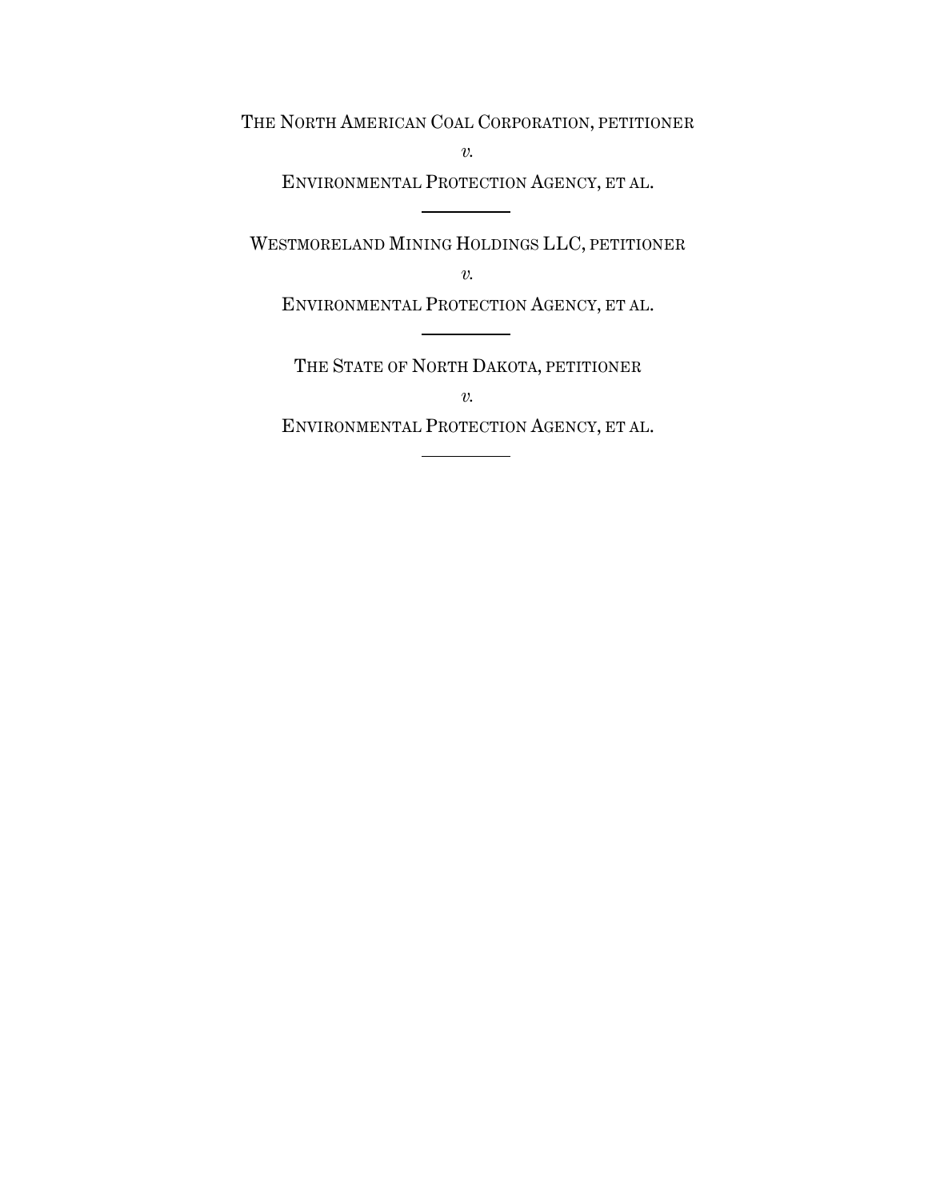THE NORTH AMERICAN COAL CORPORATION, PETITIONER

*v.*

ENVIRONMENTAL PROTECTION AGENCY, ET AL.

---

WESTMORELAND MINING HOLDINGS LLC, PETITIONER

*v.*

ENVIRONMENTAL PROTECTION AGENCY, ET AL.

---

THE STATE OF NORTH DAKOTA, PETITIONER

*v.*

ENVIRONMENTAL PROTECTION AGENCY, ET AL.

---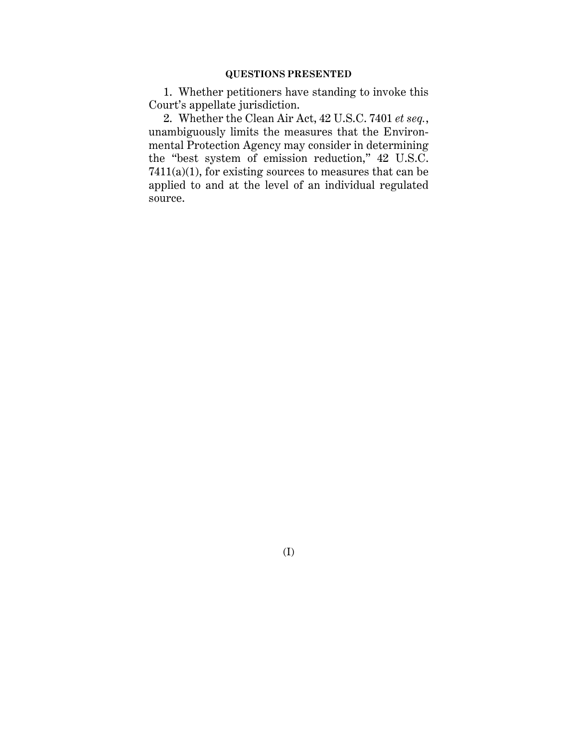## QUESTIONS PRESENTED

1. Whether petitioners have standing to invoke this Court's appellate jurisdiction.

2. Whether the Clean Air Act, 42 U.S.C. 7401 *et seq.*, unambiguously limits the measures that the Environmental Protection Agency may consider in determining the "best system of emission reduction," 42 U.S.C. 7411(a)(1), for existing sources to measures that can be applied to and at the level of an individual regulated source.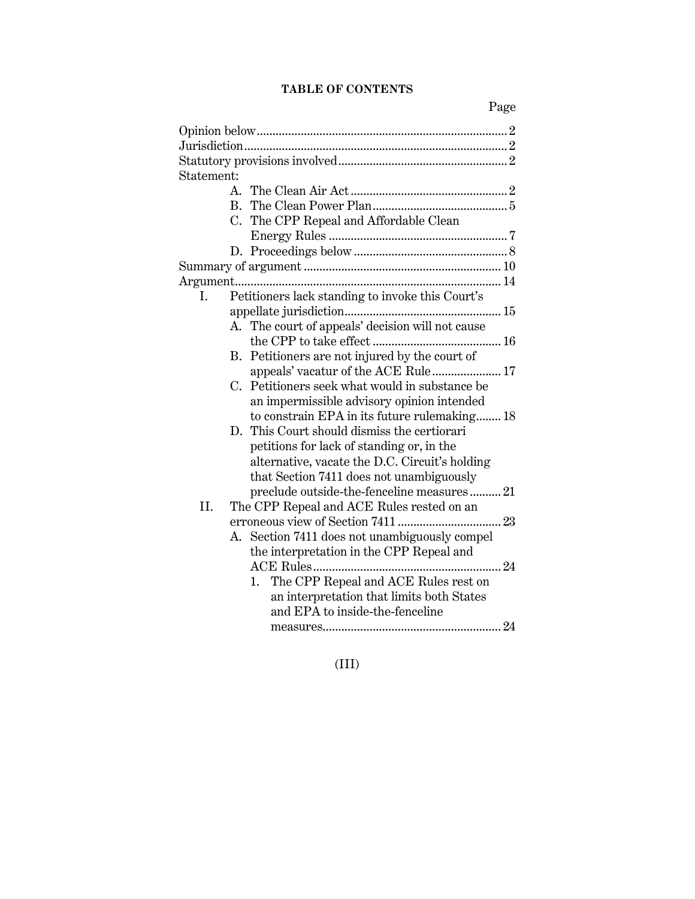# TABLE OF CONTENTS

| | Page |
|---|---|
| Opinion below | 2 |
| Jurisdiction | 2 |
| Statutory provisions involved | 2 |
| Statement: | |
| A. The Clean Air Act | 2 |
| B. The Clean Power Plan | 5 |
| C. The CPP Repeal and Affordable Clean Energy Rules | 7 |
| D. Proceedings below | 8 |
| Summary of argument | 10 |
| Argument | 14 |
| I. Petitioners lack standing to invoke this Court's appellate jurisdiction | 15 |
| A. The court of appeals' decision will not cause the CPP to take effect | 16 |
| B. Petitioners are not injured by the court of appeals' vacatur of the ACE Rule | 17 |
| C. Petitioners seek what would in substance be an impermissible advisory opinion intended to constrain EPA in its future rulemaking | 18 |
| D. This Court should dismiss the certiorari petitions for lack of standing or, in the alternative, vacate the D.C. Circuit's holding that Section 7411 does not unambiguously preclude outside-the-fenceline measures | 21 |
| II. The CPP Repeal and ACE Rules rested on an erroneous view of Section 7411 | 23 |
| A. Section 7411 does not unambiguously compel the interpretation in the CPP Repeal and ACE Rules | 24 |
| 1. The CPP Repeal and ACE Rules rest on an interpretation that limits both States and EPA to inside-the-fenceline measures | 24 |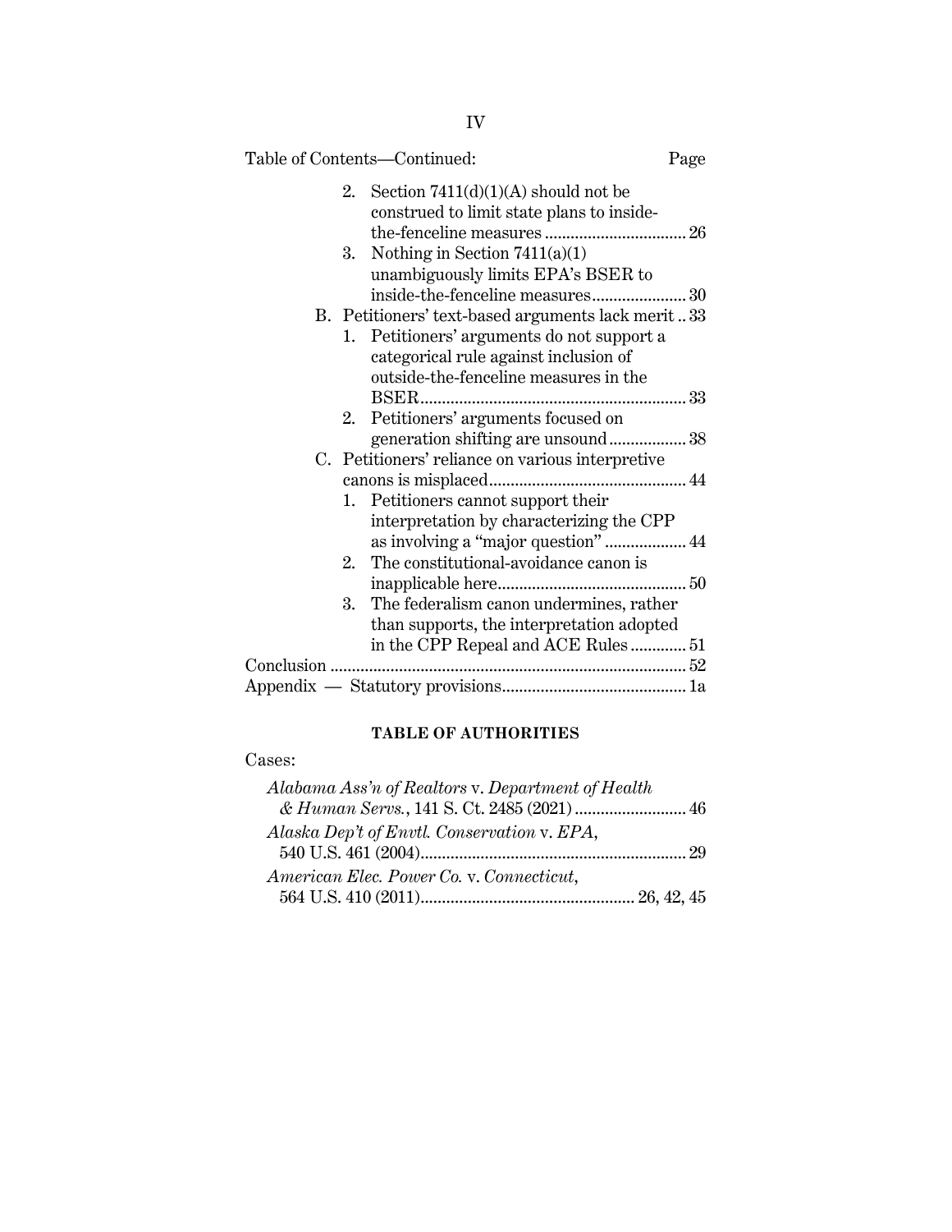Table of Contents—Continued: Page

2. Section 7411(d)(1)(A) should not be construed to limit state plans to inside-the-fenceline measures ................................ 26
3. Nothing in Section 7411(a)(1) unambiguously limits EPA's BSER to inside-the-fenceline measures ..................... 30

B. Petitioners' text-based arguments lack merit .. 33
1. Petitioners' arguments do not support a categorical rule against inclusion of outside-the-fenceline measures in the BSER............................................................ 33
2. Petitioners' arguments focused on generation shifting are unsound ................. 38

C. Petitioners' reliance on various interpretive canons is misplaced............................................ 44
1. Petitioners cannot support their interpretation by characterizing the CPP as involving a "major question" .................. 44
2. The constitutional-avoidance canon is inapplicable here........................................... 50
3. The federalism canon undermines, rather than supports, the interpretation adopted in the CPP Repeal and ACE Rules ............ 51

Conclusion ................................................................................. 52
Appendix — Statutory provisions.......................................... 1a

## TABLE OF AUTHORITIES

Cases:

*Alabama Ass'n of Realtors* v. *Department of Health & Human Servs.*, 141 S. Ct. 2485 (2021) .......................... 46

*Alaska Dep't of Envtl. Conservation* v. *EPA*, 540 U.S. 461 (2004)............................................................ 29

*American Elec. Power Co.* v. *Connecticut*, 564 U.S. 410 (2011)................................................ 26, 42, 45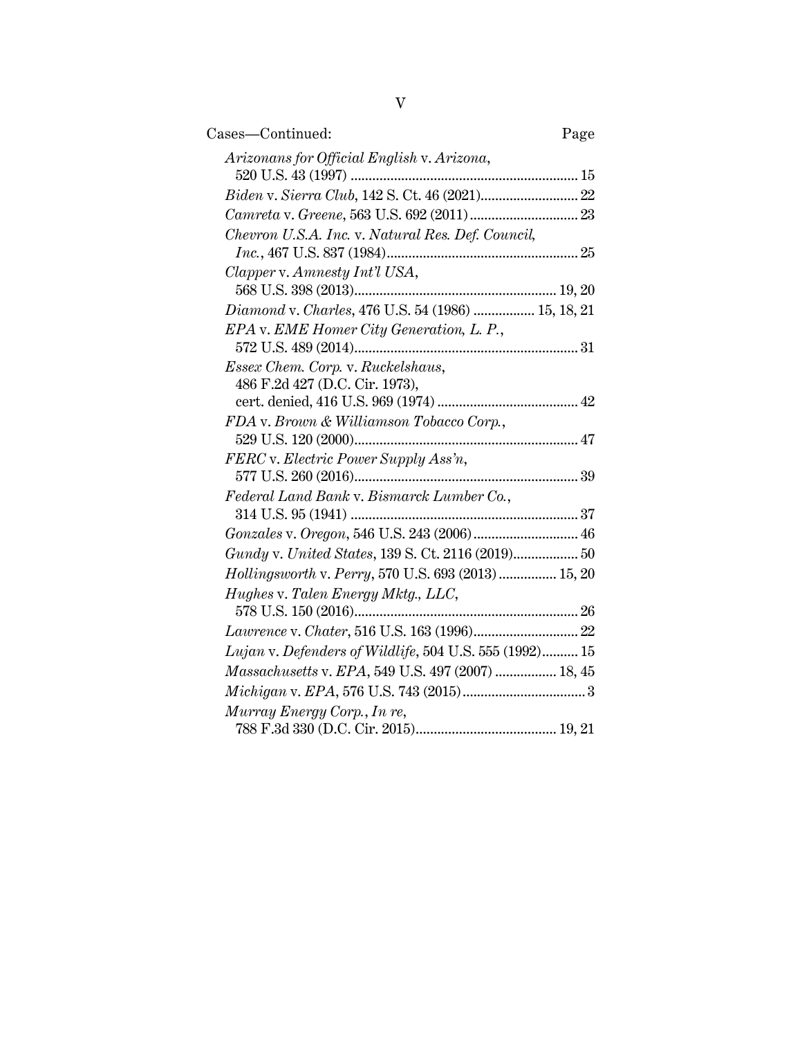| Cases—Continued: | Page |
|---|---|
| *Arizonans for Official English* v. *Arizona*, 520 U.S. 43 (1997) | 15 |
| *Biden* v. *Sierra Club*, 142 S. Ct. 46 (2021) | 22 |
| *Camreta* v. *Greene*, 563 U.S. 692 (2011) | 23 |
| *Chevron U.S.A. Inc.* v. *Natural Res. Def. Council, Inc.*, 467 U.S. 837 (1984) | 25 |
| *Clapper* v. *Amnesty Int'l USA*, 568 U.S. 398 (2013) | 19, 20 |
| *Diamond* v. *Charles*, 476 U.S. 54 (1986) | 15, 18, 21 |
| *EPA* v. *EME Homer City Generation, L. P.*, 572 U.S. 489 (2014) | 31 |
| *Essex Chem. Corp.* v. *Ruckelshaus*, 486 F.2d 427 (D.C. Cir. 1973), cert. denied, 416 U.S. 969 (1974) | 42 |
| *FDA* v. *Brown & Williamson Tobacco Corp.*, 529 U.S. 120 (2000) | 47 |
| *FERC* v. *Electric Power Supply Ass'n*, 577 U.S. 260 (2016) | 39 |
| *Federal Land Bank* v. *Bismarck Lumber Co.*, 314 U.S. 95 (1941) | 37 |
| *Gonzales* v. *Oregon*, 546 U.S. 243 (2006) | 46 |
| *Gundy* v. *United States*, 139 S. Ct. 2116 (2019) | 50 |
| *Hollingsworth* v. *Perry*, 570 U.S. 693 (2013) | 15, 20 |
| *Hughes* v. *Talen Energy Mktg., LLC*, 578 U.S. 150 (2016) | 26 |
| *Lawrence* v. *Chater*, 516 U.S. 163 (1996) | 22 |
| *Lujan* v. *Defenders of Wildlife*, 504 U.S. 555 (1992) | 15 |
| *Massachusetts* v. *EPA*, 549 U.S. 497 (2007) | 18, 45 |
| *Michigan* v. *EPA*, 576 U.S. 743 (2015) | 3 |
| *Murray Energy Corp., In re*, 788 F.3d 330 (D.C. Cir. 2015) | 19, 21 |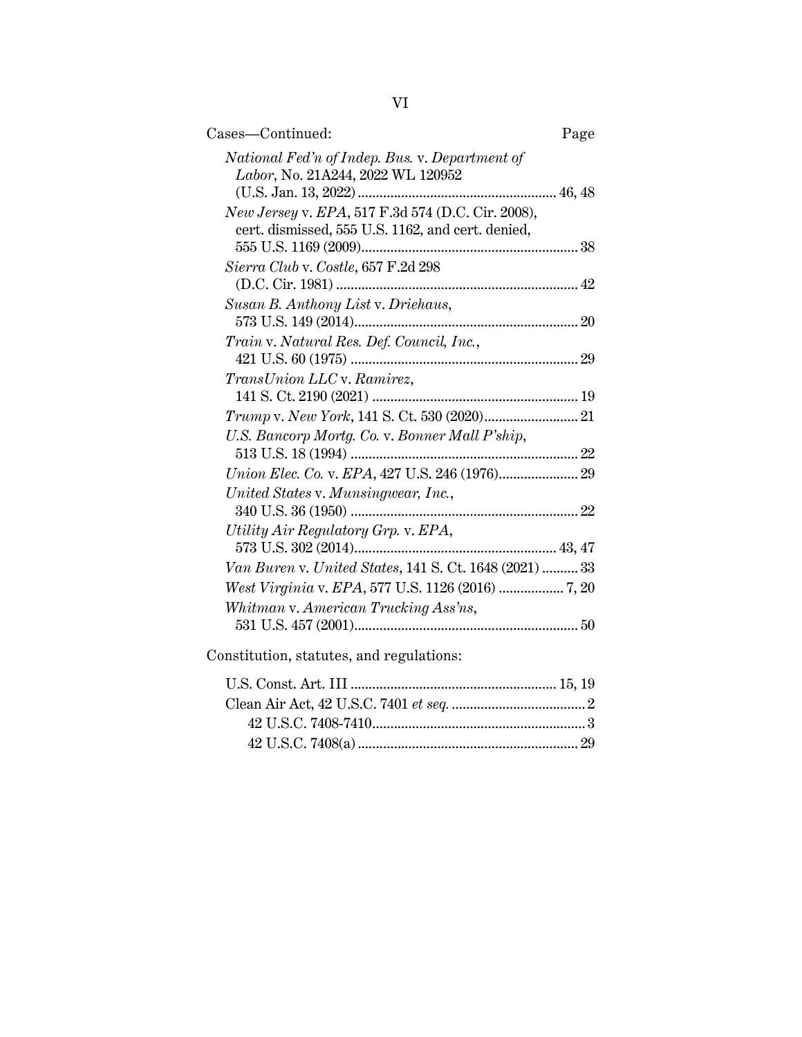Cases—Continued: Page

*National Fed'n of Indep. Bus.* v. *Department of Labor*, No. 21A244, 2022 WL 120952 (U.S. Jan. 13, 2022) ....... 46, 48

*New Jersey* v. *EPA*, 517 F.3d 574 (D.C. Cir. 2008), cert. dismissed, 555 U.S. 1162, and cert. denied, 555 U.S. 1169 (2009) ....... 38

*Sierra Club* v. *Costle*, 657 F.2d 298 (D.C. Cir. 1981) ....... 42

*Susan B. Anthony List* v. *Driehaus*, 573 U.S. 149 (2014) ....... 20

*Train* v. *Natural Res. Def. Council, Inc.*, 421 U.S. 60 (1975) ....... 29

*TransUnion LLC* v. *Ramirez*, 141 S. Ct. 2190 (2021) ....... 19

*Trump* v. *New York*, 141 S. Ct. 530 (2020) ....... 21

*U.S. Bancorp Mortg. Co.* v. *Bonner Mall P'ship*, 513 U.S. 18 (1994) ....... 22

*Union Elec. Co.* v. *EPA*, 427 U.S. 246 (1976) ....... 29

*United States* v. *Munsingwear, Inc.*, 340 U.S. 36 (1950) ....... 22

*Utility Air Regulatory Grp.* v. *EPA*, 573 U.S. 302 (2014) ....... 43, 47

*Van Buren* v. *United States*, 141 S. Ct. 1648 (2021) ....... 33

*West Virginia* v. *EPA*, 577 U.S. 1126 (2016) ....... 7, 20

*Whitman* v. *American Trucking Ass'ns*, 531 U.S. 457 (2001) ....... 50

Constitution, statutes, and regulations:

U.S. Const. Art. III ....... 15, 19

Clean Air Act, 42 U.S.C. 7401 *et seq.* ....... 2

- 42 U.S.C. 7408-7410 ....... 3
- 42 U.S.C. 7408(a) ....... 29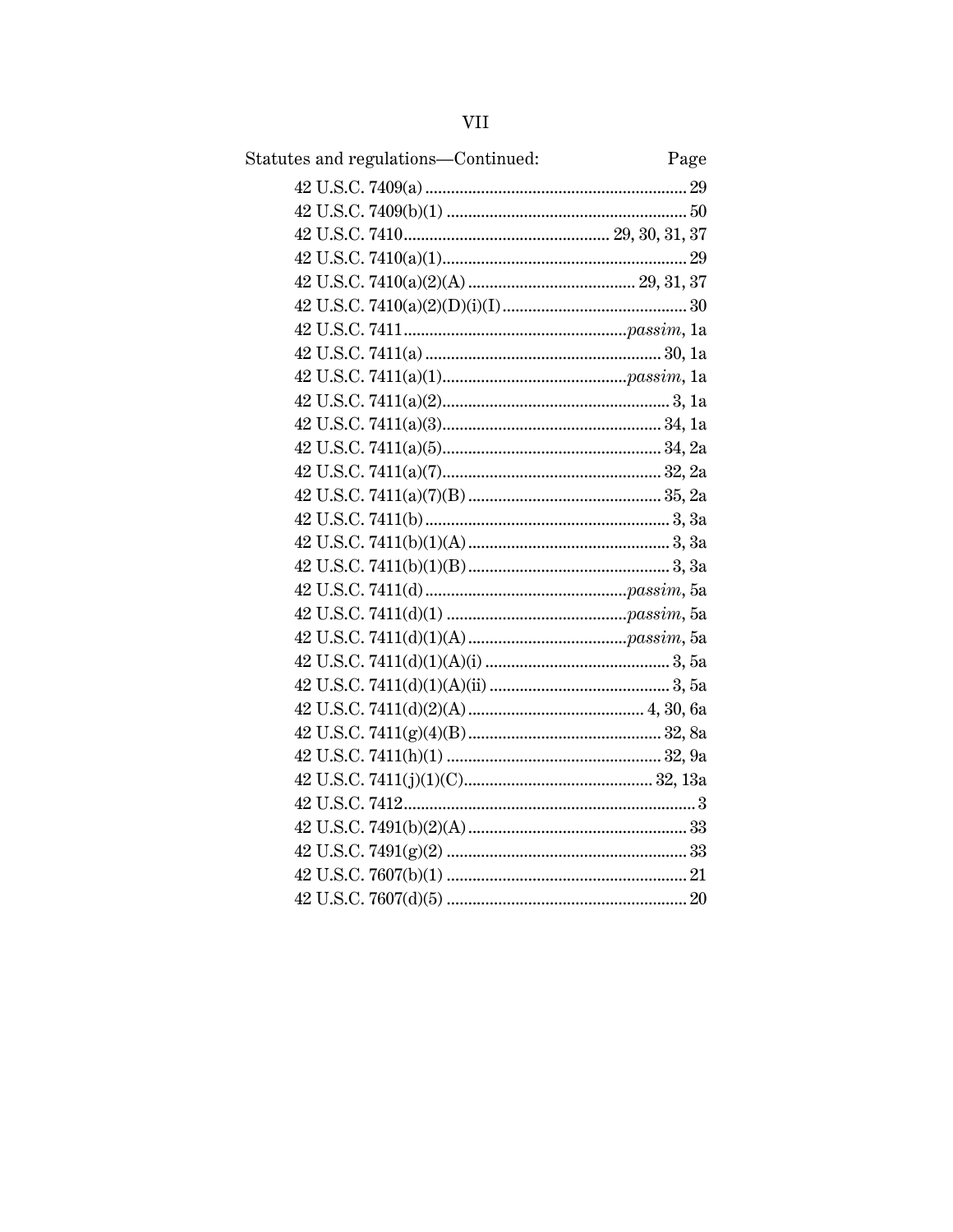| Statutes and regulations—Continued: | Page |
|---|---|
| 42 U.S.C. 7409(a) | 29 |
| 42 U.S.C. 7409(b)(1) | 50 |
| 42 U.S.C. 7410 | 29, 30, 31, 37 |
| 42 U.S.C. 7410(a)(1) | 29 |
| 42 U.S.C. 7410(a)(2)(A) | 29, 31, 37 |
| 42 U.S.C. 7410(a)(2)(D)(i)(I) | 30 |
| 42 U.S.C. 7411 | *passim*, 1a |
| 42 U.S.C. 7411(a) | 30, 1a |
| 42 U.S.C. 7411(a)(1) | *passim*, 1a |
| 42 U.S.C. 7411(a)(2) | 3, 1a |
| 42 U.S.C. 7411(a)(3) | 34, 1a |
| 42 U.S.C. 7411(a)(5) | 34, 2a |
| 42 U.S.C. 7411(a)(7) | 32, 2a |
| 42 U.S.C. 7411(a)(7)(B) | 35, 2a |
| 42 U.S.C. 7411(b) | 3, 3a |
| 42 U.S.C. 7411(b)(1)(A) | 3, 3a |
| 42 U.S.C. 7411(b)(1)(B) | 3, 3a |
| 42 U.S.C. 7411(d) | *passim*, 5a |
| 42 U.S.C. 7411(d)(1) | *passim*, 5a |
| 42 U.S.C. 7411(d)(1)(A) | *passim*, 5a |
| 42 U.S.C. 7411(d)(1)(A)(i) | 3, 5a |
| 42 U.S.C. 7411(d)(1)(A)(ii) | 3, 5a |
| 42 U.S.C. 7411(d)(2)(A) | 4, 30, 6a |
| 42 U.S.C. 7411(g)(4)(B) | 32, 8a |
| 42 U.S.C. 7411(h)(1) | 32, 9a |
| 42 U.S.C. 7411(j)(1)(C) | 32, 13a |
| 42 U.S.C. 7412 | 3 |
| 42 U.S.C. 7491(b)(2)(A) | 33 |
| 42 U.S.C. 7491(g)(2) | 33 |
| 42 U.S.C. 7607(b)(1) | 21 |
| 42 U.S.C. 7607(d)(5) | 20 |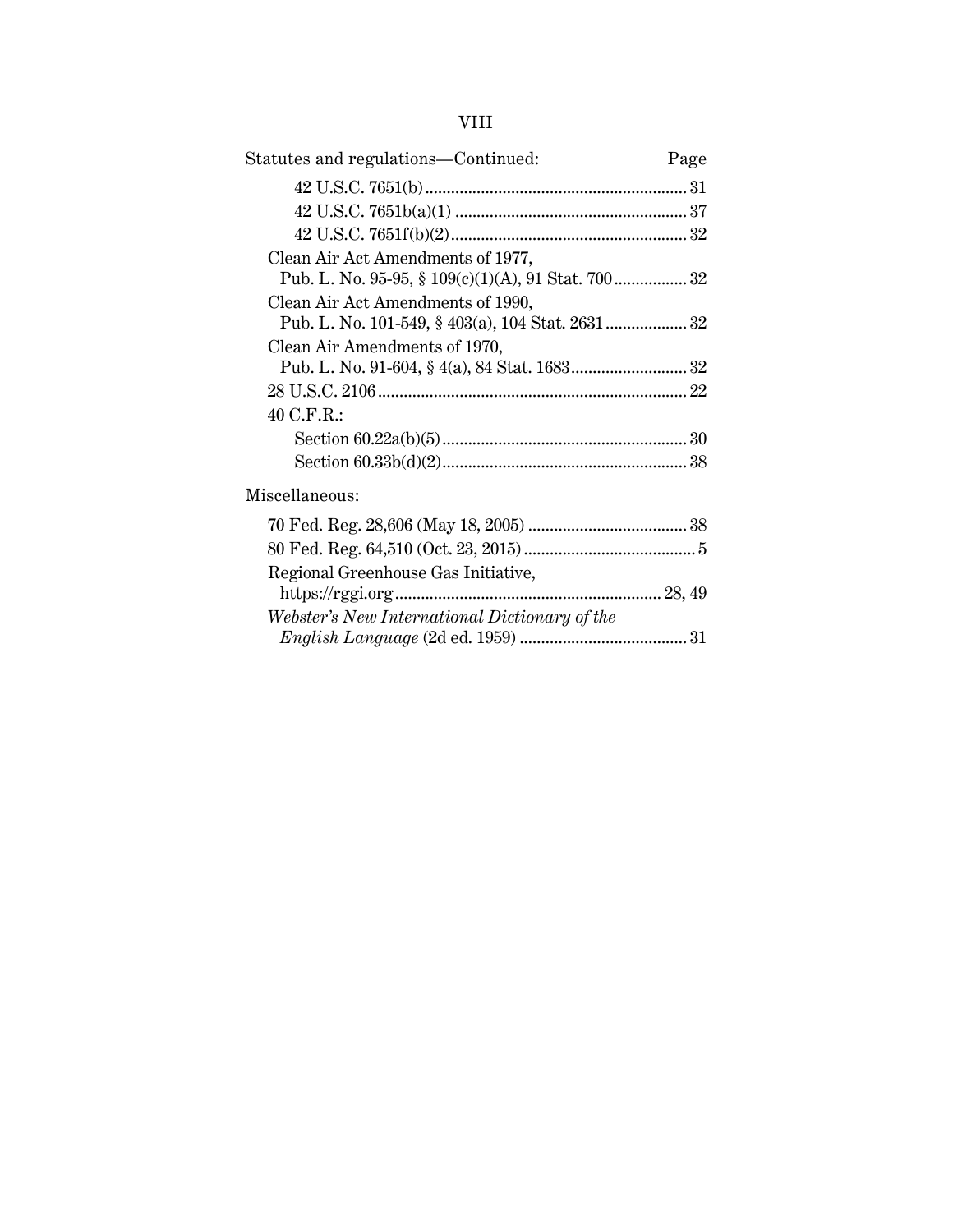Statutes and regulations—Continued: Page

42 U.S.C. 7651(b) ... 31

42 U.S.C. 7651b(a)(1) ... 37

42 U.S.C. 7651f(b)(2) ... 32

Clean Air Act Amendments of 1977, Pub. L. No. 95-95, § 109(c)(1)(A), 91 Stat. 700 ... 32

Clean Air Act Amendments of 1990, Pub. L. No. 101-549, § 403(a), 104 Stat. 2631 ... 32

Clean Air Amendments of 1970, Pub. L. No. 91-604, § 4(a), 84 Stat. 1683 ... 32

28 U.S.C. 2106 ... 22

40 C.F.R.:

Section 60.22a(b)(5) ... 30

Section 60.33b(d)(2) ... 38

Miscellaneous:

70 Fed. Reg. 28,606 (May 18, 2005) ... 38

80 Fed. Reg. 64,510 (Oct. 23, 2015) ... 5

Regional Greenhouse Gas Initiative, https://rggi.org ... 28, 49

*Webster's New International Dictionary of the English Language* (2d ed. 1959) ... 31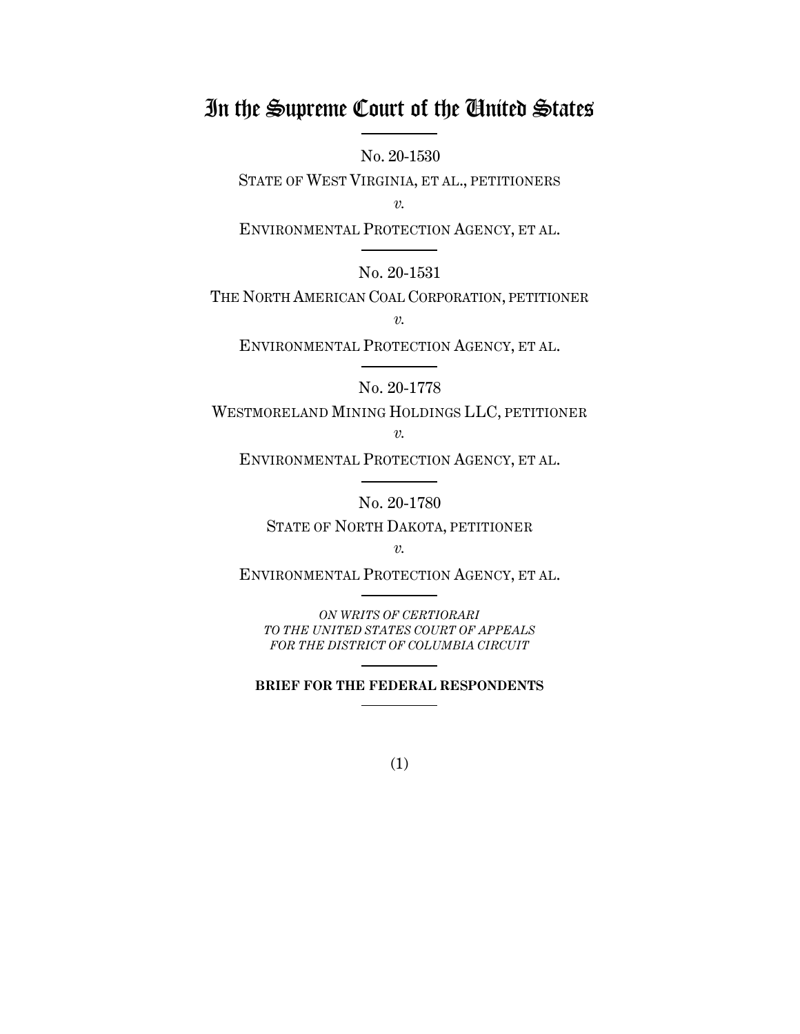# In the Supreme Court of the United States

No. 20-1530

STATE OF WEST VIRGINIA, ET AL., PETITIONERS

*v.*

ENVIRONMENTAL PROTECTION AGENCY, ET AL.

No. 20-1531

THE NORTH AMERICAN COAL CORPORATION, PETITIONER

*v.*

ENVIRONMENTAL PROTECTION AGENCY, ET AL.

No. 20-1778

WESTMORELAND MINING HOLDINGS LLC, PETITIONER

*v.*

ENVIRONMENTAL PROTECTION AGENCY, ET AL.

No. 20-1780

STATE OF NORTH DAKOTA, PETITIONER

*v.*

ENVIRONMENTAL PROTECTION AGENCY, ET AL.

*ON WRITS OF CERTIORARI TO THE UNITED STATES COURT OF APPEALS FOR THE DISTRICT OF COLUMBIA CIRCUIT*

**BRIEF FOR THE FEDERAL RESPONDENTS**

(1)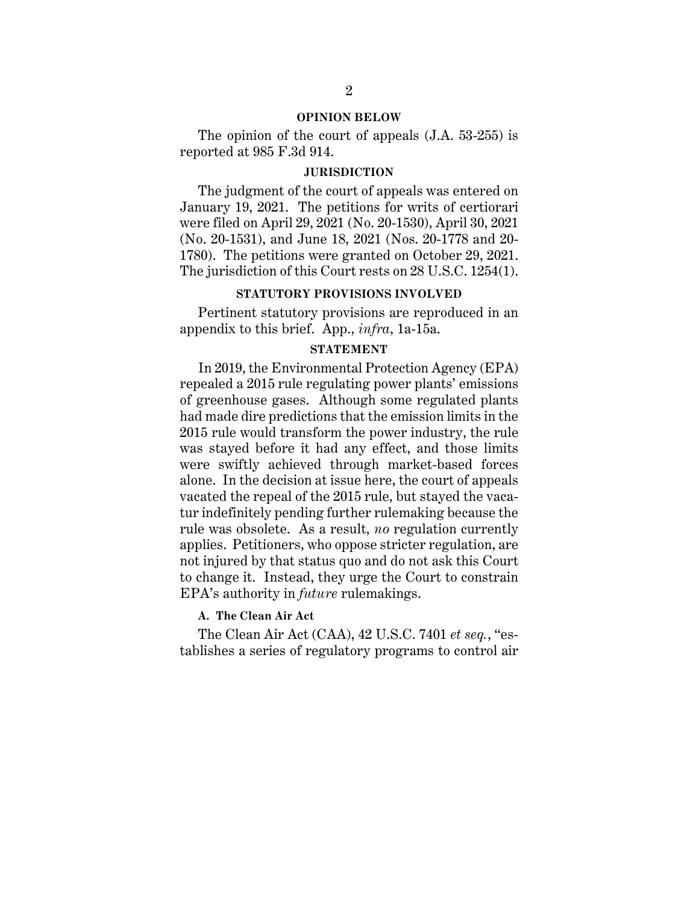## OPINION BELOW

The opinion of the court of appeals (J.A. 53-255) is reported at 985 F.3d 914.

## JURISDICTION

The judgment of the court of appeals was entered on January 19, 2021. The petitions for writs of certiorari were filed on April 29, 2021 (No. 20-1530), April 30, 2021 (No. 20-1531), and June 18, 2021 (Nos. 20-1778 and 20-1780). The petitions were granted on October 29, 2021. The jurisdiction of this Court rests on 28 U.S.C. 1254(1).

## STATUTORY PROVISIONS INVOLVED

Pertinent statutory provisions are reproduced in an appendix to this brief. App., *infra*, 1a-15a.

## STATEMENT

In 2019, the Environmental Protection Agency (EPA) repealed a 2015 rule regulating power plants' emissions of greenhouse gases. Although some regulated plants had made dire predictions that the emission limits in the 2015 rule would transform the power industry, the rule was stayed before it had any effect, and those limits were swiftly achieved through market-based forces alone. In the decision at issue here, the court of appeals vacated the repeal of the 2015 rule, but stayed the vacatur indefinitely pending further rulemaking because the rule was obsolete. As a result, *no* regulation currently applies. Petitioners, who oppose stricter regulation, are not injured by that status quo and do not ask this Court to change it. Instead, they urge the Court to constrain EPA's authority in *future* rulemakings.

### A. The Clean Air Act

The Clean Air Act (CAA), 42 U.S.C. 7401 *et seq.*, "establishes a series of regulatory programs to control air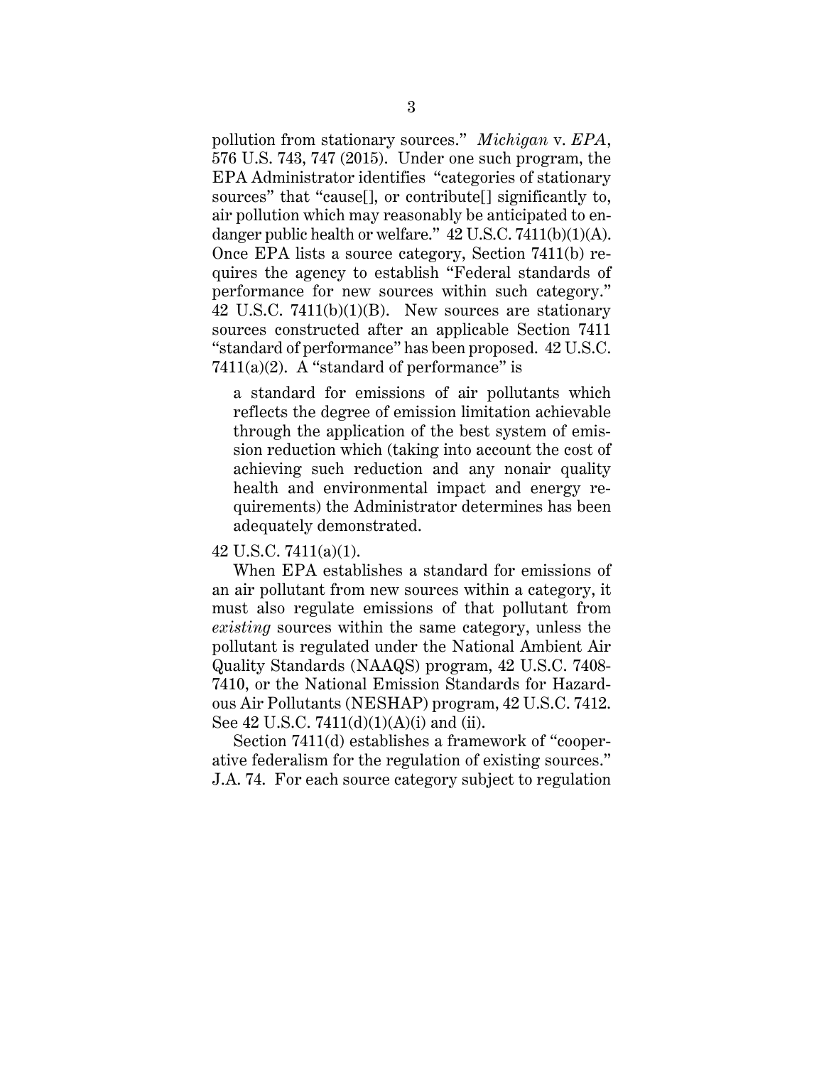pollution from stationary sources." *Michigan* v. *EPA*, 576 U.S. 743, 747 (2015). Under one such program, the EPA Administrator identifies "categories of stationary sources" that "cause[], or contribute[] significantly to, air pollution which may reasonably be anticipated to endanger public health or welfare." 42 U.S.C. 7411(b)(1)(A). Once EPA lists a source category, Section 7411(b) requires the agency to establish "Federal standards of performance for new sources within such category." 42 U.S.C. 7411(b)(1)(B). New sources are stationary sources constructed after an applicable Section 7411 "standard of performance" has been proposed. 42 U.S.C. 7411(a)(2). A "standard of performance" is

> a standard for emissions of air pollutants which reflects the degree of emission limitation achievable through the application of the best system of emission reduction which (taking into account the cost of achieving such reduction and any nonair quality health and environmental impact and energy requirements) the Administrator determines has been adequately demonstrated.

42 U.S.C. 7411(a)(1).

When EPA establishes a standard for emissions of an air pollutant from new sources within a category, it must also regulate emissions of that pollutant from *existing* sources within the same category, unless the pollutant is regulated under the National Ambient Air Quality Standards (NAAQS) program, 42 U.S.C. 7408-7410, or the National Emission Standards for Hazardous Air Pollutants (NESHAP) program, 42 U.S.C. 7412. See 42 U.S.C. 7411(d)(1)(A)(i) and (ii).

Section 7411(d) establishes a framework of "cooperative federalism for the regulation of existing sources." J.A. 74. For each source category subject to regulation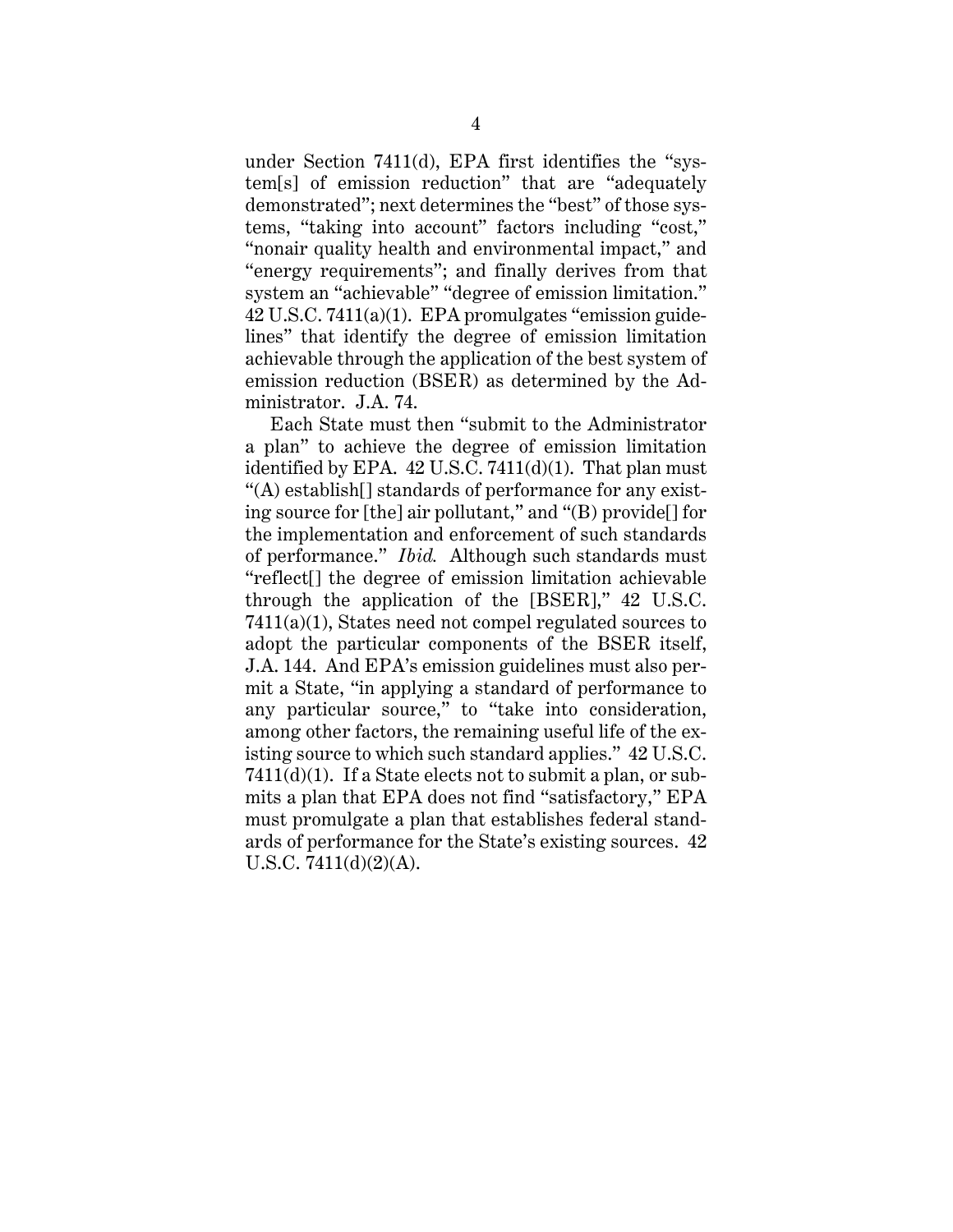under Section 7411(d), EPA first identifies the "system[s] of emission reduction" that are "adequately demonstrated"; next determines the "best" of those systems, "taking into account" factors including "cost," "nonair quality health and environmental impact," and "energy requirements"; and finally derives from that system an "achievable" "degree of emission limitation." 42 U.S.C. 7411(a)(1). EPA promulgates "emission guidelines" that identify the degree of emission limitation achievable through the application of the best system of emission reduction (BSER) as determined by the Administrator. J.A. 74.

Each State must then "submit to the Administrator a plan" to achieve the degree of emission limitation identified by EPA. 42 U.S.C. 7411(d)(1). That plan must "(A) establish[] standards of performance for any existing source for [the] air pollutant," and "(B) provide[] for the implementation and enforcement of such standards of performance." *Ibid.* Although such standards must "reflect[] the degree of emission limitation achievable through the application of the [BSER]," 42 U.S.C. 7411(a)(1), States need not compel regulated sources to adopt the particular components of the BSER itself, J.A. 144. And EPA's emission guidelines must also permit a State, "in applying a standard of performance to any particular source," to "take into consideration, among other factors, the remaining useful life of the existing source to which such standard applies." 42 U.S.C. 7411(d)(1). If a State elects not to submit a plan, or submits a plan that EPA does not find "satisfactory," EPA must promulgate a plan that establishes federal standards of performance for the State's existing sources. 42 U.S.C. 7411(d)(2)(A).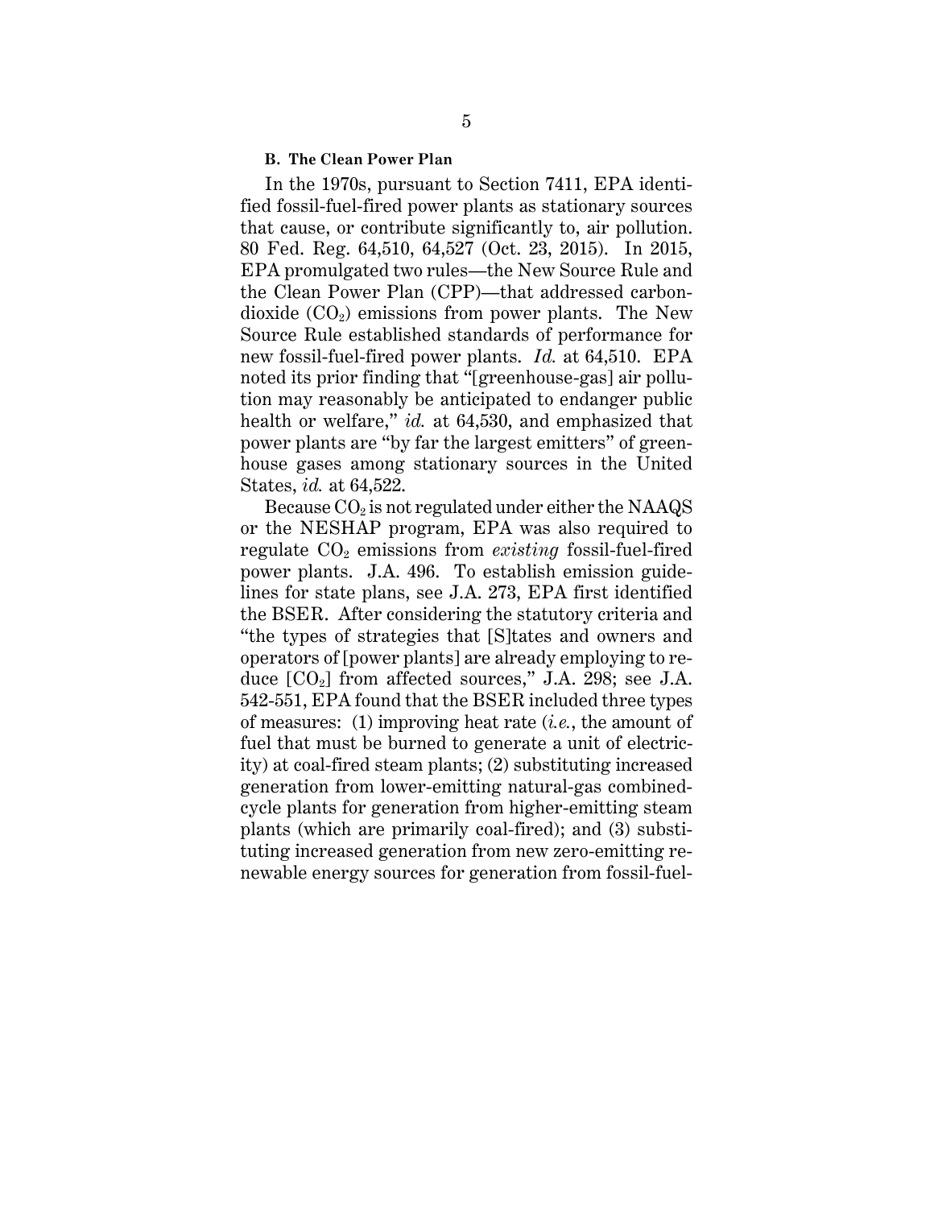### B. The Clean Power Plan

In the 1970s, pursuant to Section 7411, EPA identified fossil-fuel-fired power plants as stationary sources that cause, or contribute significantly to, air pollution. 80 Fed. Reg. 64,510, 64,527 (Oct. 23, 2015). In 2015, EPA promulgated two rules—the New Source Rule and the Clean Power Plan (CPP)—that addressed carbon-dioxide ($CO_2$) emissions from power plants. The New Source Rule established standards of performance for new fossil-fuel-fired power plants. *Id.* at 64,510. EPA noted its prior finding that "[greenhouse-gas] air pollution may reasonably be anticipated to endanger public health or welfare," *id.* at 64,530, and emphasized that power plants are "by far the largest emitters" of greenhouse gases among stationary sources in the United States, *id.* at 64,522.

Because $CO_2$ is not regulated under either the NAAQS or the NESHAP program, EPA was also required to regulate $CO_2$ emissions from *existing* fossil-fuel-fired power plants. J.A. 496. To establish emission guidelines for state plans, see J.A. 273, EPA first identified the BSER. After considering the statutory criteria and "the types of strategies that [S]tates and owners and operators of [power plants] are already employing to reduce [$CO_2$] from affected sources," J.A. 298; see J.A. 542-551, EPA found that the BSER included three types of measures: (1) improving heat rate (*i.e.*, the amount of fuel that must be burned to generate a unit of electricity) at coal-fired steam plants; (2) substituting increased generation from lower-emitting natural-gas combined-cycle plants for generation from higher-emitting steam plants (which are primarily coal-fired); and (3) substituting increased generation from new zero-emitting renewable energy sources for generation from fossil-fuel-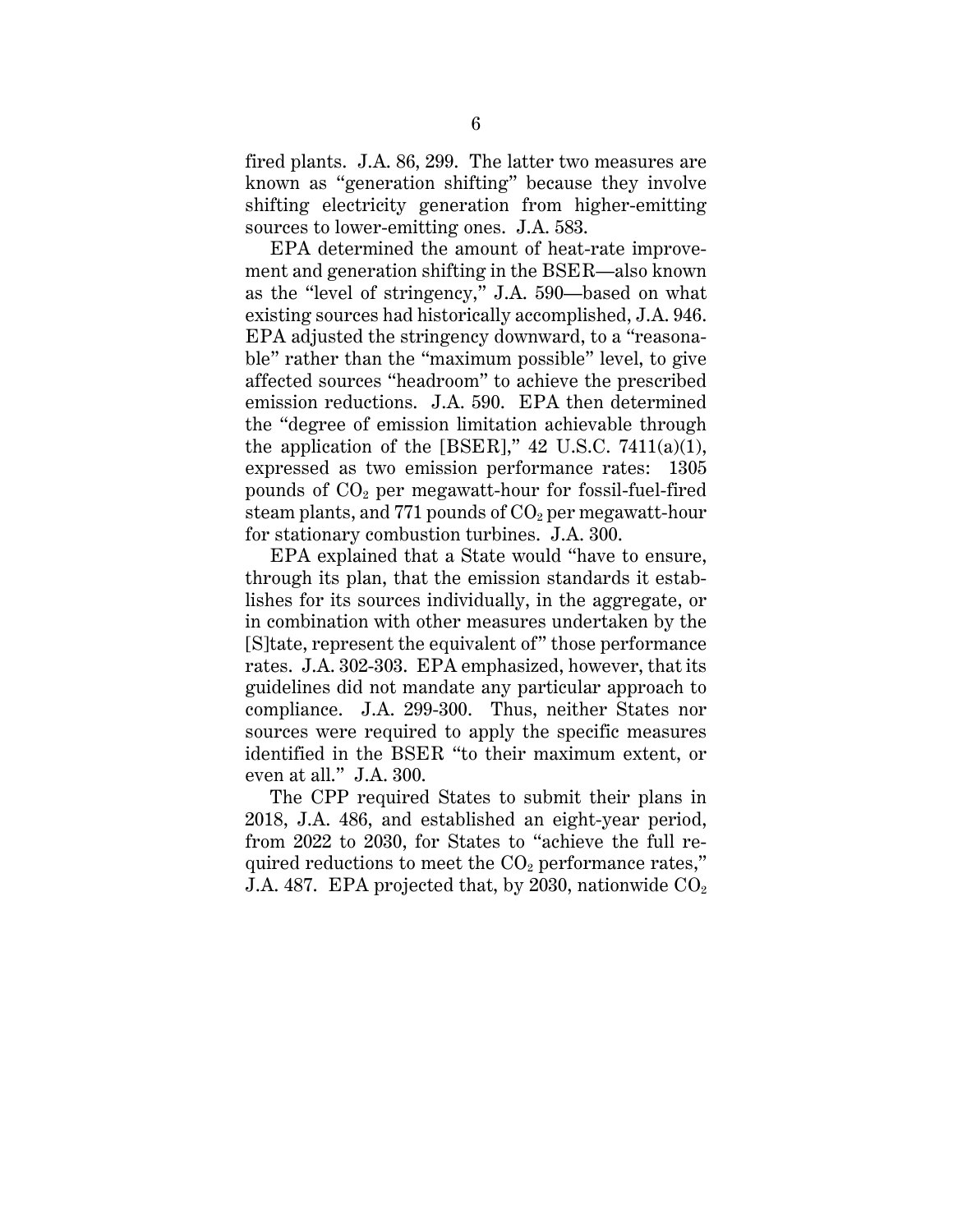fired plants. J.A. 86, 299. The latter two measures are known as "generation shifting" because they involve shifting electricity generation from higher-emitting sources to lower-emitting ones. J.A. 583.

EPA determined the amount of heat-rate improvement and generation shifting in the BSER—also known as the "level of stringency," J.A. 590—based on what existing sources had historically accomplished, J.A. 946. EPA adjusted the stringency downward, to a "reasonable" rather than the "maximum possible" level, to give affected sources "headroom" to achieve the prescribed emission reductions. J.A. 590. EPA then determined the "degree of emission limitation achievable through the application of the [BSER]," 42 U.S.C. 7411(a)(1), expressed as two emission performance rates: 1305 pounds of $CO_2$ per megawatt-hour for fossil-fuel-fired steam plants, and 771 pounds of $CO_2$ per megawatt-hour for stationary combustion turbines. J.A. 300.

EPA explained that a State would "have to ensure, through its plan, that the emission standards it establishes for its sources individually, in the aggregate, or in combination with other measures undertaken by the [S]tate, represent the equivalent of" those performance rates. J.A. 302-303. EPA emphasized, however, that its guidelines did not mandate any particular approach to compliance. J.A. 299-300. Thus, neither States nor sources were required to apply the specific measures identified in the BSER "to their maximum extent, or even at all." J.A. 300.

The CPP required States to submit their plans in 2018, J.A. 486, and established an eight-year period, from 2022 to 2030, for States to "achieve the full required reductions to meet the $CO_2$ performance rates," J.A. 487. EPA projected that, by 2030, nationwide $CO_2$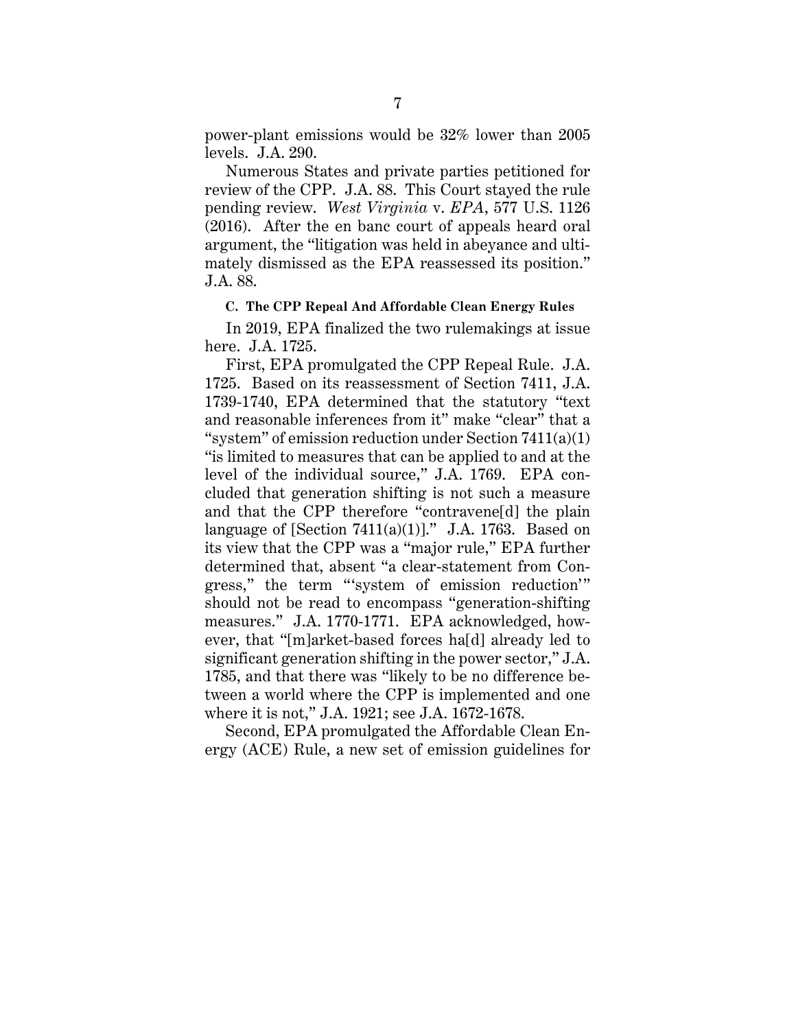power-plant emissions would be 32% lower than 2005 levels. J.A. 290.

Numerous States and private parties petitioned for review of the CPP. J.A. 88. This Court stayed the rule pending review. *West Virginia* v. *EPA*, 577 U.S. 1126 (2016). After the en banc court of appeals heard oral argument, the "litigation was held in abeyance and ultimately dismissed as the EPA reassessed its position." J.A. 88.

#### C. The CPP Repeal And Affordable Clean Energy Rules

In 2019, EPA finalized the two rulemakings at issue here. J.A. 1725.

First, EPA promulgated the CPP Repeal Rule. J.A. 1725. Based on its reassessment of Section 7411, J.A. 1739-1740, EPA determined that the statutory "text and reasonable inferences from it" make "clear" that a "system" of emission reduction under Section 7411(a)(1) "is limited to measures that can be applied to and at the level of the individual source," J.A. 1769. EPA concluded that generation shifting is not such a measure and that the CPP therefore "contravene[d] the plain language of [Section 7411(a)(1)]." J.A. 1763. Based on its view that the CPP was a "major rule," EPA further determined that, absent "a clear-statement from Congress," the term "'system of emission reduction'" should not be read to encompass "generation-shifting measures." J.A. 1770-1771. EPA acknowledged, however, that "[m]arket-based forces ha[d] already led to significant generation shifting in the power sector," J.A. 1785, and that there was "likely to be no difference between a world where the CPP is implemented and one where it is not," J.A. 1921; see J.A. 1672-1678.

Second, EPA promulgated the Affordable Clean Energy (ACE) Rule, a new set of emission guidelines for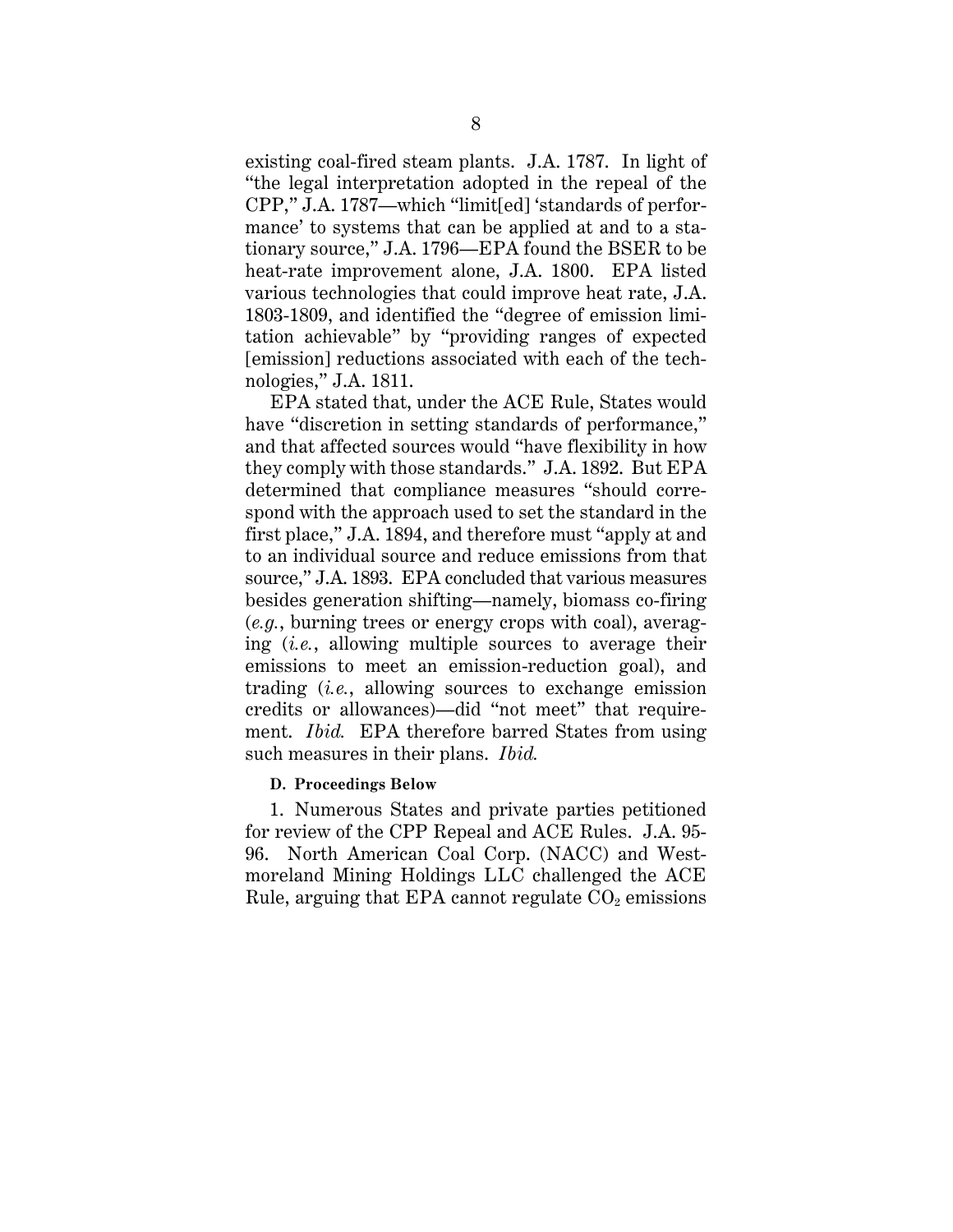existing coal-fired steam plants. J.A. 1787. In light of "the legal interpretation adopted in the repeal of the CPP," J.A. 1787—which "limit[ed] 'standards of performance' to systems that can be applied at and to a stationary source," J.A. 1796—EPA found the BSER to be heat-rate improvement alone, J.A. 1800. EPA listed various technologies that could improve heat rate, J.A. 1803-1809, and identified the "degree of emission limitation achievable" by "providing ranges of expected [emission] reductions associated with each of the technologies," J.A. 1811.

EPA stated that, under the ACE Rule, States would have "discretion in setting standards of performance," and that affected sources would "have flexibility in how they comply with those standards." J.A. 1892. But EPA determined that compliance measures "should correspond with the approach used to set the standard in the first place," J.A. 1894, and therefore must "apply at and to an individual source and reduce emissions from that source," J.A. 1893. EPA concluded that various measures besides generation shifting—namely, biomass co-firing (*e.g.*, burning trees or energy crops with coal), averaging (*i.e.*, allowing multiple sources to average their emissions to meet an emission-reduction goal), and trading (*i.e.*, allowing sources to exchange emission credits or allowances)—did "not meet" that requirement. *Ibid.* EPA therefore barred States from using such measures in their plans. *Ibid.*

**D. Proceedings Below**

1. Numerous States and private parties petitioned for review of the CPP Repeal and ACE Rules. J.A. 95-96. North American Coal Corp. (NACC) and Westmoreland Mining Holdings LLC challenged the ACE Rule, arguing that EPA cannot regulate $CO_2$ emissions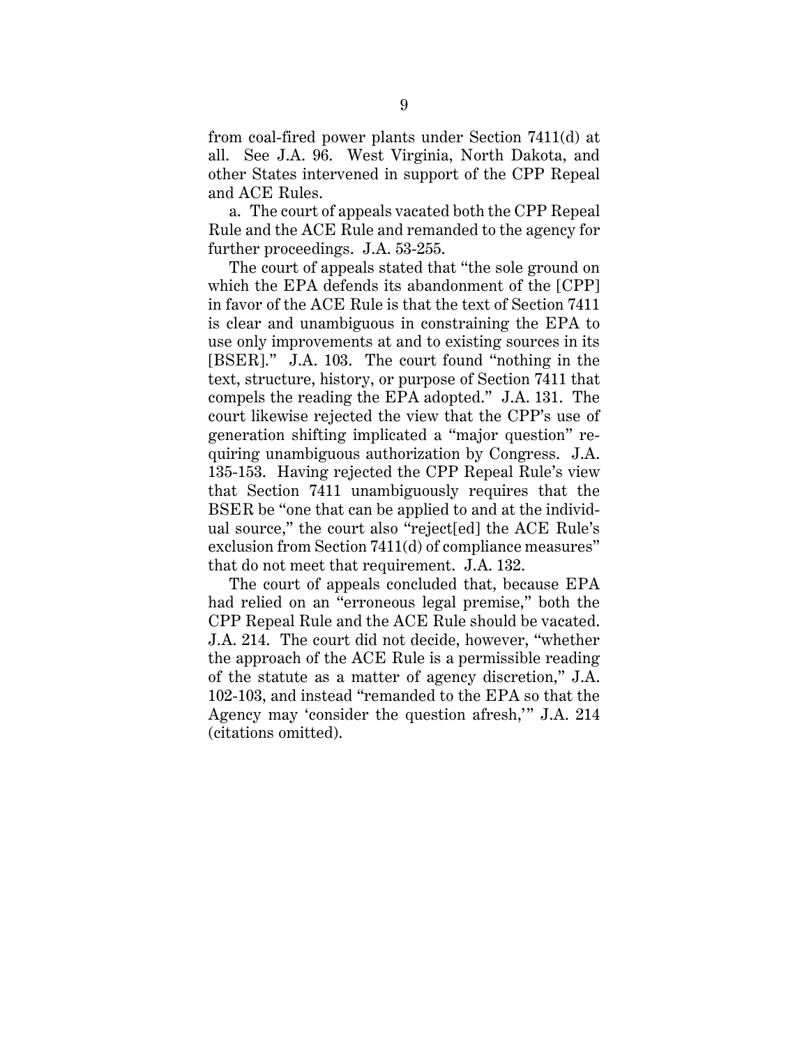from coal-fired power plants under Section 7411(d) at all. See J.A. 96. West Virginia, North Dakota, and other States intervened in support of the CPP Repeal and ACE Rules.

a. The court of appeals vacated both the CPP Repeal Rule and the ACE Rule and remanded to the agency for further proceedings. J.A. 53-255.

The court of appeals stated that "the sole ground on which the EPA defends its abandonment of the [CPP] in favor of the ACE Rule is that the text of Section 7411 is clear and unambiguous in constraining the EPA to use only improvements at and to existing sources in its [BSER]." J.A. 103. The court found "nothing in the text, structure, history, or purpose of Section 7411 that compels the reading the EPA adopted." J.A. 131. The court likewise rejected the view that the CPP's use of generation shifting implicated a "major question" requiring unambiguous authorization by Congress. J.A. 135-153. Having rejected the CPP Repeal Rule's view that Section 7411 unambiguously requires that the BSER be "one that can be applied to and at the individual source," the court also "reject[ed] the ACE Rule's exclusion from Section 7411(d) of compliance measures" that do not meet that requirement. J.A. 132.

The court of appeals concluded that, because EPA had relied on an "erroneous legal premise," both the CPP Repeal Rule and the ACE Rule should be vacated. J.A. 214. The court did not decide, however, "whether the approach of the ACE Rule is a permissible reading of the statute as a matter of agency discretion," J.A. 102-103, and instead "remanded to the EPA so that the Agency may 'consider the question afresh,'" J.A. 214 (citations omitted).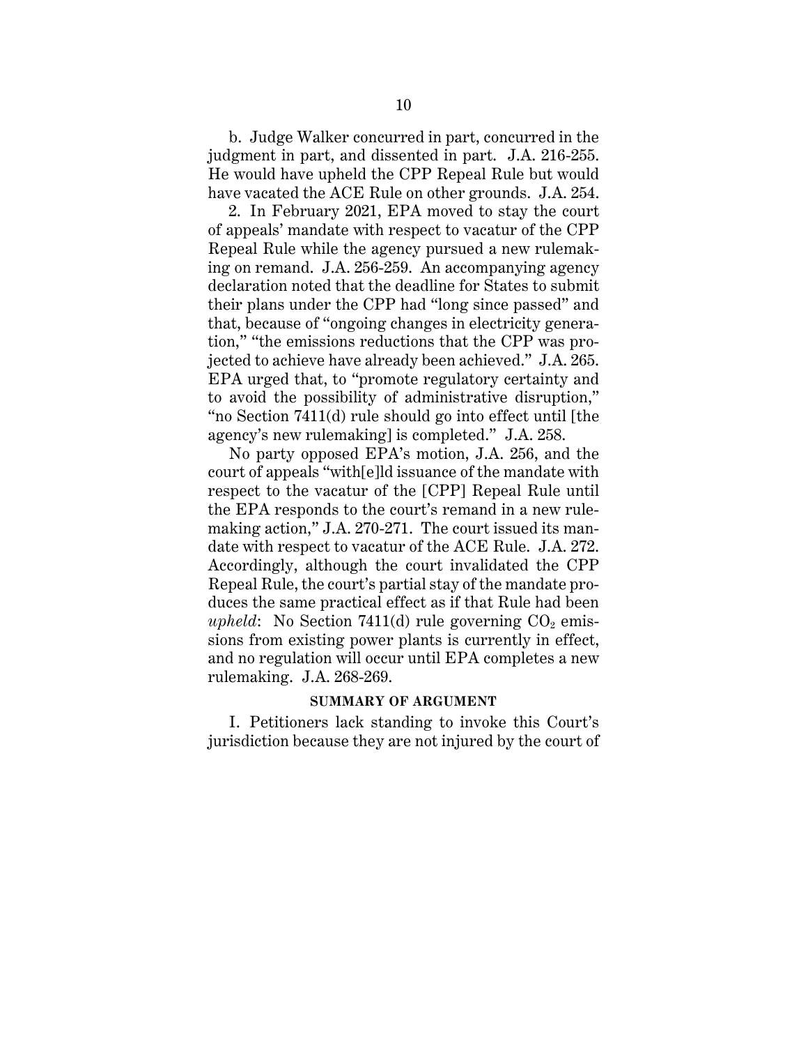b. Judge Walker concurred in part, concurred in the judgment in part, and dissented in part. J.A. 216-255. He would have upheld the CPP Repeal Rule but would have vacated the ACE Rule on other grounds. J.A. 254.

2. In February 2021, EPA moved to stay the court of appeals' mandate with respect to vacatur of the CPP Repeal Rule while the agency pursued a new rulemaking on remand. J.A. 256-259. An accompanying agency declaration noted that the deadline for States to submit their plans under the CPP had "long since passed" and that, because of "ongoing changes in electricity generation," "the emissions reductions that the CPP was projected to achieve have already been achieved." J.A. 265. EPA urged that, to "promote regulatory certainty and to avoid the possibility of administrative disruption," "no Section 7411(d) rule should go into effect until [the agency's new rulemaking] is completed." J.A. 258.

No party opposed EPA's motion, J.A. 256, and the court of appeals "with[e]ld issuance of the mandate with respect to the vacatur of the [CPP] Repeal Rule until the EPA responds to the court's remand in a new rulemaking action," J.A. 270-271. The court issued its mandate with respect to vacatur of the ACE Rule. J.A. 272. Accordingly, although the court invalidated the CPP Repeal Rule, the court's partial stay of the mandate produces the same practical effect as if that Rule had been *upheld*: No Section 7411(d) rule governing $CO_2$ emissions from existing power plants is currently in effect, and no regulation will occur until EPA completes a new rulemaking. J.A. 268-269.

## SUMMARY OF ARGUMENT

I. Petitioners lack standing to invoke this Court's jurisdiction because they are not injured by the court of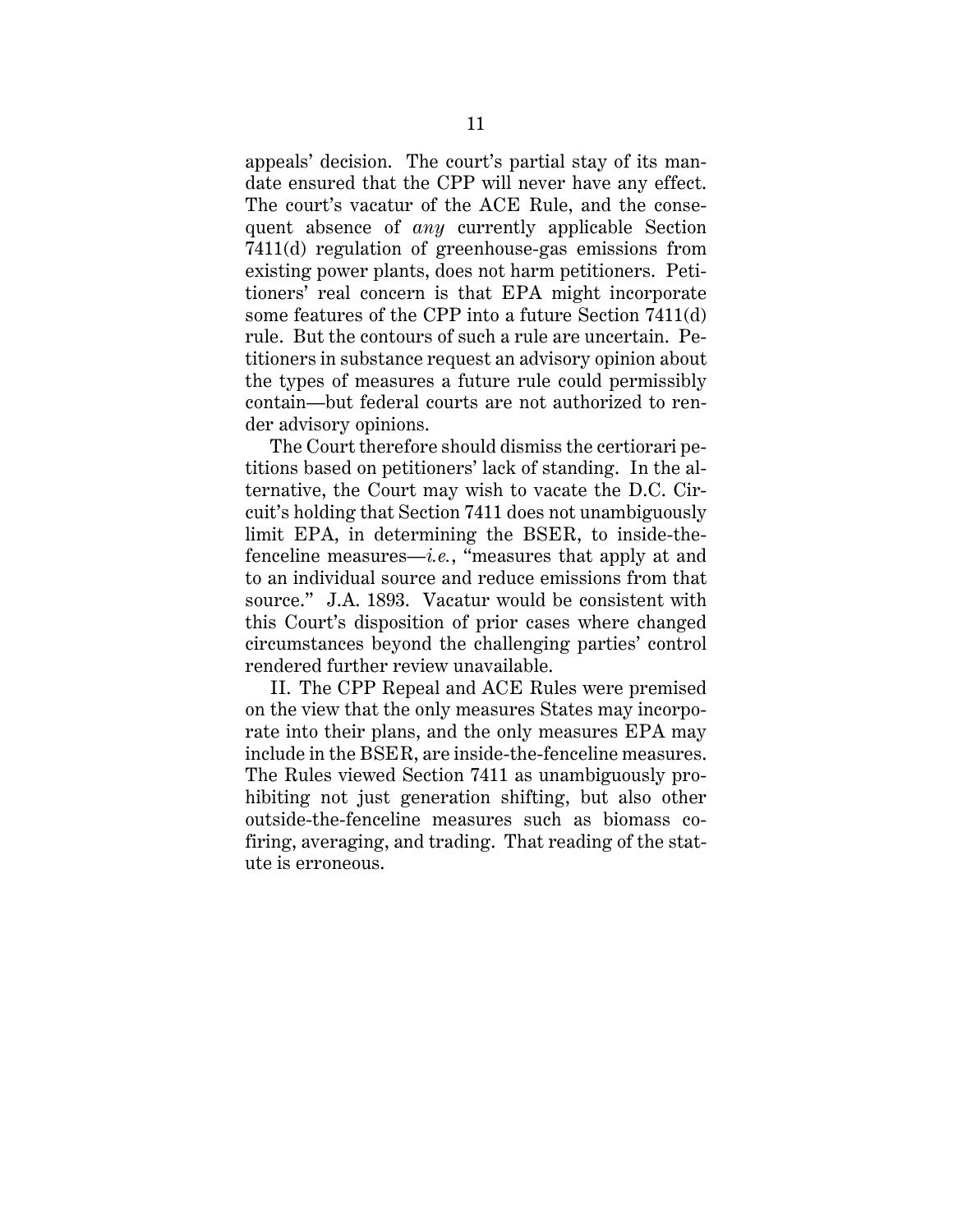appeals' decision. The court's partial stay of its mandate ensured that the CPP will never have any effect. The court's vacatur of the ACE Rule, and the consequent absence of *any* currently applicable Section 7411(d) regulation of greenhouse-gas emissions from existing power plants, does not harm petitioners. Petitioners' real concern is that EPA might incorporate some features of the CPP into a future Section 7411(d) rule. But the contours of such a rule are uncertain. Petitioners in substance request an advisory opinion about the types of measures a future rule could permissibly contain—but federal courts are not authorized to render advisory opinions.

The Court therefore should dismiss the certiorari petitions based on petitioners' lack of standing. In the alternative, the Court may wish to vacate the D.C. Circuit's holding that Section 7411 does not unambiguously limit EPA, in determining the BSER, to inside-the-fenceline measures—*i.e.*, "measures that apply at and to an individual source and reduce emissions from that source." J.A. 1893. Vacatur would be consistent with this Court's disposition of prior cases where changed circumstances beyond the challenging parties' control rendered further review unavailable.

II. The CPP Repeal and ACE Rules were premised on the view that the only measures States may incorporate into their plans, and the only measures EPA may include in the BSER, are inside-the-fenceline measures. The Rules viewed Section 7411 as unambiguously prohibiting not just generation shifting, but also other outside-the-fenceline measures such as biomass co-firing, averaging, and trading. That reading of the statute is erroneous.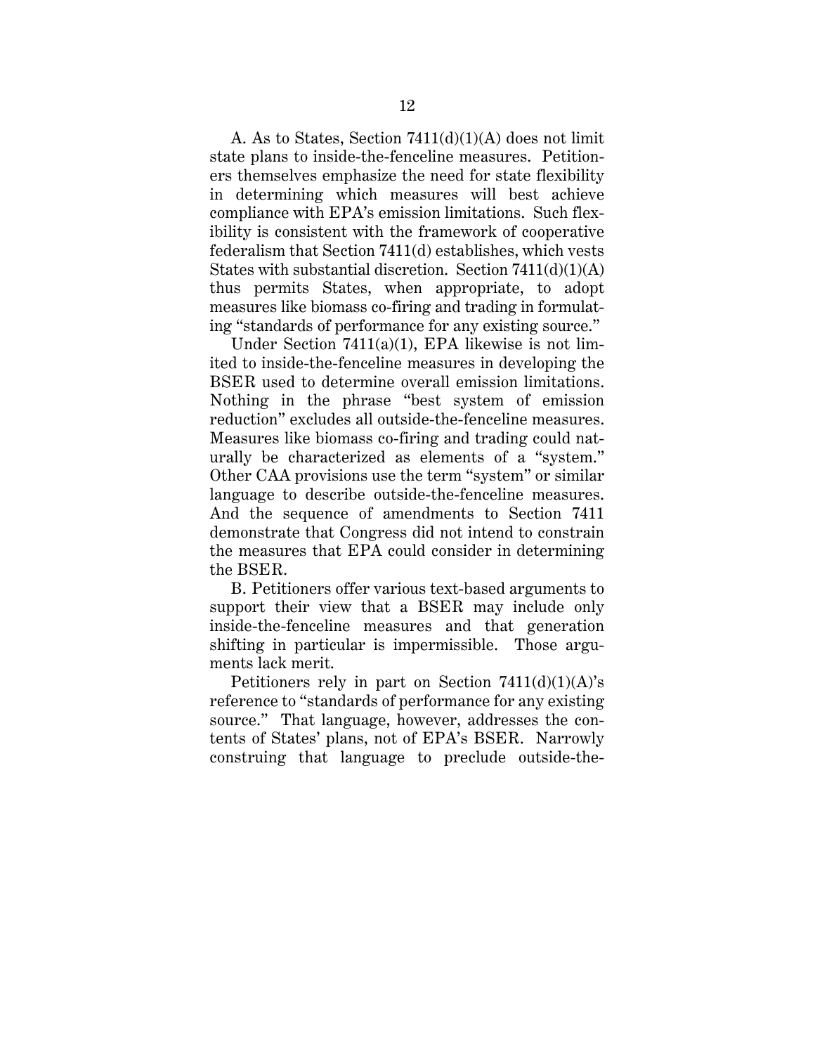A. As to States, Section 7411(d)(1)(A) does not limit state plans to inside-the-fenceline measures. Petitioners themselves emphasize the need for state flexibility in determining which measures will best achieve compliance with EPA's emission limitations. Such flexibility is consistent with the framework of cooperative federalism that Section 7411(d) establishes, which vests States with substantial discretion. Section 7411(d)(1)(A) thus permits States, when appropriate, to adopt measures like biomass co-firing and trading in formulating "standards of performance for any existing source."

Under Section 7411(a)(1), EPA likewise is not limited to inside-the-fenceline measures in developing the BSER used to determine overall emission limitations. Nothing in the phrase "best system of emission reduction" excludes all outside-the-fenceline measures. Measures like biomass co-firing and trading could naturally be characterized as elements of a "system." Other CAA provisions use the term "system" or similar language to describe outside-the-fenceline measures. And the sequence of amendments to Section 7411 demonstrate that Congress did not intend to constrain the measures that EPA could consider in determining the BSER.

B. Petitioners offer various text-based arguments to support their view that a BSER may include only inside-the-fenceline measures and that generation shifting in particular is impermissible. Those arguments lack merit.

Petitioners rely in part on Section 7411(d)(1)(A)'s reference to "standards of performance for any existing source." That language, however, addresses the contents of States' plans, not of EPA's BSER. Narrowly construing that language to preclude outside-the-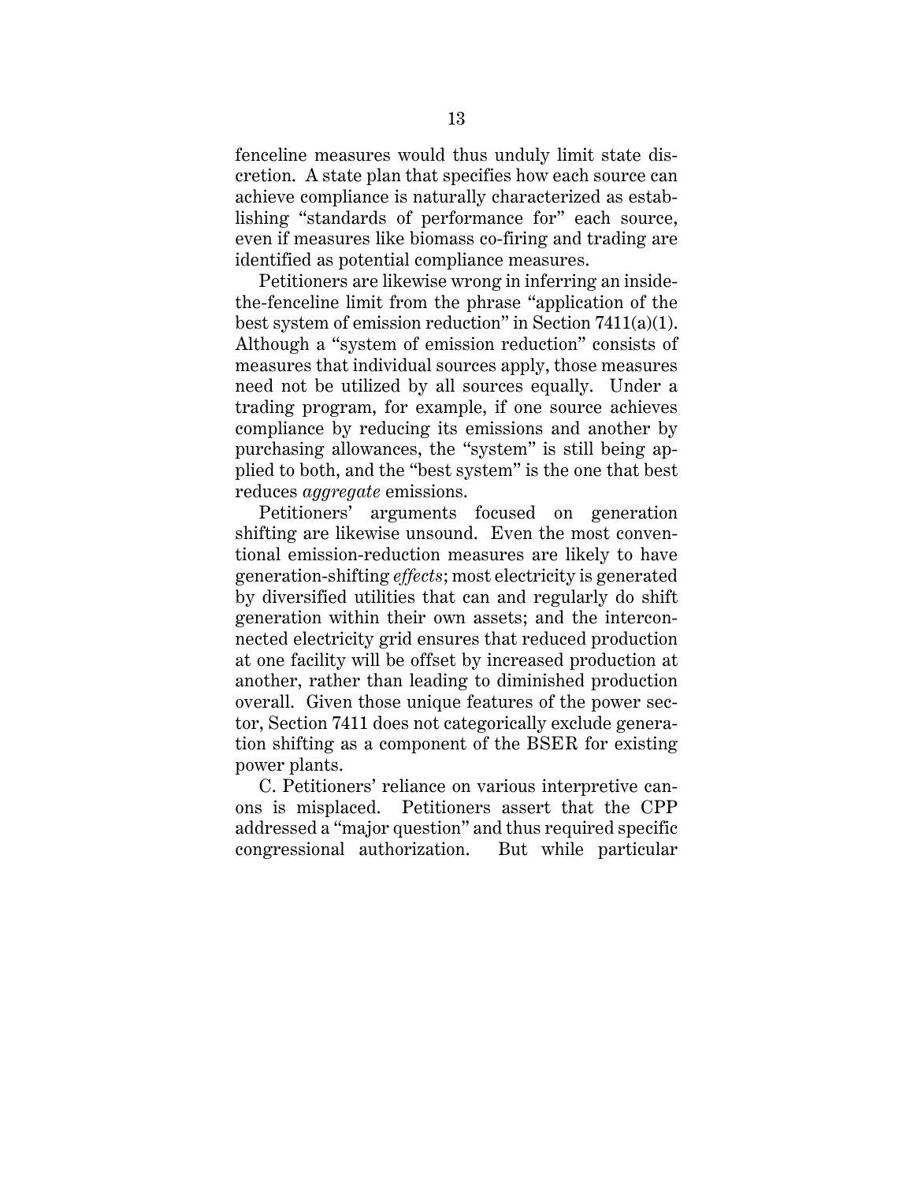fenceline measures would thus unduly limit state discretion. A state plan that specifies how each source can achieve compliance is naturally characterized as establishing "standards of performance for" each source, even if measures like biomass co-firing and trading are identified as potential compliance measures.

Petitioners are likewise wrong in inferring an inside-the-fenceline limit from the phrase "application of the best system of emission reduction" in Section 7411(a)(1). Although a "system of emission reduction" consists of measures that individual sources apply, those measures need not be utilized by all sources equally. Under a trading program, for example, if one source achieves compliance by reducing its emissions and another by purchasing allowances, the "system" is still being applied to both, and the "best system" is the one that best reduces *aggregate* emissions.

Petitioners' arguments focused on generation shifting are likewise unsound. Even the most conventional emission-reduction measures are likely to have generation-shifting *effects*; most electricity is generated by diversified utilities that can and regularly do shift generation within their own assets; and the interconnected electricity grid ensures that reduced production at one facility will be offset by increased production at another, rather than leading to diminished production overall. Given those unique features of the power sector, Section 7411 does not categorically exclude generation shifting as a component of the BSER for existing power plants.

C. Petitioners' reliance on various interpretive canons is misplaced. Petitioners assert that the CPP addressed a "major question" and thus required specific congressional authorization. But while particular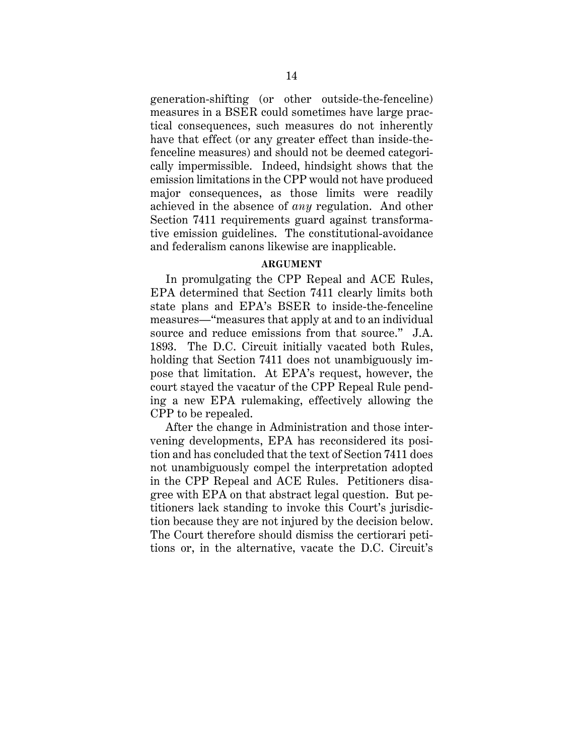generation-shifting (or other outside-the-fenceline) measures in a BSER could sometimes have large practical consequences, such measures do not inherently have that effect (or any greater effect than inside-the-fenceline measures) and should not be deemed categorically impermissible. Indeed, hindsight shows that the emission limitations in the CPP would not have produced major consequences, as those limits were readily achieved in the absence of *any* regulation. And other Section 7411 requirements guard against transformative emission guidelines. The constitutional-avoidance and federalism canons likewise are inapplicable.

## ARGUMENT

In promulgating the CPP Repeal and ACE Rules, EPA determined that Section 7411 clearly limits both state plans and EPA's BSER to inside-the-fenceline measures—"measures that apply at and to an individual source and reduce emissions from that source." J.A. 1893. The D.C. Circuit initially vacated both Rules, holding that Section 7411 does not unambiguously impose that limitation. At EPA's request, however, the court stayed the vacatur of the CPP Repeal Rule pending a new EPA rulemaking, effectively allowing the CPP to be repealed.

After the change in Administration and those intervening developments, EPA has reconsidered its position and has concluded that the text of Section 7411 does not unambiguously compel the interpretation adopted in the CPP Repeal and ACE Rules. Petitioners disagree with EPA on that abstract legal question. But petitioners lack standing to invoke this Court's jurisdiction because they are not injured by the decision below. The Court therefore should dismiss the certiorari petitions or, in the alternative, vacate the D.C. Circuit's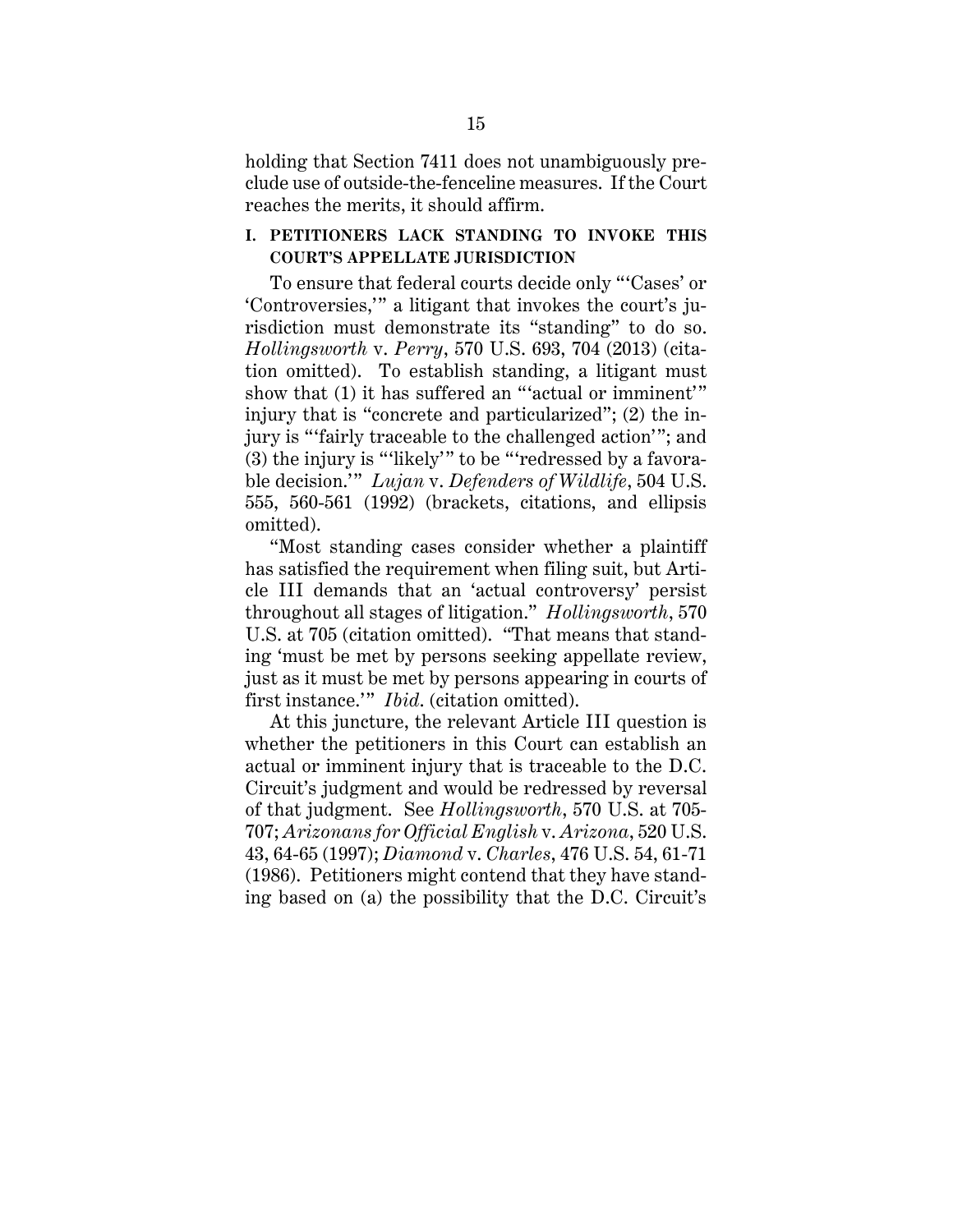holding that Section 7411 does not unambiguously preclude use of outside-the-fenceline measures. If the Court reaches the merits, it should affirm.

## I. PETITIONERS LACK STANDING TO INVOKE THIS COURT'S APPELLATE JURISDICTION

To ensure that federal courts decide only "'Cases' or 'Controversies,'" a litigant that invokes the court's jurisdiction must demonstrate its "standing" to do so. *Hollingsworth* v. *Perry*, 570 U.S. 693, 704 (2013) (citation omitted). To establish standing, a litigant must show that (1) it has suffered an "'actual or imminent'" injury that is "concrete and particularized"; (2) the injury is "'fairly traceable to the challenged action'"; and (3) the injury is "'likely'" to be "'redressed by a favorable decision.'" *Lujan* v. *Defenders of Wildlife*, 504 U.S. 555, 560-561 (1992) (brackets, citations, and ellipsis omitted).

"Most standing cases consider whether a plaintiff has satisfied the requirement when filing suit, but Article III demands that an 'actual controversy' persist throughout all stages of litigation." *Hollingsworth*, 570 U.S. at 705 (citation omitted). "That means that standing 'must be met by persons seeking appellate review, just as it must be met by persons appearing in courts of first instance.'" *Ibid*. (citation omitted).

At this juncture, the relevant Article III question is whether the petitioners in this Court can establish an actual or imminent injury that is traceable to the D.C. Circuit's judgment and would be redressed by reversal of that judgment. See *Hollingsworth*, 570 U.S. at 705-707; *Arizonans for Official English* v. *Arizona*, 520 U.S. 43, 64-65 (1997); *Diamond* v. *Charles*, 476 U.S. 54, 61-71 (1986). Petitioners might contend that they have standing based on (a) the possibility that the D.C. Circuit's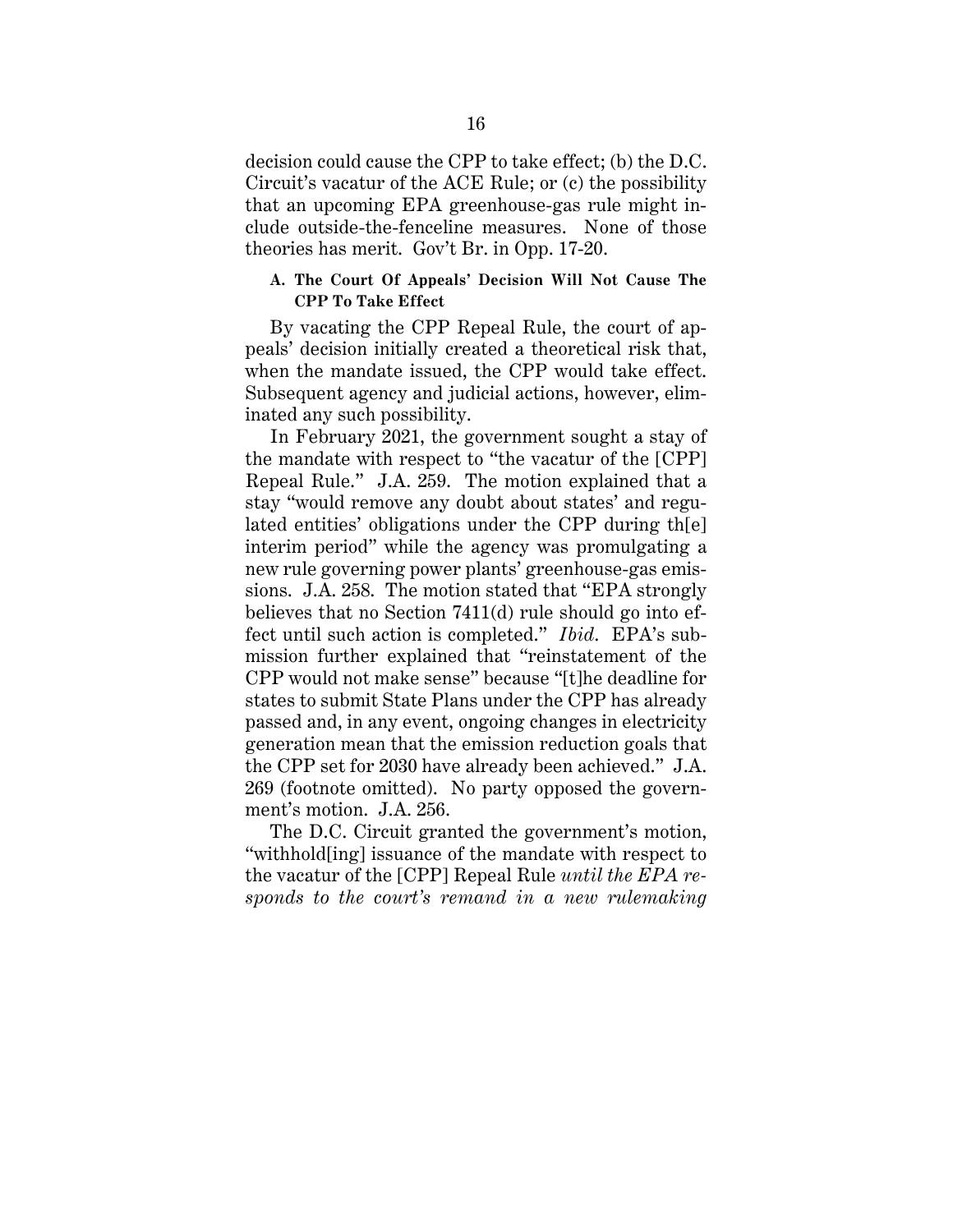decision could cause the CPP to take effect; (b) the D.C. Circuit's vacatur of the ACE Rule; or (c) the possibility that an upcoming EPA greenhouse-gas rule might include outside-the-fenceline measures. None of those theories has merit. Gov't Br. in Opp. 17-20.

### A. The Court Of Appeals' Decision Will Not Cause The CPP To Take Effect

By vacating the CPP Repeal Rule, the court of appeals' decision initially created a theoretical risk that, when the mandate issued, the CPP would take effect. Subsequent agency and judicial actions, however, eliminated any such possibility.

In February 2021, the government sought a stay of the mandate with respect to "the vacatur of the [CPP] Repeal Rule." J.A. 259. The motion explained that a stay "would remove any doubt about states' and regulated entities' obligations under the CPP during th[e] interim period" while the agency was promulgating a new rule governing power plants' greenhouse-gas emissions. J.A. 258. The motion stated that "EPA strongly believes that no Section 7411(d) rule should go into effect until such action is completed." *Ibid*. EPA's submission further explained that "reinstatement of the CPP would not make sense" because "[t]he deadline for states to submit State Plans under the CPP has already passed and, in any event, ongoing changes in electricity generation mean that the emission reduction goals that the CPP set for 2030 have already been achieved." J.A. 269 (footnote omitted). No party opposed the government's motion. J.A. 256.

The D.C. Circuit granted the government's motion, "withhold[ing] issuance of the mandate with respect to the vacatur of the [CPP] Repeal Rule *until the EPA responds to the court's remand in a new rulemaking*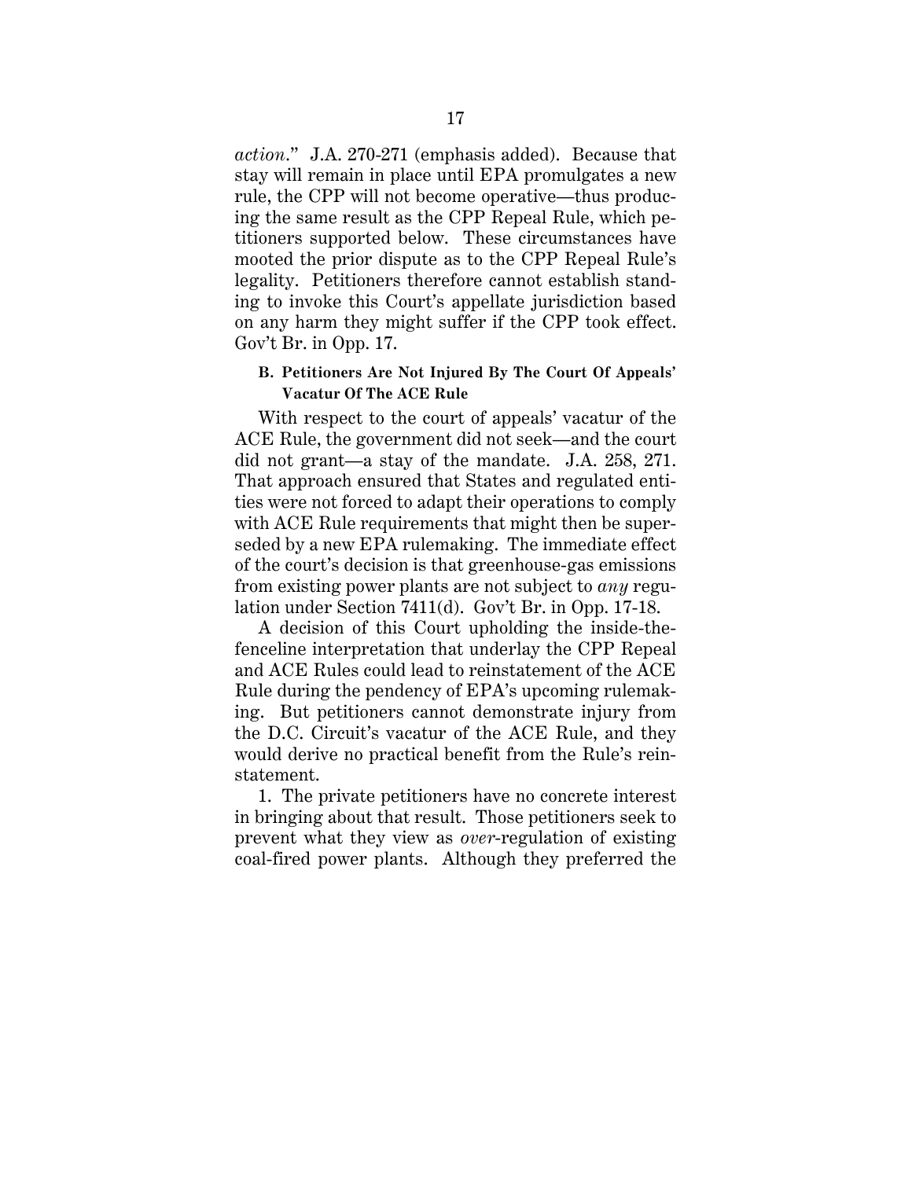*action*." J.A. 270-271 (emphasis added). Because that stay will remain in place until EPA promulgates a new rule, the CPP will not become operative—thus producing the same result as the CPP Repeal Rule, which petitioners supported below. These circumstances have mooted the prior dispute as to the CPP Repeal Rule's legality. Petitioners therefore cannot establish standing to invoke this Court's appellate jurisdiction based on any harm they might suffer if the CPP took effect. Gov't Br. in Opp. 17.

### B. Petitioners Are Not Injured By The Court Of Appeals' Vacatur Of The ACE Rule

With respect to the court of appeals' vacatur of the ACE Rule, the government did not seek—and the court did not grant—a stay of the mandate. J.A. 258, 271. That approach ensured that States and regulated entities were not forced to adapt their operations to comply with ACE Rule requirements that might then be superseded by a new EPA rulemaking. The immediate effect of the court's decision is that greenhouse-gas emissions from existing power plants are not subject to *any* regulation under Section 7411(d). Gov't Br. in Opp. 17-18.

A decision of this Court upholding the inside-the-fenceline interpretation that underlay the CPP Repeal and ACE Rules could lead to reinstatement of the ACE Rule during the pendency of EPA's upcoming rulemaking. But petitioners cannot demonstrate injury from the D.C. Circuit's vacatur of the ACE Rule, and they would derive no practical benefit from the Rule's reinstatement.

1. The private petitioners have no concrete interest in bringing about that result. Those petitioners seek to prevent what they view as *over*-regulation of existing coal-fired power plants. Although they preferred the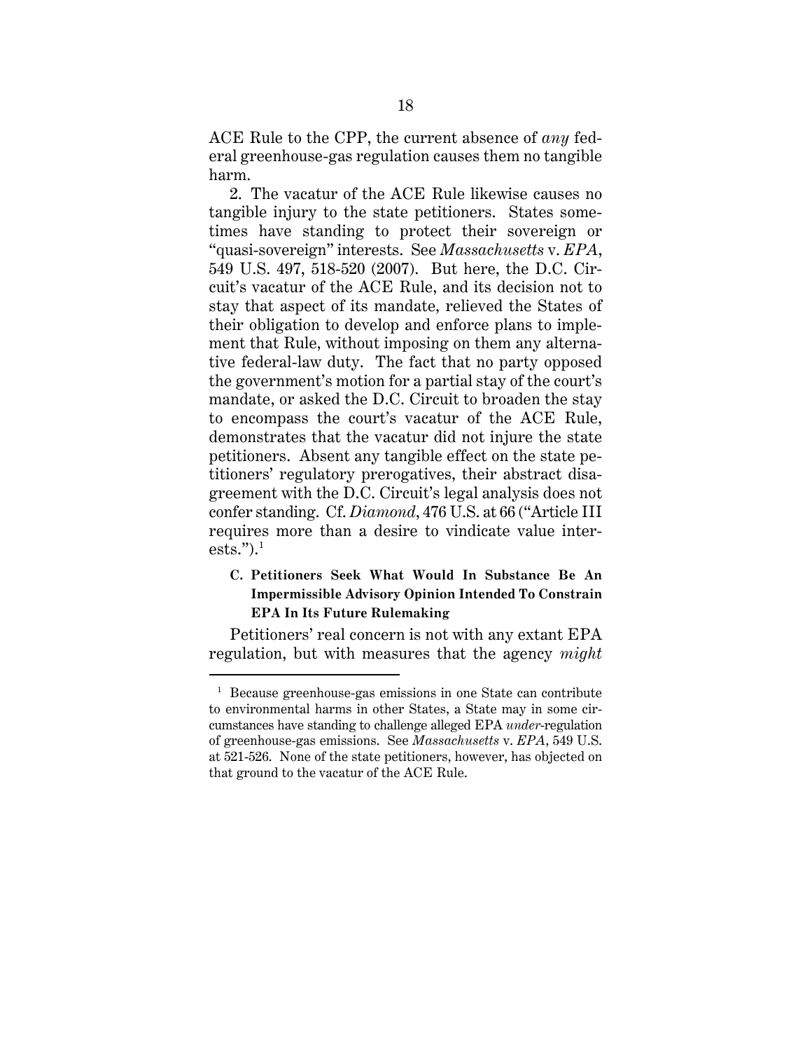ACE Rule to the CPP, the current absence of *any* federal greenhouse-gas regulation causes them no tangible harm.

2. The vacatur of the ACE Rule likewise causes no tangible injury to the state petitioners. States sometimes have standing to protect their sovereign or "quasi-sovereign" interests. See *Massachusetts* v. *EPA*, 549 U.S. 497, 518-520 (2007). But here, the D.C. Circuit's vacatur of the ACE Rule, and its decision not to stay that aspect of its mandate, relieved the States of their obligation to develop and enforce plans to implement that Rule, without imposing on them any alternative federal-law duty. The fact that no party opposed the government's motion for a partial stay of the court's mandate, or asked the D.C. Circuit to broaden the stay to encompass the court's vacatur of the ACE Rule, demonstrates that the vacatur did not injure the state petitioners. Absent any tangible effect on the state petitioners' regulatory prerogatives, their abstract disagreement with the D.C. Circuit's legal analysis does not confer standing. Cf. *Diamond*, 476 U.S. at 66 ("Article III requires more than a desire to vindicate value interests.").[1]

### C. Petitioners Seek What Would In Substance Be An Impermissible Advisory Opinion Intended To Constrain EPA In Its Future Rulemaking

Petitioners' real concern is not with any extant EPA regulation, but with measures that the agency *might*

---

[1] Because greenhouse-gas emissions in one State can contribute to environmental harms in other States, a State may in some circumstances have standing to challenge alleged EPA *under*-regulation of greenhouse-gas emissions. See *Massachusetts* v. *EPA*, 549 U.S. at 521-526. None of the state petitioners, however, has objected on that ground to the vacatur of the ACE Rule.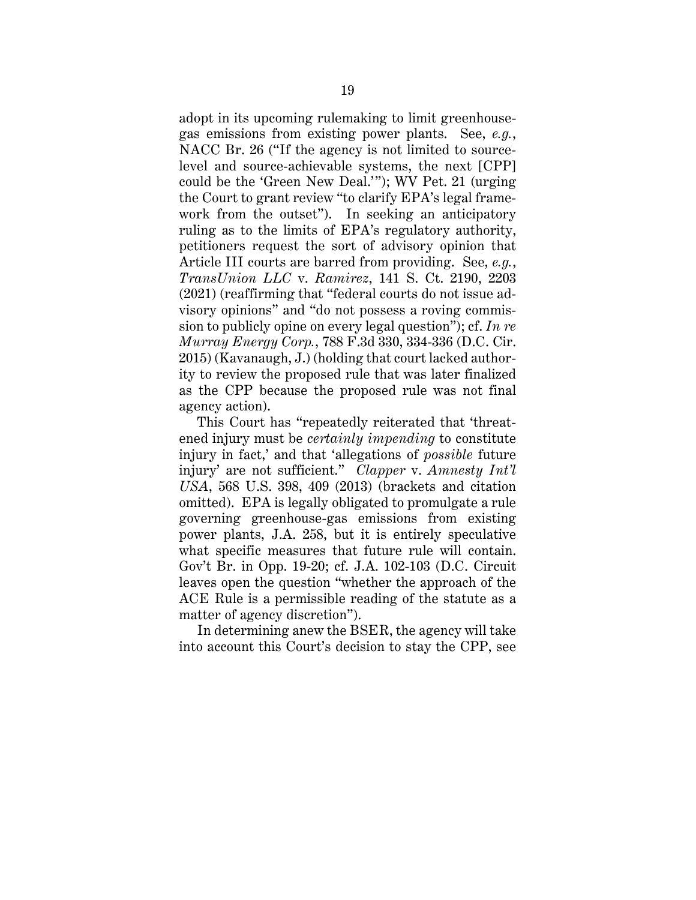adopt in its upcoming rulemaking to limit greenhouse-gas emissions from existing power plants. See, *e.g.*, NACC Br. 26 ("If the agency is not limited to source-level and source-achievable systems, the next [CPP] could be the 'Green New Deal.'"); WV Pet. 21 (urging the Court to grant review "to clarify EPA's legal framework from the outset"). In seeking an anticipatory ruling as to the limits of EPA's regulatory authority, petitioners request the sort of advisory opinion that Article III courts are barred from providing. See, *e.g.*, *TransUnion LLC* v. *Ramirez*, 141 S. Ct. 2190, 2203 (2021) (reaffirming that "federal courts do not issue advisory opinions" and "do not possess a roving commission to publicly opine on every legal question"); cf. *In re Murray Energy Corp.*, 788 F.3d 330, 334-336 (D.C. Cir. 2015) (Kavanaugh, J.) (holding that court lacked authority to review the proposed rule that was later finalized as the CPP because the proposed rule was not final agency action).

This Court has "repeatedly reiterated that 'threatened injury must be *certainly impending* to constitute injury in fact,' and that 'allegations of *possible* future injury' are not sufficient." *Clapper* v. *Amnesty Int'l USA*, 568 U.S. 398, 409 (2013) (brackets and citation omitted). EPA is legally obligated to promulgate a rule governing greenhouse-gas emissions from existing power plants, J.A. 258, but it is entirely speculative what specific measures that future rule will contain. Gov't Br. in Opp. 19-20; cf. J.A. 102-103 (D.C. Circuit leaves open the question "whether the approach of the ACE Rule is a permissible reading of the statute as a matter of agency discretion").

In determining anew the BSER, the agency will take into account this Court's decision to stay the CPP, see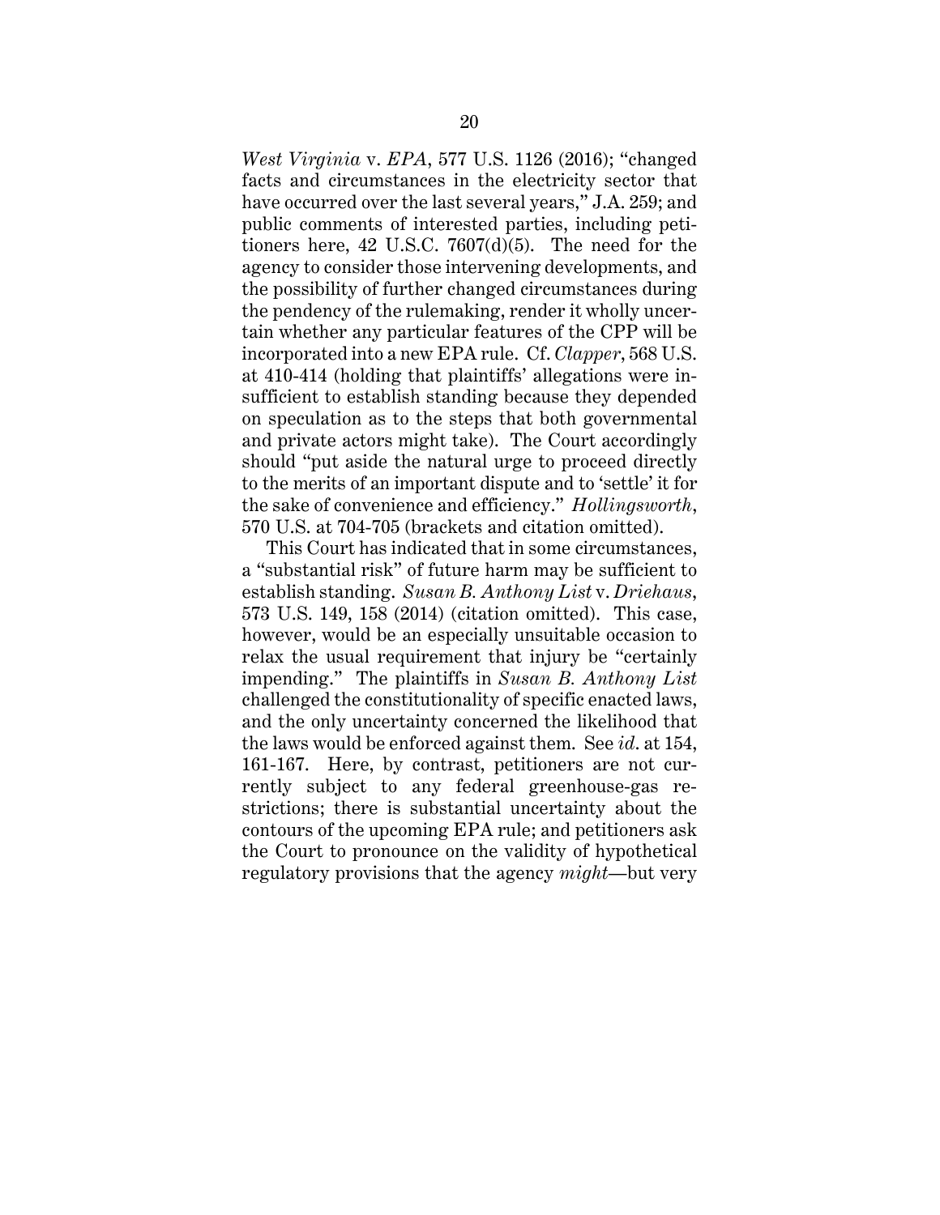*West Virginia* v. *EPA*, 577 U.S. 1126 (2016); "changed facts and circumstances in the electricity sector that have occurred over the last several years," J.A. 259; and public comments of interested parties, including petitioners here, 42 U.S.C. 7607(d)(5). The need for the agency to consider those intervening developments, and the possibility of further changed circumstances during the pendency of the rulemaking, render it wholly uncertain whether any particular features of the CPP will be incorporated into a new EPA rule. Cf. *Clapper*, 568 U.S. at 410-414 (holding that plaintiffs' allegations were insufficient to establish standing because they depended on speculation as to the steps that both governmental and private actors might take). The Court accordingly should "put aside the natural urge to proceed directly to the merits of an important dispute and to 'settle' it for the sake of convenience and efficiency." *Hollingsworth*, 570 U.S. at 704-705 (brackets and citation omitted).

This Court has indicated that in some circumstances, a "substantial risk" of future harm may be sufficient to establish standing. *Susan B. Anthony List* v. *Driehaus*, 573 U.S. 149, 158 (2014) (citation omitted). This case, however, would be an especially unsuitable occasion to relax the usual requirement that injury be "certainly impending." The plaintiffs in *Susan B. Anthony List* challenged the constitutionality of specific enacted laws, and the only uncertainty concerned the likelihood that the laws would be enforced against them. See *id.* at 154, 161-167. Here, by contrast, petitioners are not currently subject to any federal greenhouse-gas restrictions; there is substantial uncertainty about the contours of the upcoming EPA rule; and petitioners ask the Court to pronounce on the validity of hypothetical regulatory provisions that the agency *might*—but very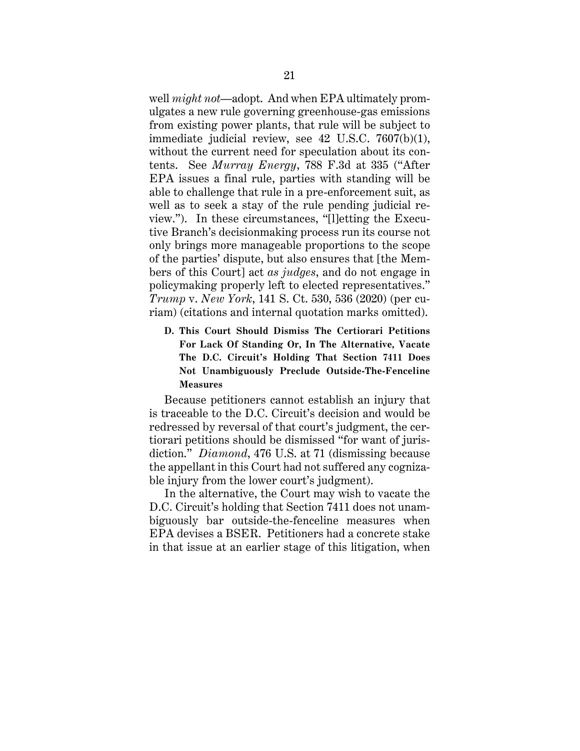well *might not*—adopt. And when EPA ultimately promulgates a new rule governing greenhouse-gas emissions from existing power plants, that rule will be subject to immediate judicial review, see 42 U.S.C. 7607(b)(1), without the current need for speculation about its contents. See *Murray Energy*, 788 F.3d at 335 ("After EPA issues a final rule, parties with standing will be able to challenge that rule in a pre-enforcement suit, as well as to seek a stay of the rule pending judicial review."). In these circumstances, "[l]etting the Executive Branch's decisionmaking process run its course not only brings more manageable proportions to the scope of the parties' dispute, but also ensures that [the Members of this Court] act *as judges*, and do not engage in policymaking properly left to elected representatives." *Trump* v. *New York*, 141 S. Ct. 530, 536 (2020) (per curiam) (citations and internal quotation marks omitted).

### D. This Court Should Dismiss The Certiorari Petitions For Lack Of Standing Or, In The Alternative, Vacate The D.C. Circuit's Holding That Section 7411 Does Not Unambiguously Preclude Outside-The-Fenceline Measures

Because petitioners cannot establish an injury that is traceable to the D.C. Circuit's decision and would be redressed by reversal of that court's judgment, the certiorari petitions should be dismissed "for want of jurisdiction." *Diamond*, 476 U.S. at 71 (dismissing because the appellant in this Court had not suffered any cognizable injury from the lower court's judgment).

In the alternative, the Court may wish to vacate the D.C. Circuit's holding that Section 7411 does not unambiguously bar outside-the-fenceline measures when EPA devises a BSER. Petitioners had a concrete stake in that issue at an earlier stage of this litigation, when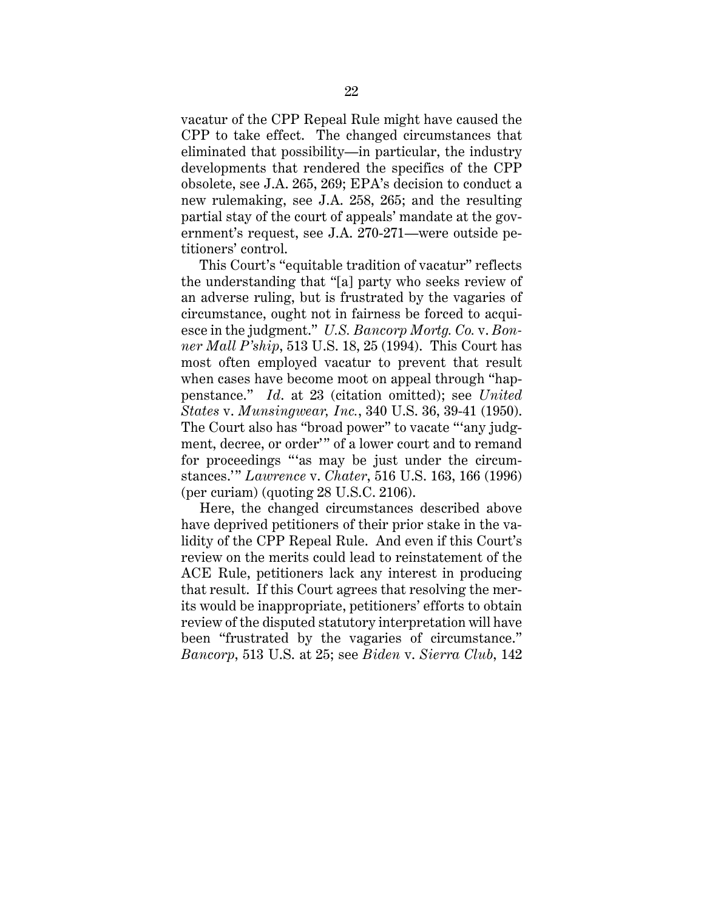vacatur of the CPP Repeal Rule might have caused the CPP to take effect. The changed circumstances that eliminated that possibility—in particular, the industry developments that rendered the specifics of the CPP obsolete, see J.A. 265, 269; EPA's decision to conduct a new rulemaking, see J.A. 258, 265; and the resulting partial stay of the court of appeals' mandate at the government's request, see J.A. 270-271—were outside petitioners' control.

This Court's "equitable tradition of vacatur" reflects the understanding that "[a] party who seeks review of an adverse ruling, but is frustrated by the vagaries of circumstance, ought not in fairness be forced to acquiesce in the judgment." *U.S. Bancorp Mortg. Co.* v. *Bonner Mall P'ship*, 513 U.S. 18, 25 (1994). This Court has most often employed vacatur to prevent that result when cases have become moot on appeal through "happenstance." *Id.* at 23 (citation omitted); see *United States* v. *Munsingwear, Inc.*, 340 U.S. 36, 39-41 (1950). The Court also has "broad power" to vacate "'any judgment, decree, or order'" of a lower court and to remand for proceedings "'as may be just under the circumstances.'" *Lawrence* v. *Chater*, 516 U.S. 163, 166 (1996) (per curiam) (quoting 28 U.S.C. 2106).

Here, the changed circumstances described above have deprived petitioners of their prior stake in the validity of the CPP Repeal Rule. And even if this Court's review on the merits could lead to reinstatement of the ACE Rule, petitioners lack any interest in producing that result. If this Court agrees that resolving the merits would be inappropriate, petitioners' efforts to obtain review of the disputed statutory interpretation will have been "frustrated by the vagaries of circumstance." *Bancorp*, 513 U.S. at 25; see *Biden* v. *Sierra Club*, 142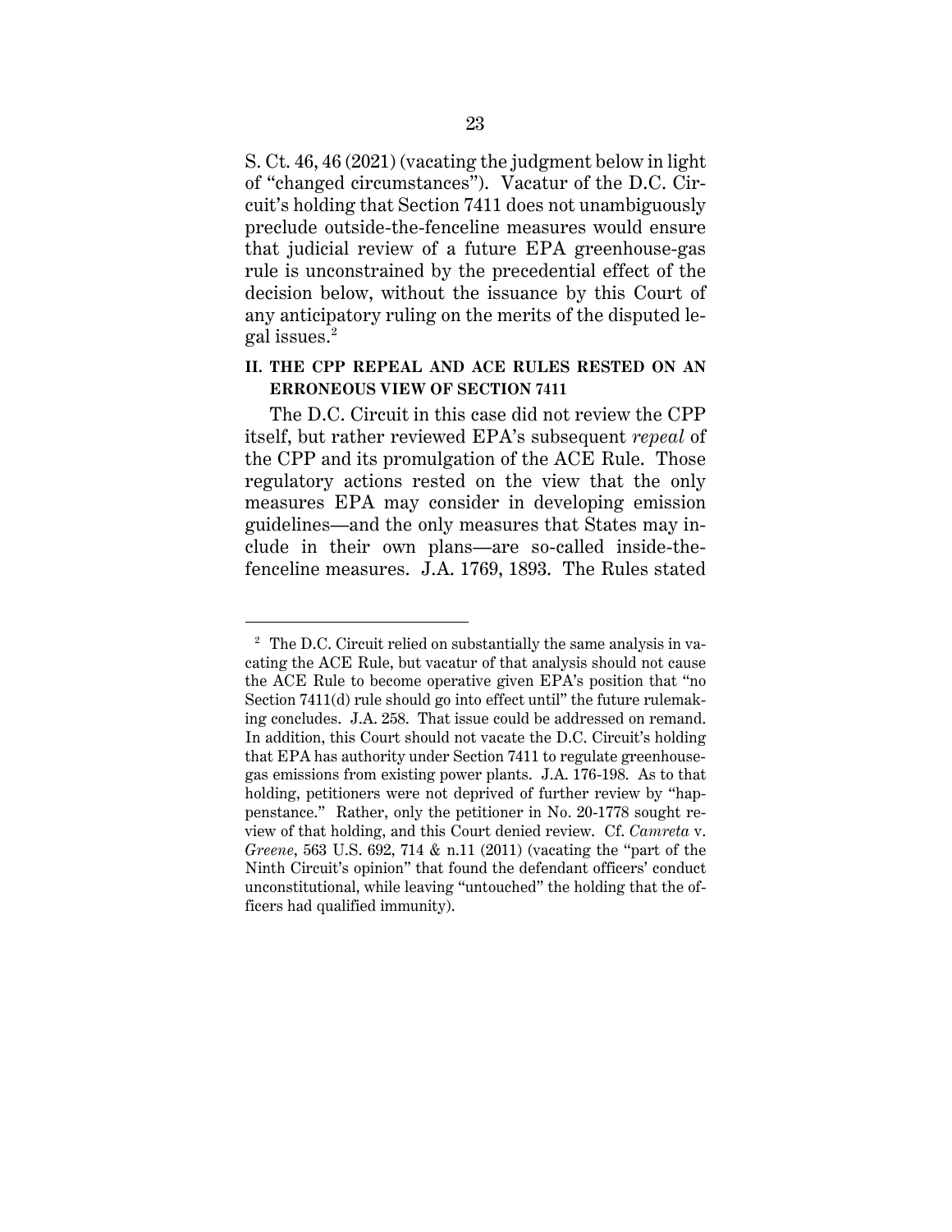S. Ct. 46, 46 (2021) (vacating the judgment below in light of "changed circumstances"). Vacatur of the D.C. Circuit's holding that Section 7411 does not unambiguously preclude outside-the-fenceline measures would ensure that judicial review of a future EPA greenhouse-gas rule is unconstrained by the precedential effect of the decision below, without the issuance by this Court of any anticipatory ruling on the merits of the disputed legal issues.[2]

## II. THE CPP REPEAL AND ACE RULES RESTED ON AN ERRONEOUS VIEW OF SECTION 7411

The D.C. Circuit in this case did not review the CPP itself, but rather reviewed EPA's subsequent *repeal* of the CPP and its promulgation of the ACE Rule. Those regulatory actions rested on the view that the only measures EPA may consider in developing emission guidelines—and the only measures that States may include in their own plans—are so-called inside-the-fenceline measures. J.A. 1769, 1893. The Rules stated

---

[2] The D.C. Circuit relied on substantially the same analysis in vacating the ACE Rule, but vacatur of that analysis should not cause the ACE Rule to become operative given EPA's position that "no Section 7411(d) rule should go into effect until" the future rulemaking concludes. J.A. 258. That issue could be addressed on remand. In addition, this Court should not vacate the D.C. Circuit's holding that EPA has authority under Section 7411 to regulate greenhouse-gas emissions from existing power plants. J.A. 176-198. As to that holding, petitioners were not deprived of further review by "happenstance." Rather, only the petitioner in No. 20-1778 sought review of that holding, and this Court denied review. Cf. *Camreta* v. *Greene*, 563 U.S. 692, 714 & n.11 (2011) (vacating the "part of the Ninth Circuit's opinion" that found the defendant officers' conduct unconstitutional, while leaving "untouched" the holding that the officers had qualified immunity).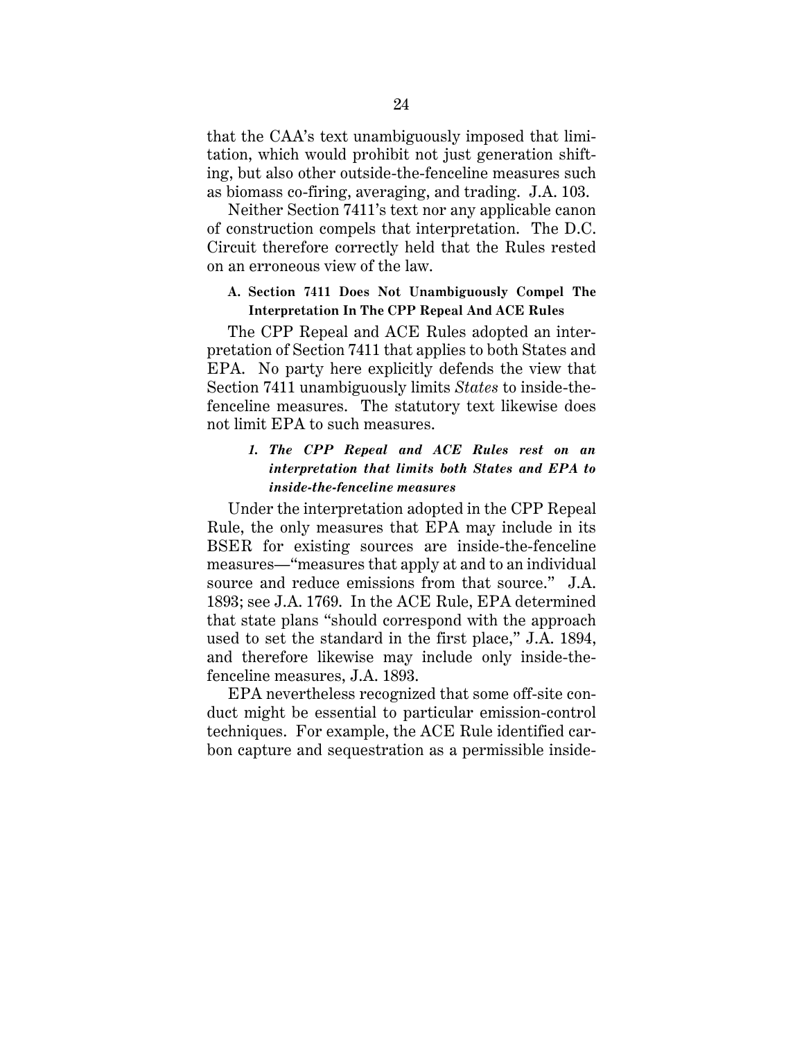that the CAA's text unambiguously imposed that limitation, which would prohibit not just generation shifting, but also other outside-the-fenceline measures such as biomass co-firing, averaging, and trading. J.A. 103.

Neither Section 7411's text nor any applicable canon of construction compels that interpretation. The D.C. Circuit therefore correctly held that the Rules rested on an erroneous view of the law.

### A. Section 7411 Does Not Unambiguously Compel The Interpretation In The CPP Repeal And ACE Rules

The CPP Repeal and ACE Rules adopted an interpretation of Section 7411 that applies to both States and EPA. No party here explicitly defends the view that Section 7411 unambiguously limits *States* to inside-the-fenceline measures. The statutory text likewise does not limit EPA to such measures.

#### *1. The CPP Repeal and ACE Rules rest on an interpretation that limits both States and EPA to inside-the-fenceline measures*

Under the interpretation adopted in the CPP Repeal Rule, the only measures that EPA may include in its BSER for existing sources are inside-the-fenceline measures—"measures that apply at and to an individual source and reduce emissions from that source." J.A. 1893; see J.A. 1769. In the ACE Rule, EPA determined that state plans "should correspond with the approach used to set the standard in the first place," J.A. 1894, and therefore likewise may include only inside-the-fenceline measures, J.A. 1893.

EPA nevertheless recognized that some off-site conduct might be essential to particular emission-control techniques. For example, the ACE Rule identified carbon capture and sequestration as a permissible inside-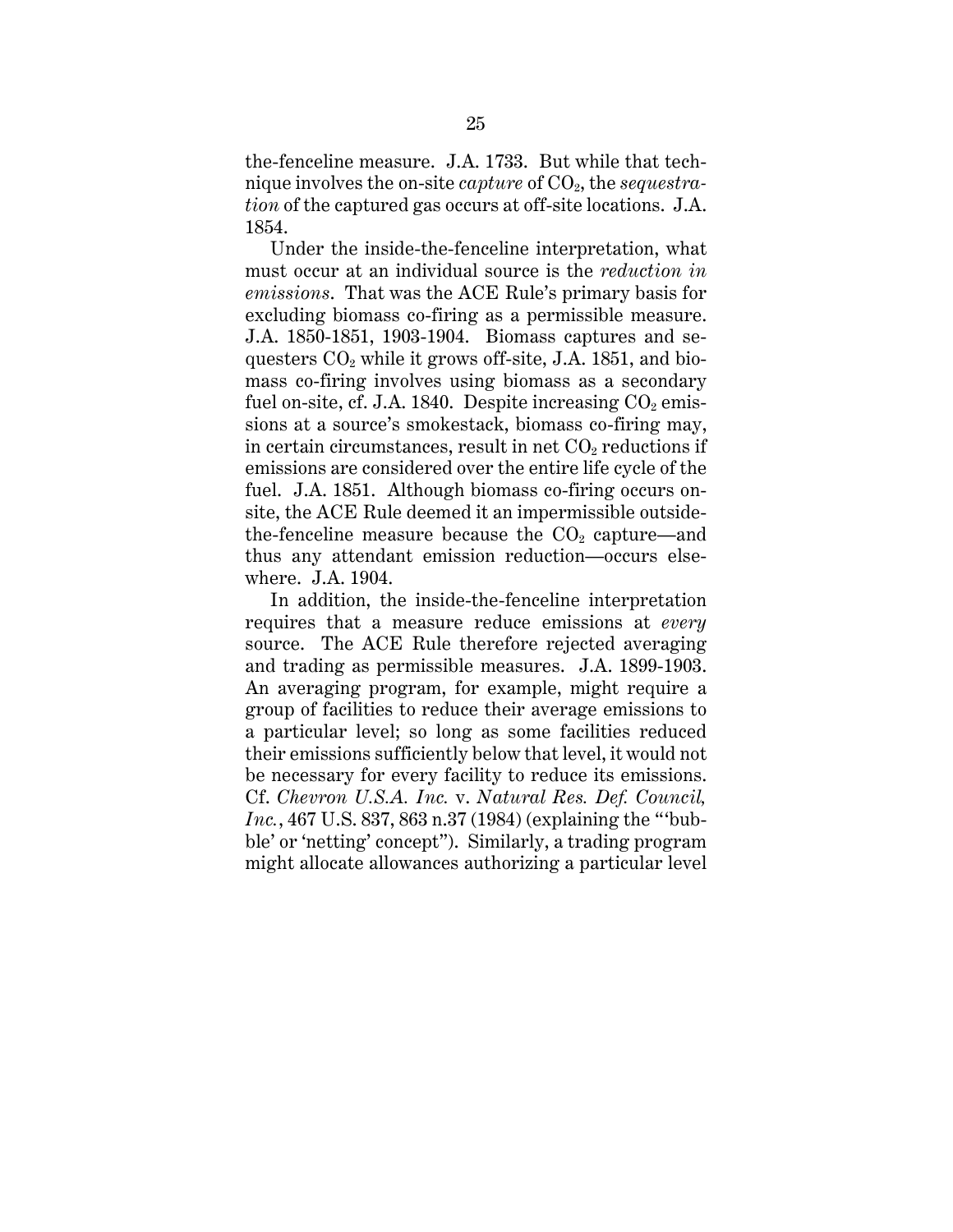the-fenceline measure. J.A. 1733. But while that technique involves the on-site *capture* of $CO_2$, the *sequestration* of the captured gas occurs at off-site locations. J.A. 1854.

Under the inside-the-fenceline interpretation, what must occur at an individual source is the *reduction in emissions*. That was the ACE Rule's primary basis for excluding biomass co-firing as a permissible measure. J.A. 1850-1851, 1903-1904. Biomass captures and sequesters $CO_2$ while it grows off-site, J.A. 1851, and biomass co-firing involves using biomass as a secondary fuel on-site, cf. J.A. 1840. Despite increasing $CO_2$ emissions at a source's smokestack, biomass co-firing may, in certain circumstances, result in net $CO_2$ reductions if emissions are considered over the entire life cycle of the fuel. J.A. 1851. Although biomass co-firing occurs on-site, the ACE Rule deemed it an impermissible outside-the-fenceline measure because the $CO_2$ capture—and thus any attendant emission reduction—occurs elsewhere. J.A. 1904.

In addition, the inside-the-fenceline interpretation requires that a measure reduce emissions at *every* source. The ACE Rule therefore rejected averaging and trading as permissible measures. J.A. 1899-1903. An averaging program, for example, might require a group of facilities to reduce their average emissions to a particular level; so long as some facilities reduced their emissions sufficiently below that level, it would not be necessary for every facility to reduce its emissions. Cf. *Chevron U.S.A. Inc.* v. *Natural Res. Def. Council, Inc.*, 467 U.S. 837, 863 n.37 (1984) (explaining the "'bubble' or 'netting' concept"). Similarly, a trading program might allocate allowances authorizing a particular level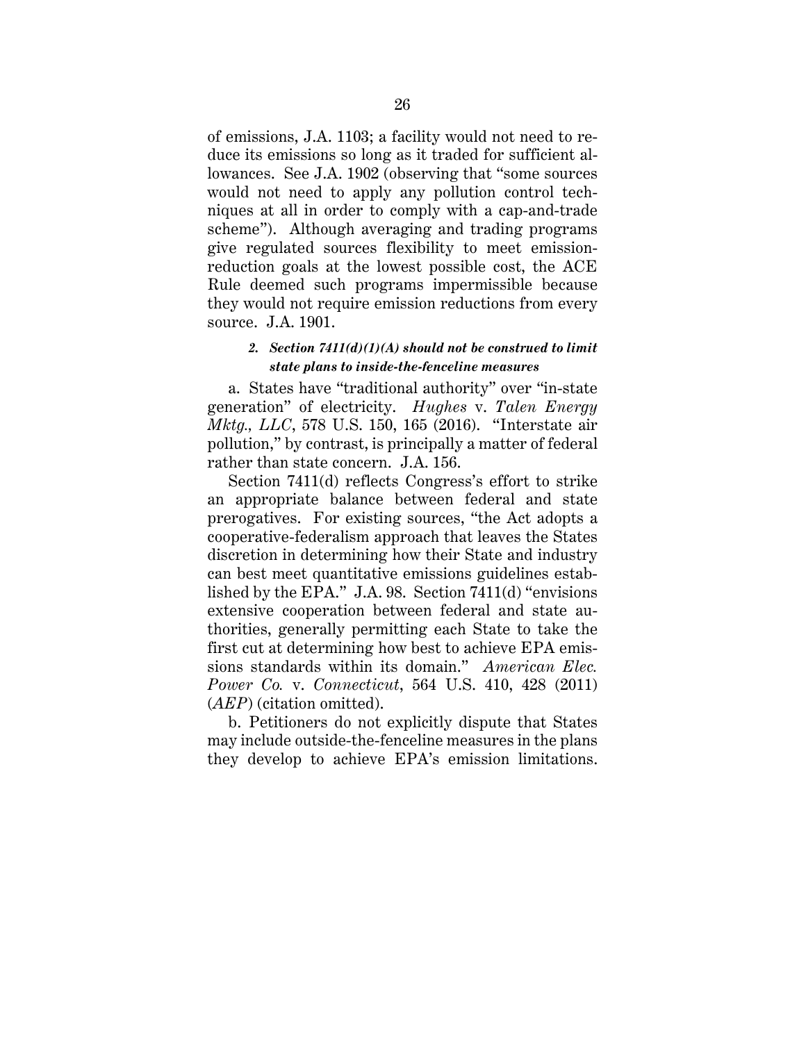of emissions, J.A. 1103; a facility would not need to reduce its emissions so long as it traded for sufficient allowances. See J.A. 1902 (observing that "some sources would not need to apply any pollution control techniques at all in order to comply with a cap-and-trade scheme"). Although averaging and trading programs give regulated sources flexibility to meet emission-reduction goals at the lowest possible cost, the ACE Rule deemed such programs impermissible because they would not require emission reductions from every source. J.A. 1901.

#### *2. Section 7411(d)(1)(A) should not be construed to limit state plans to inside-the-fenceline measures*

a. States have "traditional authority" over "in-state generation" of electricity. *Hughes* v. *Talen Energy Mktg., LLC*, 578 U.S. 150, 165 (2016). "Interstate air pollution," by contrast, is principally a matter of federal rather than state concern. J.A. 156.

Section 7411(d) reflects Congress's effort to strike an appropriate balance between federal and state prerogatives. For existing sources, "the Act adopts a cooperative-federalism approach that leaves the States discretion in determining how their State and industry can best meet quantitative emissions guidelines established by the EPA." J.A. 98. Section 7411(d) "envisions extensive cooperation between federal and state authorities, generally permitting each State to take the first cut at determining how best to achieve EPA emissions standards within its domain." *American Elec. Power Co.* v. *Connecticut*, 564 U.S. 410, 428 (2011) (*AEP*) (citation omitted).

b. Petitioners do not explicitly dispute that States may include outside-the-fenceline measures in the plans they develop to achieve EPA's emission limitations.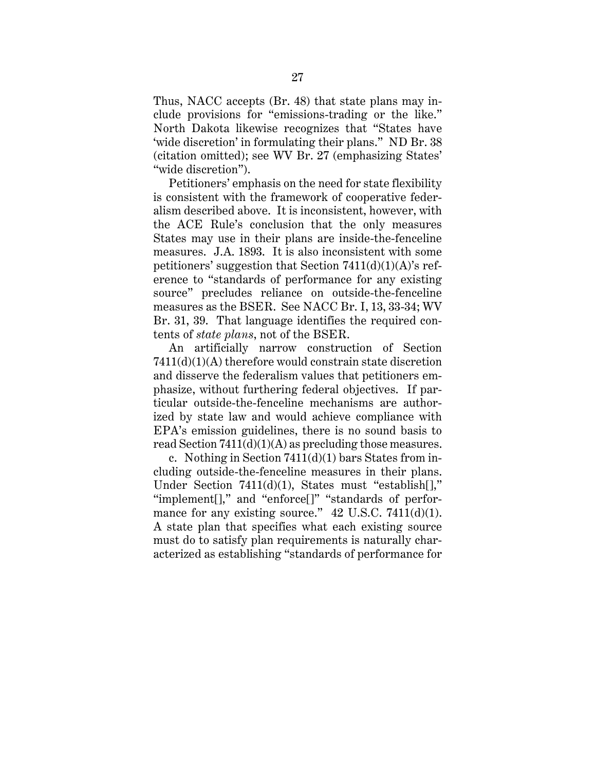Thus, NACC accepts (Br. 48) that state plans may include provisions for "emissions-trading or the like." North Dakota likewise recognizes that "States have 'wide discretion' in formulating their plans." ND Br. 38 (citation omitted); see WV Br. 27 (emphasizing States' "wide discretion").

Petitioners' emphasis on the need for state flexibility is consistent with the framework of cooperative federalism described above. It is inconsistent, however, with the ACE Rule's conclusion that the only measures States may use in their plans are inside-the-fenceline measures. J.A. 1893. It is also inconsistent with some petitioners' suggestion that Section 7411(d)(1)(A)'s reference to "standards of performance for any existing source" precludes reliance on outside-the-fenceline measures as the BSER. See NACC Br. I, 13, 33-34; WV Br. 31, 39. That language identifies the required contents of *state plans*, not of the BSER.

An artificially narrow construction of Section 7411(d)(1)(A) therefore would constrain state discretion and disserve the federalism values that petitioners emphasize, without furthering federal objectives. If particular outside-the-fenceline mechanisms are authorized by state law and would achieve compliance with EPA's emission guidelines, there is no sound basis to read Section 7411(d)(1)(A) as precluding those measures.

c. Nothing in Section 7411(d)(1) bars States from including outside-the-fenceline measures in their plans. Under Section 7411(d)(1), States must "establish[]," "implement[]," and "enforce[]" "standards of performance for any existing source." 42 U.S.C. 7411(d)(1). A state plan that specifies what each existing source must do to satisfy plan requirements is naturally characterized as establishing "standards of performance for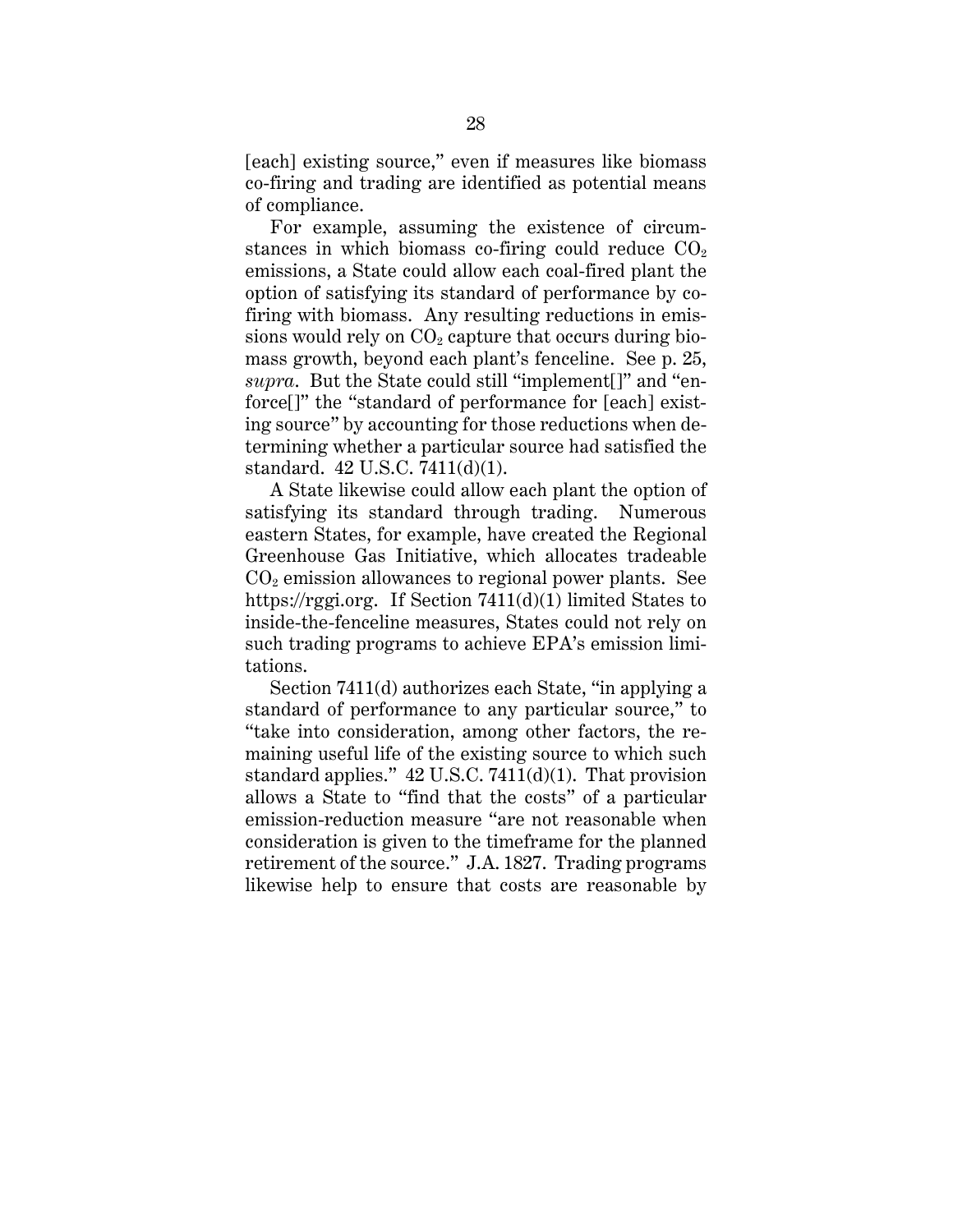[each] existing source," even if measures like biomass co-firing and trading are identified as potential means of compliance.

For example, assuming the existence of circumstances in which biomass co-firing could reduce $CO_2$ emissions, a State could allow each coal-fired plant the option of satisfying its standard of performance by co-firing with biomass. Any resulting reductions in emissions would rely on $CO_2$ capture that occurs during biomass growth, beyond each plant's fenceline. See p. 25, *supra*. But the State could still "implement[]" and "enforce[]" the "standard of performance for [each] existing source" by accounting for those reductions when determining whether a particular source had satisfied the standard. 42 U.S.C. 7411(d)(1).

A State likewise could allow each plant the option of satisfying its standard through trading. Numerous eastern States, for example, have created the Regional Greenhouse Gas Initiative, which allocates tradeable $CO_2$ emission allowances to regional power plants. See https://rggi.org. If Section 7411(d)(1) limited States to inside-the-fenceline measures, States could not rely on such trading programs to achieve EPA's emission limitations.

Section 7411(d) authorizes each State, "in applying a standard of performance to any particular source," to "take into consideration, among other factors, the remaining useful life of the existing source to which such standard applies." 42 U.S.C. 7411(d)(1). That provision allows a State to "find that the costs" of a particular emission-reduction measure "are not reasonable when consideration is given to the timeframe for the planned retirement of the source." J.A. 1827. Trading programs likewise help to ensure that costs are reasonable by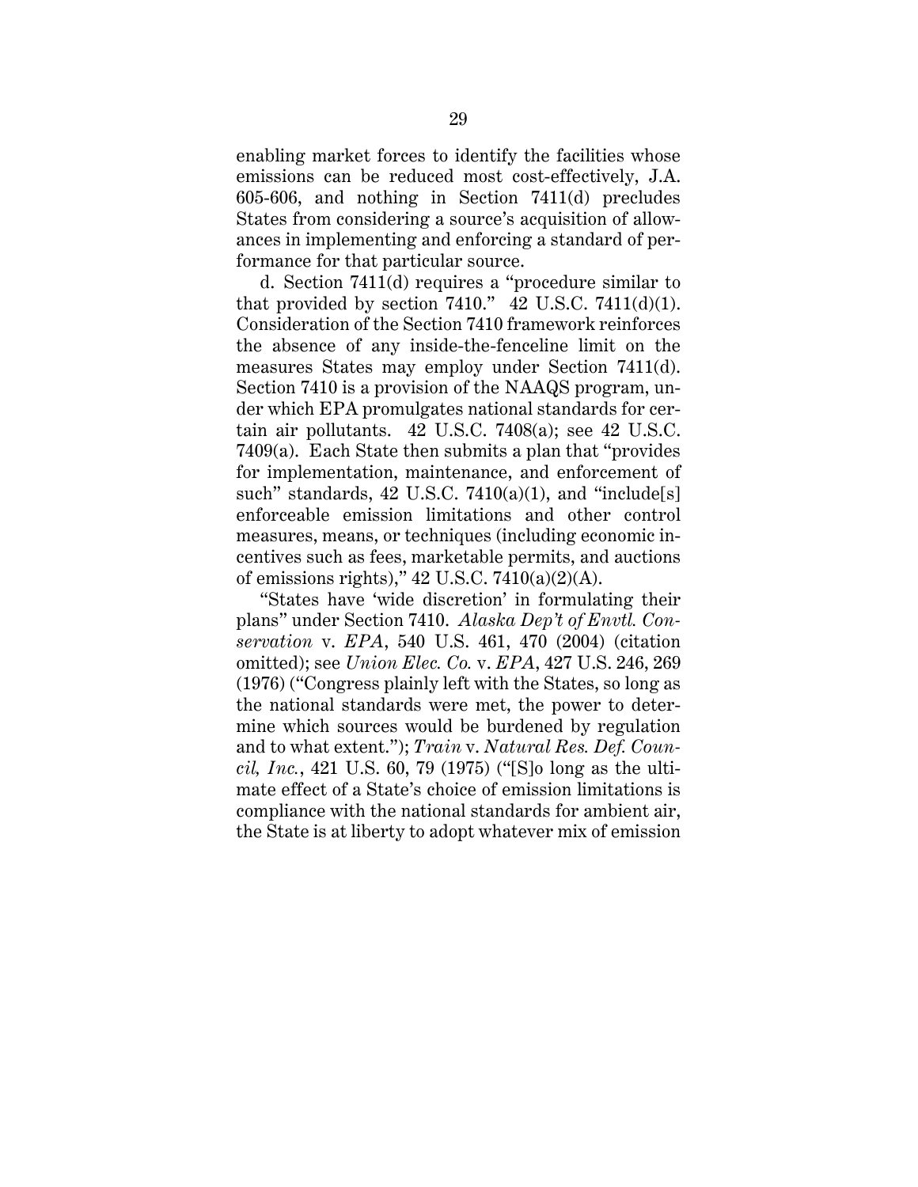enabling market forces to identify the facilities whose emissions can be reduced most cost-effectively, J.A. 605-606, and nothing in Section 7411(d) precludes States from considering a source's acquisition of allowances in implementing and enforcing a standard of performance for that particular source.

d. Section 7411(d) requires a "procedure similar to that provided by section 7410." 42 U.S.C. 7411(d)(1). Consideration of the Section 7410 framework reinforces the absence of any inside-the-fenceline limit on the measures States may employ under Section 7411(d). Section 7410 is a provision of the NAAQS program, under which EPA promulgates national standards for certain air pollutants. 42 U.S.C. 7408(a); see 42 U.S.C. 7409(a). Each State then submits a plan that "provides for implementation, maintenance, and enforcement of such" standards, 42 U.S.C. 7410(a)(1), and "include[s] enforceable emission limitations and other control measures, means, or techniques (including economic incentives such as fees, marketable permits, and auctions of emissions rights)," 42 U.S.C. 7410(a)(2)(A).

"States have 'wide discretion' in formulating their plans" under Section 7410. *Alaska Dep't of Envtl. Conservation* v. *EPA*, 540 U.S. 461, 470 (2004) (citation omitted); see *Union Elec. Co.* v. *EPA*, 427 U.S. 246, 269 (1976) ("Congress plainly left with the States, so long as the national standards were met, the power to determine which sources would be burdened by regulation and to what extent."); *Train* v. *Natural Res. Def. Council, Inc.*, 421 U.S. 60, 79 (1975) ("[S]o long as the ultimate effect of a State's choice of emission limitations is compliance with the national standards for ambient air, the State is at liberty to adopt whatever mix of emission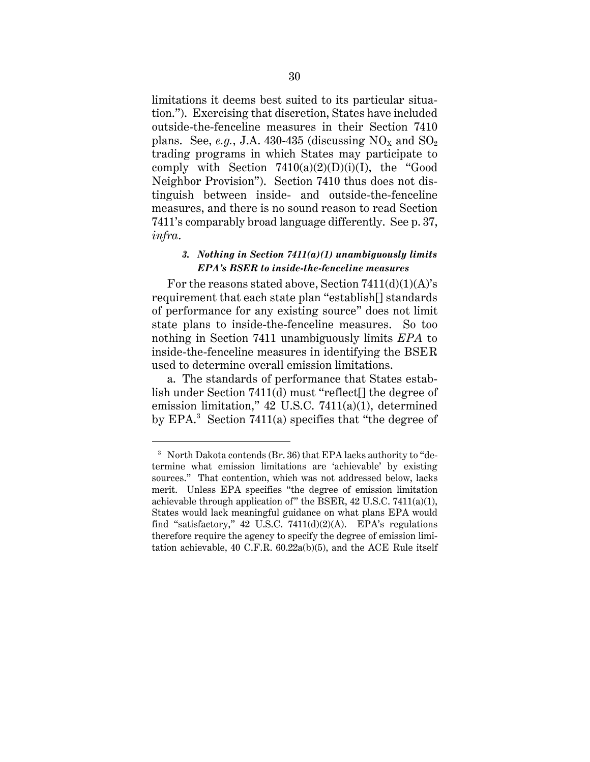limitations it deems best suited to its particular situation."). Exercising that discretion, States have included outside-the-fenceline measures in their Section 7410 plans. See, *e.g.*, J.A. 430-435 (discussing $NO_X$ and $SO_2$ trading programs in which States may participate to comply with Section 7410(a)(2)(D)(i)(I), the "Good Neighbor Provision"). Section 7410 thus does not distinguish between inside- and outside-the-fenceline measures, and there is no sound reason to read Section 7411's comparably broad language differently. See p. 37, *infra*.

### *3. Nothing in Section 7411(a)(1) unambiguously limits EPA's BSER to inside-the-fenceline measures*

For the reasons stated above, Section 7411(d)(1)(A)'s requirement that each state plan "establish[] standards of performance for any existing source" does not limit state plans to inside-the-fenceline measures. So too nothing in Section 7411 unambiguously limits *EPA* to inside-the-fenceline measures in identifying the BSER used to determine overall emission limitations.

a. The standards of performance that States establish under Section 7411(d) must "reflect[] the degree of emission limitation," 42 U.S.C. 7411(a)(1), determined by EPA.[3] Section 7411(a) specifies that "the degree of

[3] North Dakota contends (Br. 36) that EPA lacks authority to "determine what emission limitations are 'achievable' by existing sources." That contention, which was not addressed below, lacks merit. Unless EPA specifies "the degree of emission limitation achievable through application of" the BSER, 42 U.S.C. 7411(a)(1), States would lack meaningful guidance on what plans EPA would find "satisfactory," 42 U.S.C. 7411(d)(2)(A). EPA's regulations therefore require the agency to specify the degree of emission limitation achievable, 40 C.F.R. 60.22a(b)(5), and the ACE Rule itself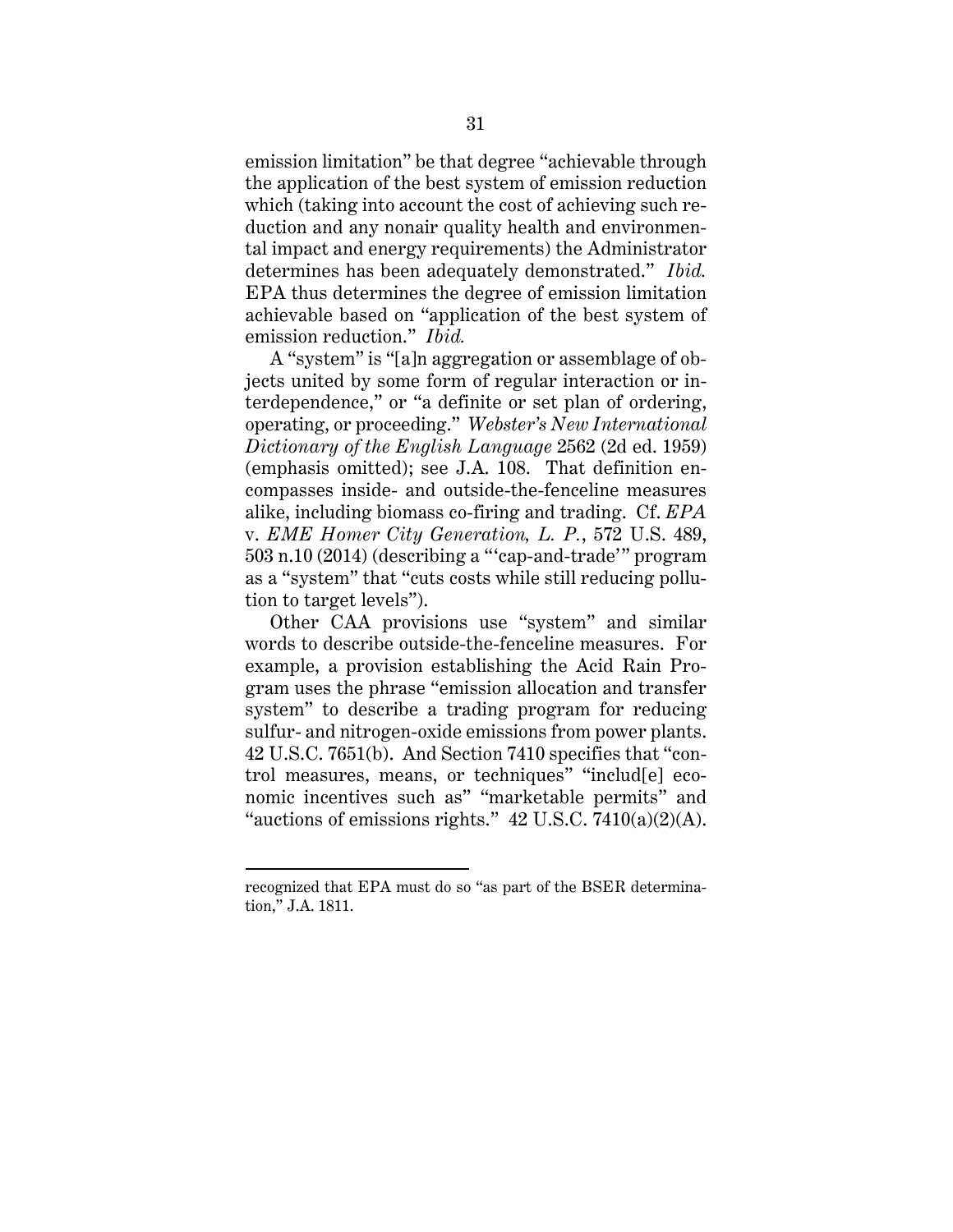emission limitation" be that degree "achievable through the application of the best system of emission reduction which (taking into account the cost of achieving such reduction and any nonair quality health and environmental impact and energy requirements) the Administrator determines has been adequately demonstrated." *Ibid.* EPA thus determines the degree of emission limitation achievable based on "application of the best system of emission reduction." *Ibid.*

A "system" is "[a]n aggregation or assemblage of objects united by some form of regular interaction or interdependence," or "a definite or set plan of ordering, operating, or proceeding." *Webster's New International Dictionary of the English Language* 2562 (2d ed. 1959) (emphasis omitted); see J.A. 108. That definition encompasses inside- and outside-the-fenceline measures alike, including biomass co-firing and trading. Cf. *EPA* v. *EME Homer City Generation, L. P.*, 572 U.S. 489, 503 n.10 (2014) (describing a "'cap-and-trade'" program as a "system" that "cuts costs while still reducing pollution to target levels").

Other CAA provisions use "system" and similar words to describe outside-the-fenceline measures. For example, a provision establishing the Acid Rain Program uses the phrase "emission allocation and transfer system" to describe a trading program for reducing sulfur- and nitrogen-oxide emissions from power plants. 42 U.S.C. 7651(b). And Section 7410 specifies that "control measures, means, or techniques" "includ[e] economic incentives such as" "marketable permits" and "auctions of emissions rights." 42 U.S.C. 7410(a)(2)(A).

---

recognized that EPA must do so "as part of the BSER determination," J.A. 1811.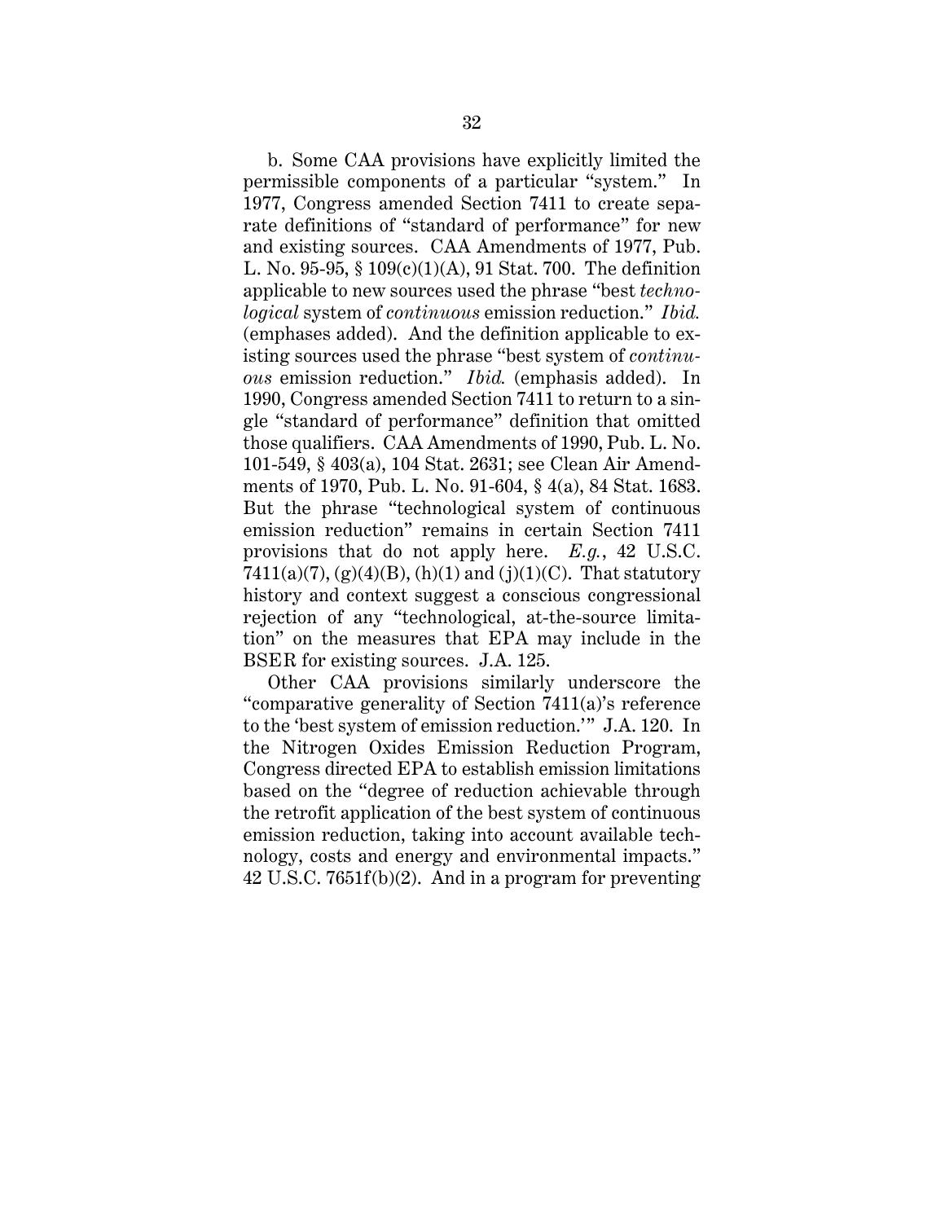b. Some CAA provisions have explicitly limited the permissible components of a particular "system." In 1977, Congress amended Section 7411 to create separate definitions of "standard of performance" for new and existing sources. CAA Amendments of 1977, Pub. L. No. 95-95, § 109(c)(1)(A), 91 Stat. 700. The definition applicable to new sources used the phrase "best *technological* system of *continuous* emission reduction." *Ibid.* (emphases added). And the definition applicable to existing sources used the phrase "best system of *continuous* emission reduction." *Ibid.* (emphasis added). In 1990, Congress amended Section 7411 to return to a single "standard of performance" definition that omitted those qualifiers. CAA Amendments of 1990, Pub. L. No. 101-549, § 403(a), 104 Stat. 2631; see Clean Air Amendments of 1970, Pub. L. No. 91-604, § 4(a), 84 Stat. 1683. But the phrase "technological system of continuous emission reduction" remains in certain Section 7411 provisions that do not apply here. *E.g.*, 42 U.S.C. 7411(a)(7), (g)(4)(B), (h)(1) and (j)(1)(C). That statutory history and context suggest a conscious congressional rejection of any "technological, at-the-source limitation" on the measures that EPA may include in the BSER for existing sources. J.A. 125.

Other CAA provisions similarly underscore the "comparative generality of Section 7411(a)'s reference to the 'best system of emission reduction.'" J.A. 120. In the Nitrogen Oxides Emission Reduction Program, Congress directed EPA to establish emission limitations based on the "degree of reduction achievable through the retrofit application of the best system of continuous emission reduction, taking into account available technology, costs and energy and environmental impacts." 42 U.S.C. 7651f(b)(2). And in a program for preventing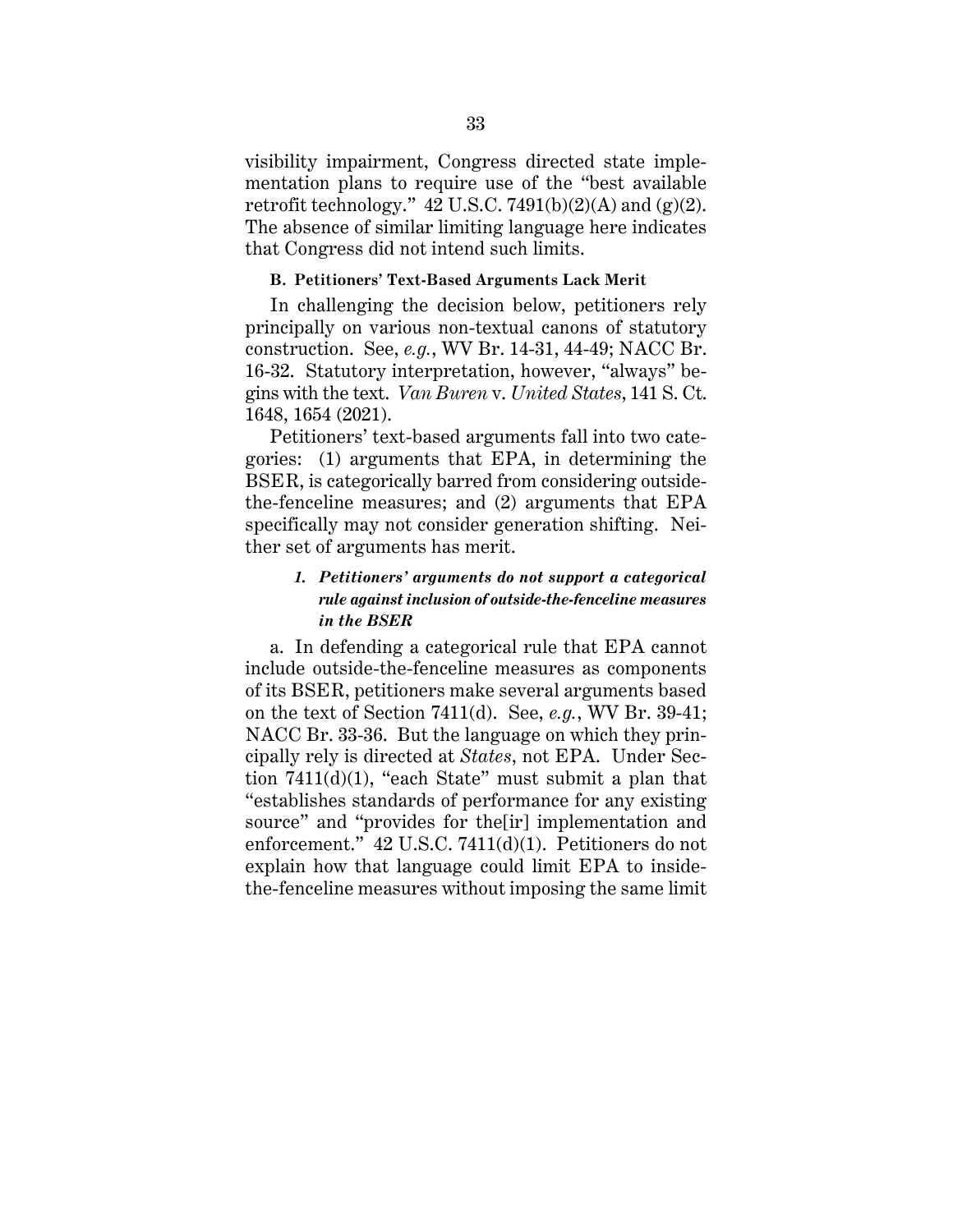visibility impairment, Congress directed state implementation plans to require use of the "best available retrofit technology." 42 U.S.C. 7491(b)(2)(A) and (g)(2). The absence of similar limiting language here indicates that Congress did not intend such limits.

### B. Petitioners' Text-Based Arguments Lack Merit

In challenging the decision below, petitioners rely principally on various non-textual canons of statutory construction. See, *e.g.*, WV Br. 14-31, 44-49; NACC Br. 16-32. Statutory interpretation, however, "always" begins with the text. *Van Buren* v. *United States*, 141 S. Ct. 1648, 1654 (2021).

Petitioners' text-based arguments fall into two categories: (1) arguments that EPA, in determining the BSER, is categorically barred from considering outside-the-fenceline measures; and (2) arguments that EPA specifically may not consider generation shifting. Neither set of arguments has merit.

#### *1. Petitioners' arguments do not support a categorical rule against inclusion of outside-the-fenceline measures in the BSER*

a. In defending a categorical rule that EPA cannot include outside-the-fenceline measures as components of its BSER, petitioners make several arguments based on the text of Section 7411(d). See, *e.g.*, WV Br. 39-41; NACC Br. 33-36. But the language on which they principally rely is directed at *States*, not EPA. Under Section 7411(d)(1), "each State" must submit a plan that "establishes standards of performance for any existing source" and "provides for the[ir] implementation and enforcement." 42 U.S.C. 7411(d)(1). Petitioners do not explain how that language could limit EPA to inside-the-fenceline measures without imposing the same limit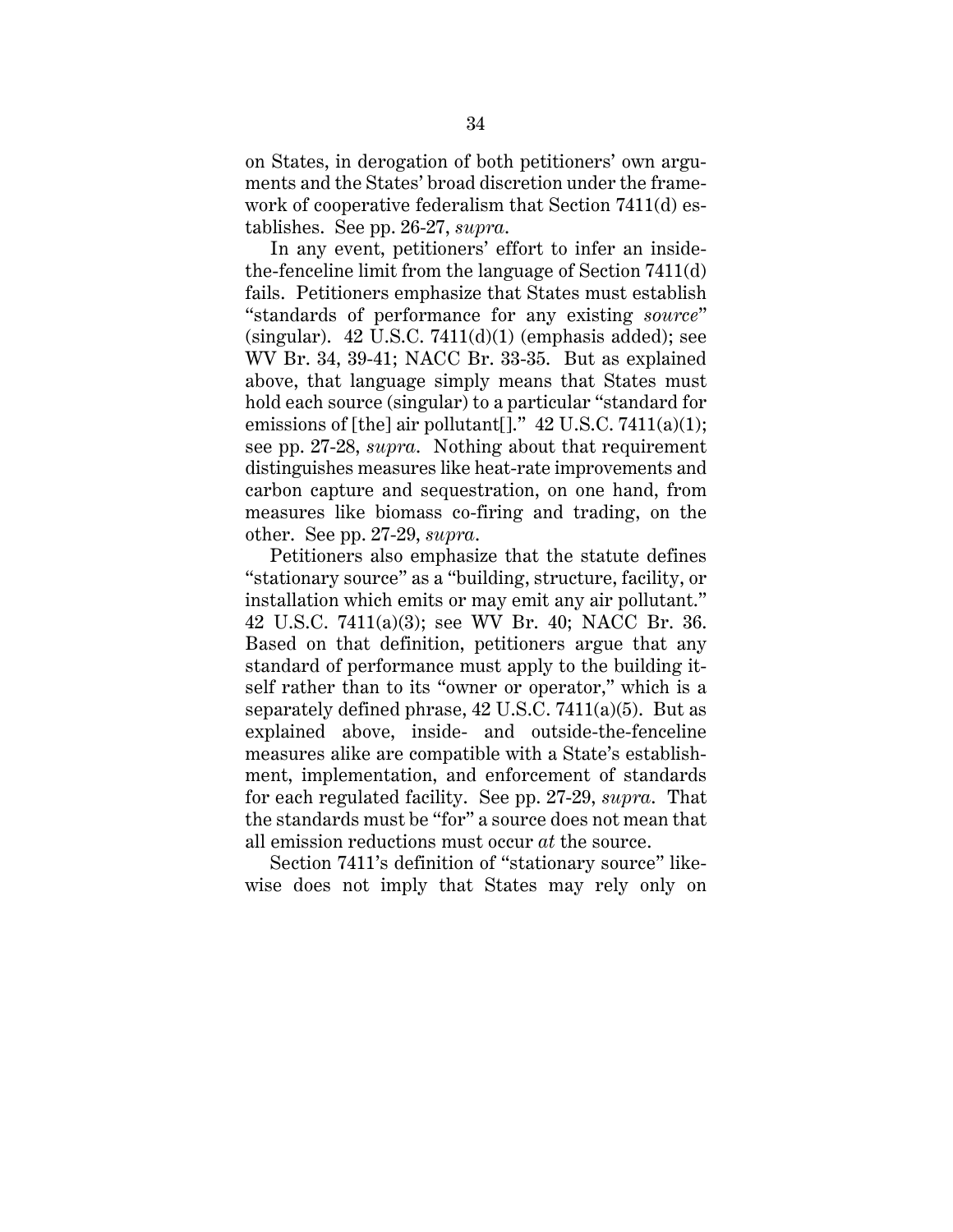on States, in derogation of both petitioners' own arguments and the States' broad discretion under the framework of cooperative federalism that Section 7411(d) establishes. See pp. 26-27, *supra*.

In any event, petitioners' effort to infer an inside-the-fenceline limit from the language of Section 7411(d) fails. Petitioners emphasize that States must establish "standards of performance for any existing *source*" (singular). 42 U.S.C. 7411(d)(1) (emphasis added); see WV Br. 34, 39-41; NACC Br. 33-35. But as explained above, that language simply means that States must hold each source (singular) to a particular "standard for emissions of [the] air pollutant[]." 42 U.S.C. 7411(a)(1); see pp. 27-28, *supra*. Nothing about that requirement distinguishes measures like heat-rate improvements and carbon capture and sequestration, on one hand, from measures like biomass co-firing and trading, on the other. See pp. 27-29, *supra*.

Petitioners also emphasize that the statute defines "stationary source" as a "building, structure, facility, or installation which emits or may emit any air pollutant." 42 U.S.C. 7411(a)(3); see WV Br. 40; NACC Br. 36. Based on that definition, petitioners argue that any standard of performance must apply to the building itself rather than to its "owner or operator," which is a separately defined phrase, 42 U.S.C. 7411(a)(5). But as explained above, inside- and outside-the-fenceline measures alike are compatible with a State's establishment, implementation, and enforcement of standards for each regulated facility. See pp. 27-29, *supra*. That the standards must be "for" a source does not mean that all emission reductions must occur *at* the source.

Section 7411's definition of "stationary source" likewise does not imply that States may rely only on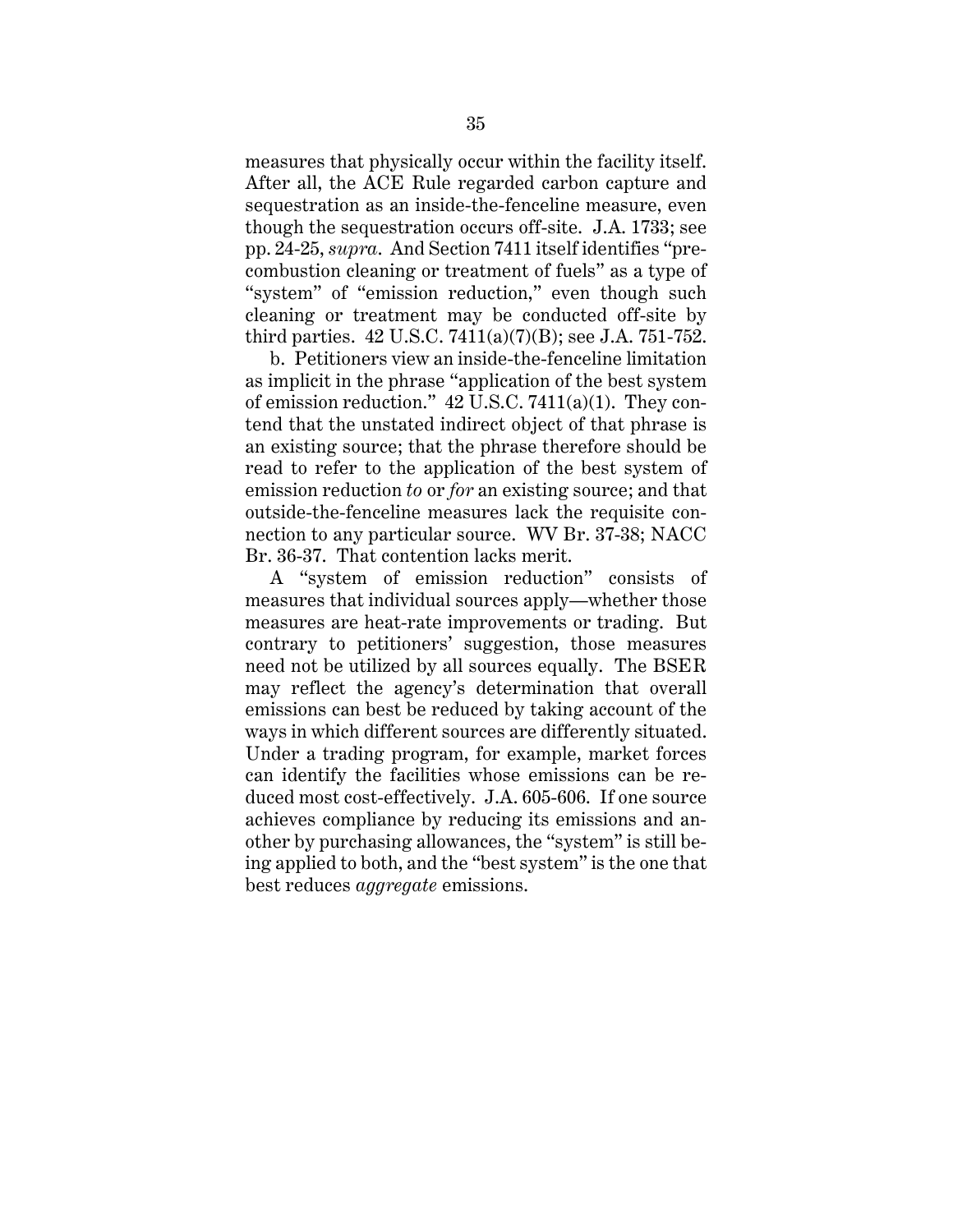measures that physically occur within the facility itself. After all, the ACE Rule regarded carbon capture and sequestration as an inside-the-fenceline measure, even though the sequestration occurs off-site. J.A. 1733; see pp. 24-25, *supra*. And Section 7411 itself identifies "pre-combustion cleaning or treatment of fuels" as a type of "system" of "emission reduction," even though such cleaning or treatment may be conducted off-site by third parties. 42 U.S.C. 7411(a)(7)(B); see J.A. 751-752.

b. Petitioners view an inside-the-fenceline limitation as implicit in the phrase "application of the best system of emission reduction." 42 U.S.C. 7411(a)(1). They contend that the unstated indirect object of that phrase is an existing source; that the phrase therefore should be read to refer to the application of the best system of emission reduction *to* or *for* an existing source; and that outside-the-fenceline measures lack the requisite connection to any particular source. WV Br. 37-38; NACC Br. 36-37. That contention lacks merit.

A "system of emission reduction" consists of measures that individual sources apply—whether those measures are heat-rate improvements or trading. But contrary to petitioners' suggestion, those measures need not be utilized by all sources equally. The BSER may reflect the agency's determination that overall emissions can best be reduced by taking account of the ways in which different sources are differently situated. Under a trading program, for example, market forces can identify the facilities whose emissions can be reduced most cost-effectively. J.A. 605-606. If one source achieves compliance by reducing its emissions and another by purchasing allowances, the "system" is still being applied to both, and the "best system" is the one that best reduces *aggregate* emissions.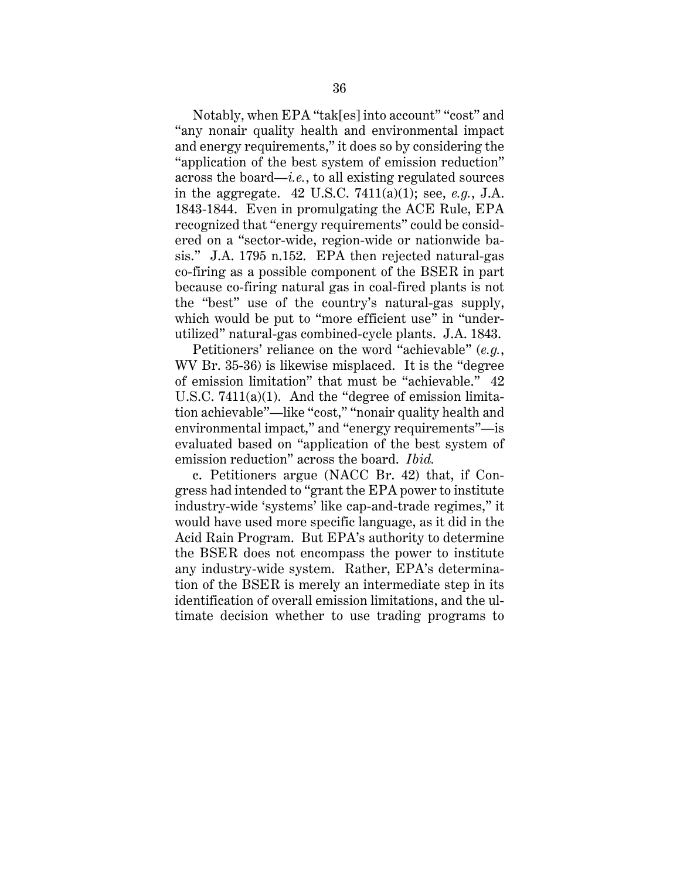Notably, when EPA "tak[es] into account" "cost" and "any nonair quality health and environmental impact and energy requirements," it does so by considering the "application of the best system of emission reduction" across the board—*i.e.*, to all existing regulated sources in the aggregate. 42 U.S.C. 7411(a)(1); see, *e.g.*, J.A. 1843-1844. Even in promulgating the ACE Rule, EPA recognized that "energy requirements" could be considered on a "sector-wide, region-wide or nationwide basis." J.A. 1795 n.152. EPA then rejected natural-gas co-firing as a possible component of the BSER in part because co-firing natural gas in coal-fired plants is not the "best" use of the country's natural-gas supply, which would be put to "more efficient use" in "underutilized" natural-gas combined-cycle plants. J.A. 1843.

Petitioners' reliance on the word "achievable" (*e.g.*, WV Br. 35-36) is likewise misplaced. It is the "degree of emission limitation" that must be "achievable." 42 U.S.C. 7411(a)(1). And the "degree of emission limitation achievable"—like "cost," "nonair quality health and environmental impact," and "energy requirements"—is evaluated based on "application of the best system of emission reduction" across the board. *Ibid.*

c. Petitioners argue (NACC Br. 42) that, if Congress had intended to "grant the EPA power to institute industry-wide 'systems' like cap-and-trade regimes," it would have used more specific language, as it did in the Acid Rain Program. But EPA's authority to determine the BSER does not encompass the power to institute any industry-wide system. Rather, EPA's determination of the BSER is merely an intermediate step in its identification of overall emission limitations, and the ultimate decision whether to use trading programs to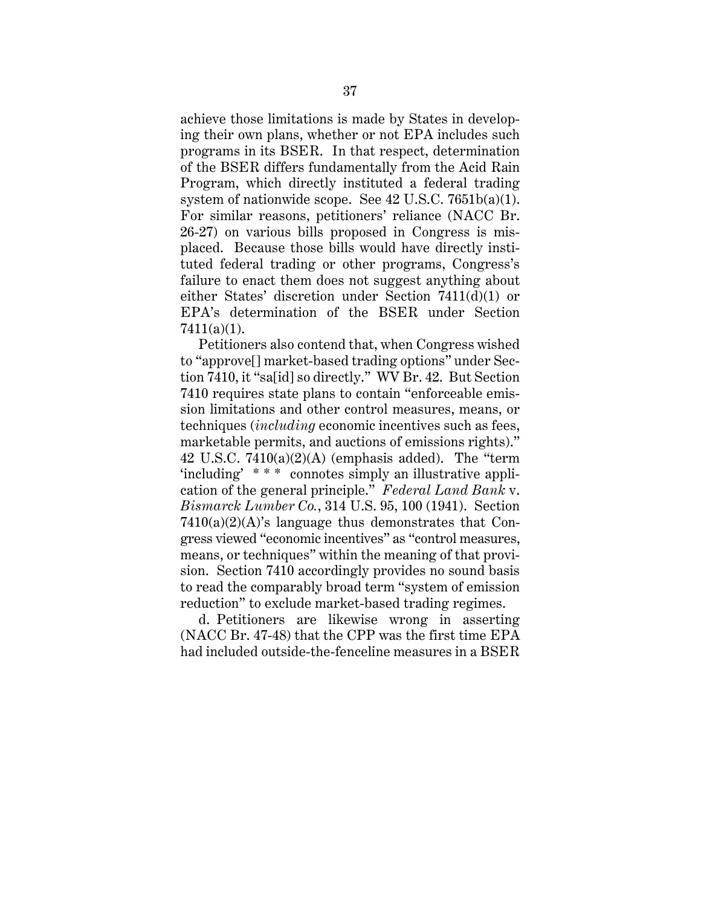achieve those limitations is made by States in developing their own plans, whether or not EPA includes such programs in its BSER. In that respect, determination of the BSER differs fundamentally from the Acid Rain Program, which directly instituted a federal trading system of nationwide scope. See 42 U.S.C. 7651b(a)(1). For similar reasons, petitioners' reliance (NACC Br. 26-27) on various bills proposed in Congress is misplaced. Because those bills would have directly instituted federal trading or other programs, Congress's failure to enact them does not suggest anything about either States' discretion under Section 7411(d)(1) or EPA's determination of the BSER under Section 7411(a)(1).

Petitioners also contend that, when Congress wished to "approve[] market-based trading options" under Section 7410, it "sa[id] so directly." WV Br. 42. But Section 7410 requires state plans to contain "enforceable emission limitations and other control measures, means, or techniques (*including* economic incentives such as fees, marketable permits, and auctions of emissions rights)." 42 U.S.C. 7410(a)(2)(A) (emphasis added). The "term 'including' * * * connotes simply an illustrative application of the general principle." *Federal Land Bank* v. *Bismarck Lumber Co.*, 314 U.S. 95, 100 (1941). Section 7410(a)(2)(A)'s language thus demonstrates that Congress viewed "economic incentives" as "control measures, means, or techniques" within the meaning of that provision. Section 7410 accordingly provides no sound basis to read the comparably broad term "system of emission reduction" to exclude market-based trading regimes.

d. Petitioners are likewise wrong in asserting (NACC Br. 47-48) that the CPP was the first time EPA had included outside-the-fenceline measures in a BSER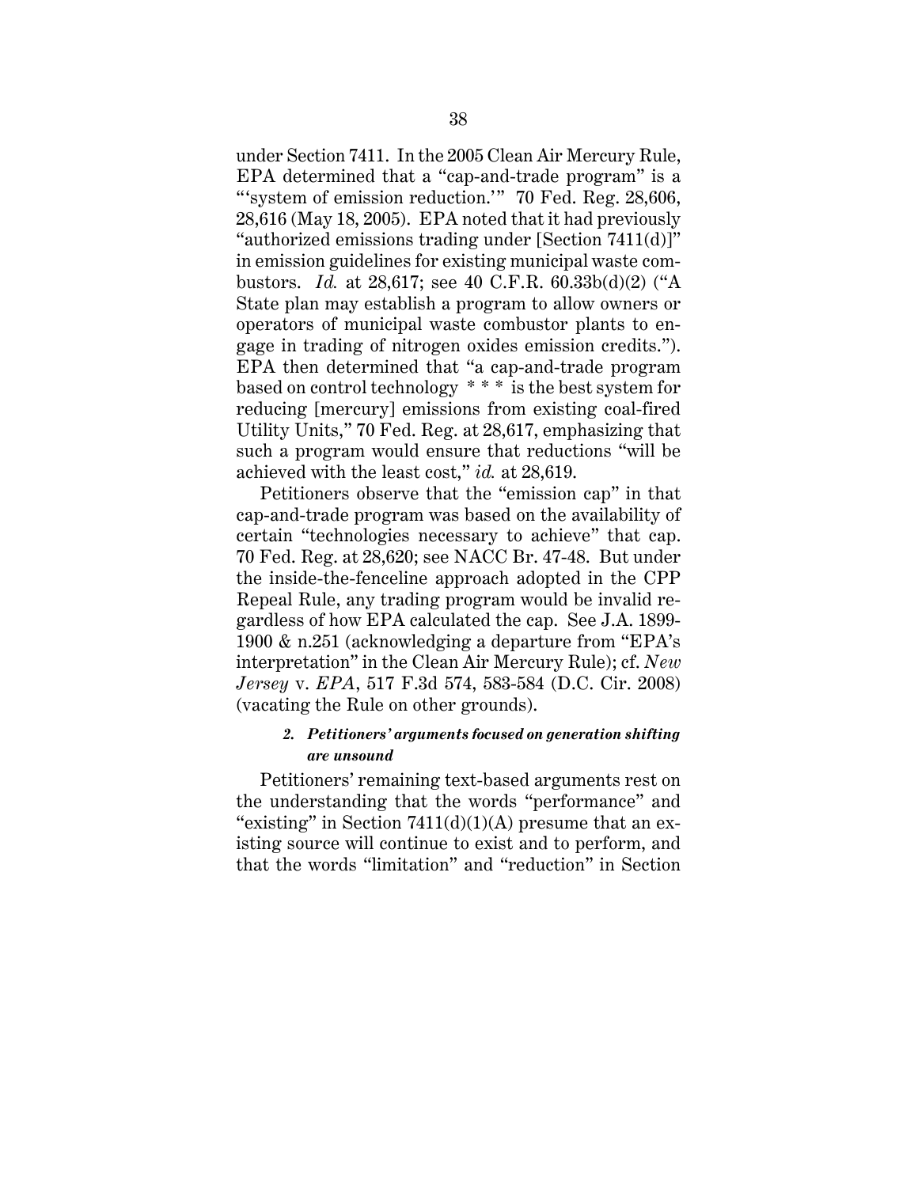under Section 7411. In the 2005 Clean Air Mercury Rule, EPA determined that a "cap-and-trade program" is a "'system of emission reduction.'" 70 Fed. Reg. 28,606, 28,616 (May 18, 2005). EPA noted that it had previously "authorized emissions trading under [Section 7411(d)]" in emission guidelines for existing municipal waste combustors. *Id.* at 28,617; see 40 C.F.R. 60.33b(d)(2) ("A State plan may establish a program to allow owners or operators of municipal waste combustor plants to engage in trading of nitrogen oxides emission credits."). EPA then determined that "a cap-and-trade program based on control technology * * * is the best system for reducing [mercury] emissions from existing coal-fired Utility Units," 70 Fed. Reg. at 28,617, emphasizing that such a program would ensure that reductions "will be achieved with the least cost," *id.* at 28,619.

Petitioners observe that the "emission cap" in that cap-and-trade program was based on the availability of certain "technologies necessary to achieve" that cap. 70 Fed. Reg. at 28,620; see NACC Br. 47-48. But under the inside-the-fenceline approach adopted in the CPP Repeal Rule, any trading program would be invalid regardless of how EPA calculated the cap. See J.A. 1899-1900 & n.251 (acknowledging a departure from "EPA's interpretation" in the Clean Air Mercury Rule); cf. *New Jersey* v. *EPA*, 517 F.3d 574, 583-584 (D.C. Cir. 2008) (vacating the Rule on other grounds).

#### *2. Petitioners' arguments focused on generation shifting are unsound*

Petitioners' remaining text-based arguments rest on the understanding that the words "performance" and "existing" in Section 7411(d)(1)(A) presume that an existing source will continue to exist and to perform, and that the words "limitation" and "reduction" in Section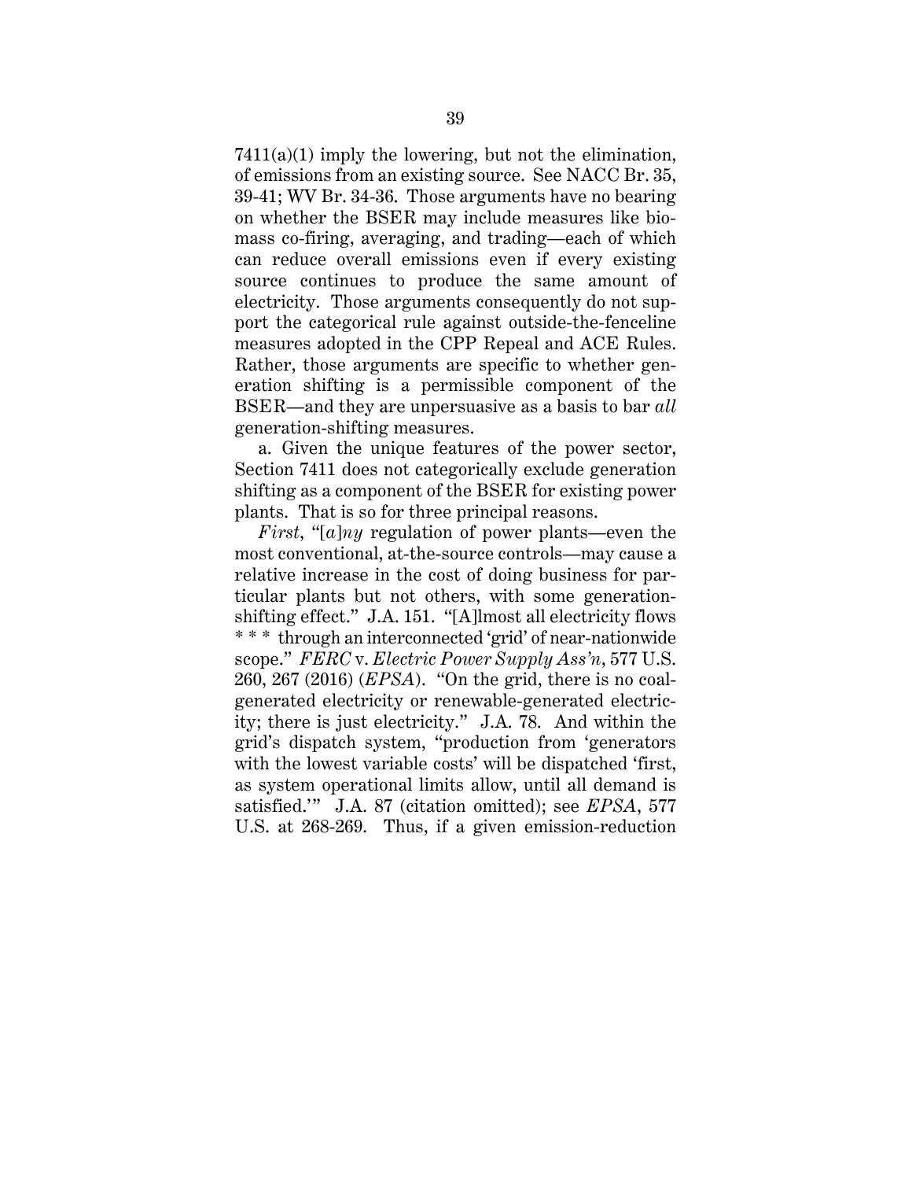7411(a)(1) imply the lowering, but not the elimination, of emissions from an existing source. See NACC Br. 35, 39-41; WV Br. 34-36. Those arguments have no bearing on whether the BSER may include measures like biomass co-firing, averaging, and trading—each of which can reduce overall emissions even if every existing source continues to produce the same amount of electricity. Those arguments consequently do not support the categorical rule against outside-the-fenceline measures adopted in the CPP Repeal and ACE Rules. Rather, those arguments are specific to whether generation shifting is a permissible component of the BSER—and they are unpersuasive as a basis to bar *all* generation-shifting measures.

a. Given the unique features of the power sector, Section 7411 does not categorically exclude generation shifting as a component of the BSER for existing power plants. That is so for three principal reasons.

*First*, "[*a*]*ny* regulation of power plants—even the most conventional, at-the-source controls—may cause a relative increase in the cost of doing business for particular plants but not others, with some generation-shifting effect." J.A. 151. "[A]lmost all electricity flows * * * through an interconnected 'grid' of near-nationwide scope." *FERC* v. *Electric Power Supply Ass'n*, 577 U.S. 260, 267 (2016) (*EPSA*). "On the grid, there is no coal-generated electricity or renewable-generated electricity; there is just electricity." J.A. 78. And within the grid's dispatch system, "production from 'generators with the lowest variable costs' will be dispatched 'first, as system operational limits allow, until all demand is satisfied.'" J.A. 87 (citation omitted); see *EPSA*, 577 U.S. at 268-269. Thus, if a given emission-reduction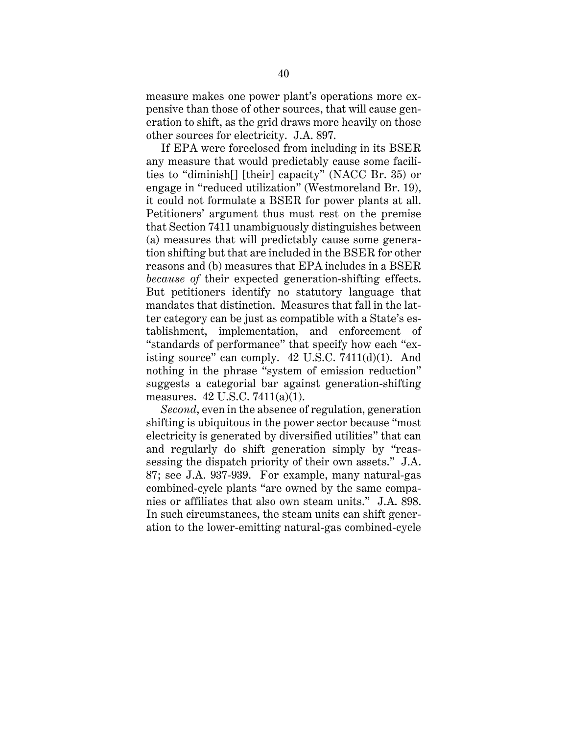measure makes one power plant's operations more expensive than those of other sources, that will cause generation to shift, as the grid draws more heavily on those other sources for electricity. J.A. 897.

If EPA were foreclosed from including in its BSER any measure that would predictably cause some facilities to "diminish[] [their] capacity" (NACC Br. 35) or engage in "reduced utilization" (Westmoreland Br. 19), it could not formulate a BSER for power plants at all. Petitioners' argument thus must rest on the premise that Section 7411 unambiguously distinguishes between (a) measures that will predictably cause some generation shifting but that are included in the BSER for other reasons and (b) measures that EPA includes in a BSER *because of* their expected generation-shifting effects. But petitioners identify no statutory language that mandates that distinction. Measures that fall in the latter category can be just as compatible with a State's establishment, implementation, and enforcement of "standards of performance" that specify how each "existing source" can comply. 42 U.S.C. 7411(d)(1). And nothing in the phrase "system of emission reduction" suggests a categorial bar against generation-shifting measures. 42 U.S.C. 7411(a)(1).

*Second*, even in the absence of regulation, generation shifting is ubiquitous in the power sector because "most electricity is generated by diversified utilities" that can and regularly do shift generation simply by "reassessing the dispatch priority of their own assets." J.A. 87; see J.A. 937-939. For example, many natural-gas combined-cycle plants "are owned by the same companies or affiliates that also own steam units." J.A. 898. In such circumstances, the steam units can shift generation to the lower-emitting natural-gas combined-cycle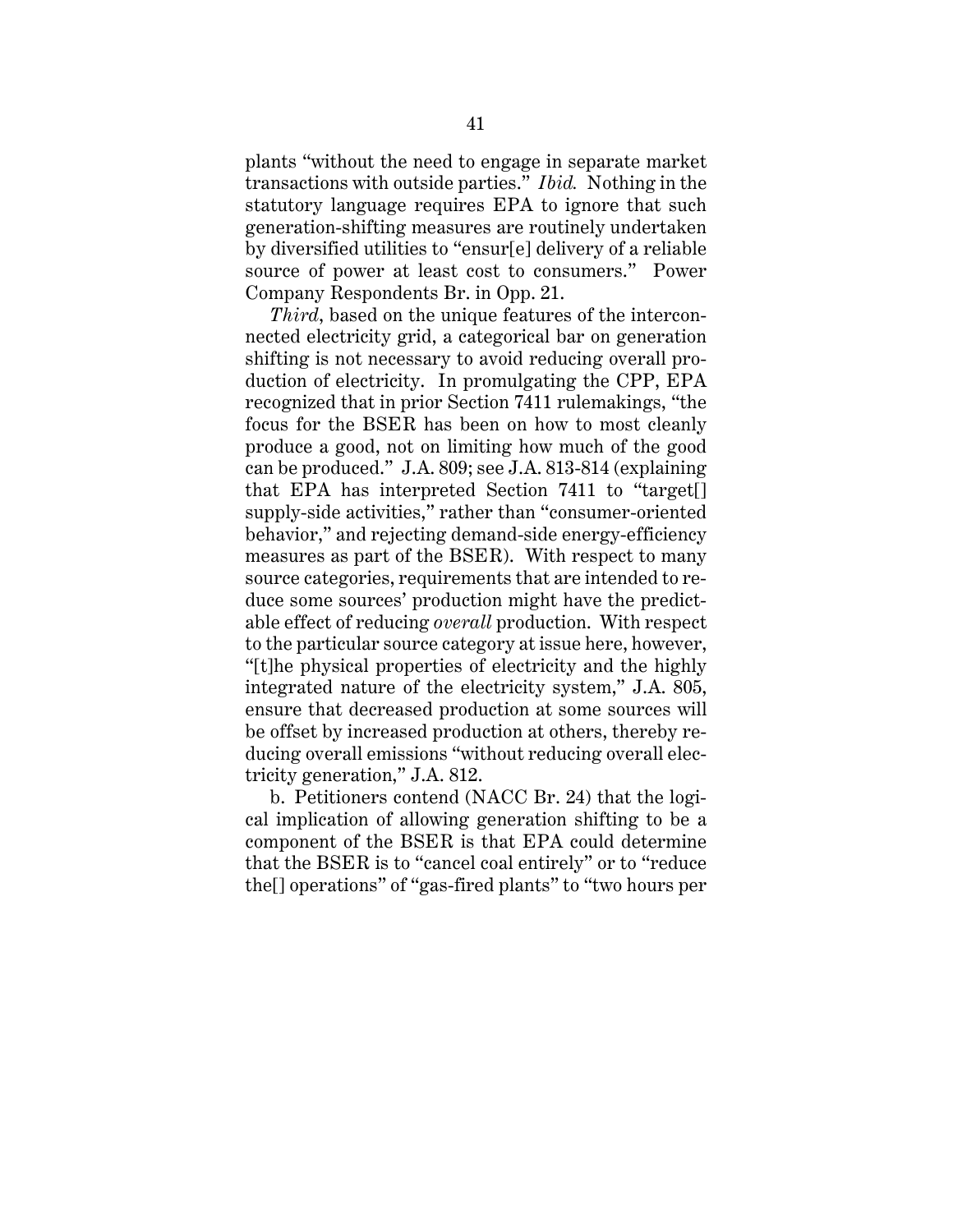plants "without the need to engage in separate market transactions with outside parties." *Ibid.* Nothing in the statutory language requires EPA to ignore that such generation-shifting measures are routinely undertaken by diversified utilities to "ensur[e] delivery of a reliable source of power at least cost to consumers." Power Company Respondents Br. in Opp. 21.

*Third*, based on the unique features of the interconnected electricity grid, a categorical bar on generation shifting is not necessary to avoid reducing overall production of electricity. In promulgating the CPP, EPA recognized that in prior Section 7411 rulemakings, "the focus for the BSER has been on how to most cleanly produce a good, not on limiting how much of the good can be produced." J.A. 809; see J.A. 813-814 (explaining that EPA has interpreted Section 7411 to "target[] supply-side activities," rather than "consumer-oriented behavior," and rejecting demand-side energy-efficiency measures as part of the BSER). With respect to many source categories, requirements that are intended to reduce some sources' production might have the predictable effect of reducing *overall* production. With respect to the particular source category at issue here, however, "[t]he physical properties of electricity and the highly integrated nature of the electricity system," J.A. 805, ensure that decreased production at some sources will be offset by increased production at others, thereby reducing overall emissions "without reducing overall electricity generation," J.A. 812.

b. Petitioners contend (NACC Br. 24) that the logical implication of allowing generation shifting to be a component of the BSER is that EPA could determine that the BSER is to "cancel coal entirely" or to "reduce the[] operations" of "gas-fired plants" to "two hours per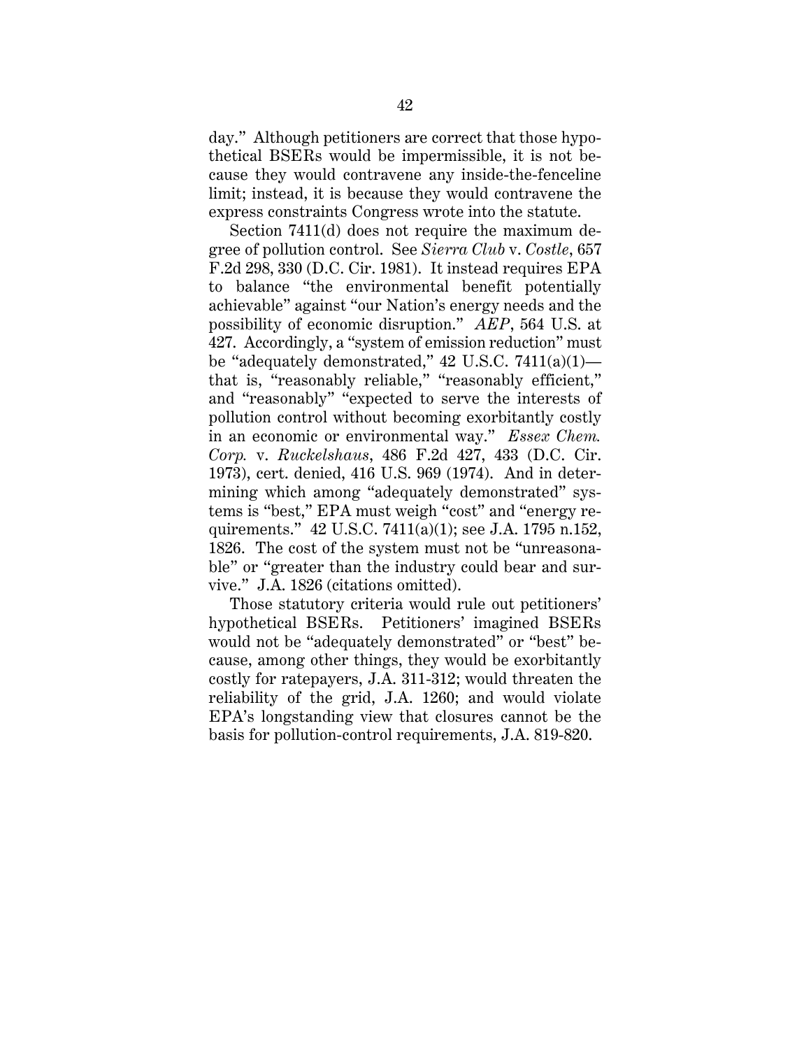day." Although petitioners are correct that those hypothetical BSERs would be impermissible, it is not because they would contravene any inside-the-fenceline limit; instead, it is because they would contravene the express constraints Congress wrote into the statute.

Section 7411(d) does not require the maximum degree of pollution control. See *Sierra Club* v. *Costle*, 657 F.2d 298, 330 (D.C. Cir. 1981). It instead requires EPA to balance "the environmental benefit potentially achievable" against "our Nation's energy needs and the possibility of economic disruption." *AEP*, 564 U.S. at 427. Accordingly, a "system of emission reduction" must be "adequately demonstrated," 42 U.S.C. 7411(a)(1)—that is, "reasonably reliable," "reasonably efficient," and "reasonably" "expected to serve the interests of pollution control without becoming exorbitantly costly in an economic or environmental way." *Essex Chem. Corp.* v. *Ruckelshaus*, 486 F.2d 427, 433 (D.C. Cir. 1973), cert. denied, 416 U.S. 969 (1974). And in determining which among "adequately demonstrated" systems is "best," EPA must weigh "cost" and "energy requirements." 42 U.S.C. 7411(a)(1); see J.A. 1795 n.152, 1826. The cost of the system must not be "unreasonable" or "greater than the industry could bear and survive." J.A. 1826 (citations omitted).

Those statutory criteria would rule out petitioners' hypothetical BSERs. Petitioners' imagined BSERs would not be "adequately demonstrated" or "best" because, among other things, they would be exorbitantly costly for ratepayers, J.A. 311-312; would threaten the reliability of the grid, J.A. 1260; and would violate EPA's longstanding view that closures cannot be the basis for pollution-control requirements, J.A. 819-820.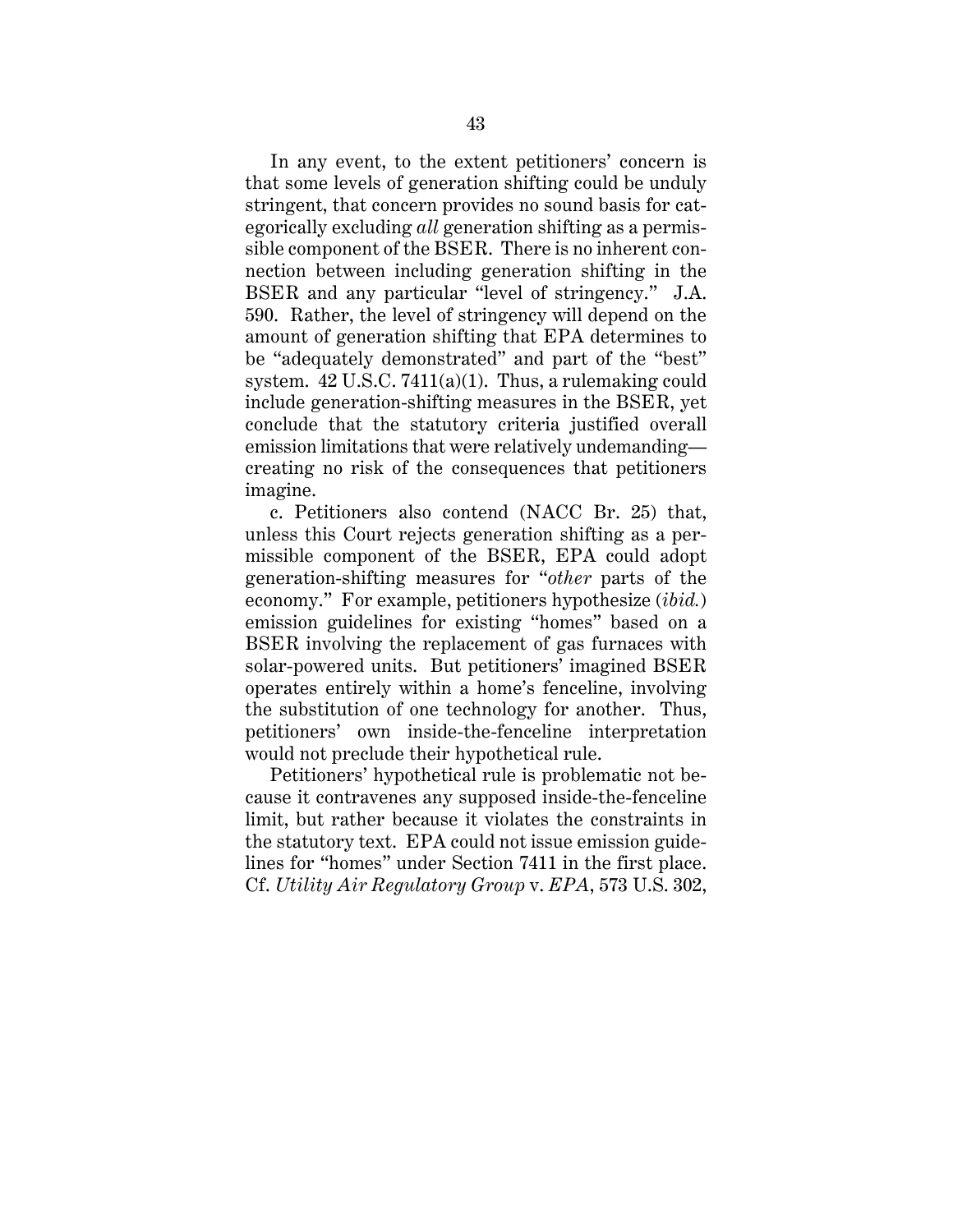In any event, to the extent petitioners' concern is that some levels of generation shifting could be unduly stringent, that concern provides no sound basis for categorically excluding *all* generation shifting as a permissible component of the BSER. There is no inherent connection between including generation shifting in the BSER and any particular "level of stringency." J.A. 590. Rather, the level of stringency will depend on the amount of generation shifting that EPA determines to be "adequately demonstrated" and part of the "best" system. 42 U.S.C. 7411(a)(1). Thus, a rulemaking could include generation-shifting measures in the BSER, yet conclude that the statutory criteria justified overall emission limitations that were relatively undemanding—creating no risk of the consequences that petitioners imagine.

c. Petitioners also contend (NACC Br. 25) that, unless this Court rejects generation shifting as a permissible component of the BSER, EPA could adopt generation-shifting measures for "*other* parts of the economy." For example, petitioners hypothesize (*ibid.*) emission guidelines for existing "homes" based on a BSER involving the replacement of gas furnaces with solar-powered units. But petitioners' imagined BSER operates entirely within a home's fenceline, involving the substitution of one technology for another. Thus, petitioners' own inside-the-fenceline interpretation would not preclude their hypothetical rule.

Petitioners' hypothetical rule is problematic not because it contravenes any supposed inside-the-fenceline limit, but rather because it violates the constraints in the statutory text. EPA could not issue emission guidelines for "homes" under Section 7411 in the first place. Cf. *Utility Air Regulatory Group* v. *EPA*, 573 U.S. 302,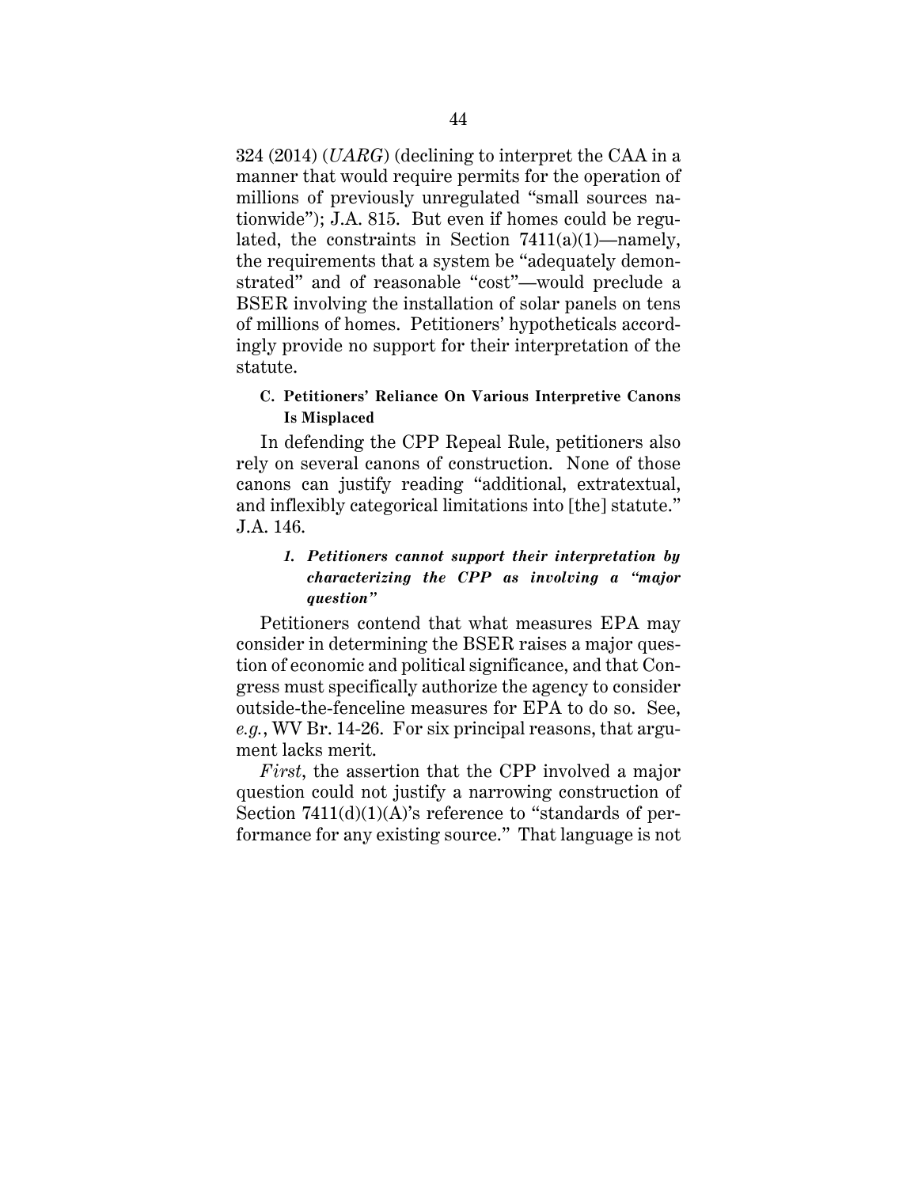324 (2014) (*UARG*) (declining to interpret the CAA in a manner that would require permits for the operation of millions of previously unregulated "small sources nationwide"); J.A. 815. But even if homes could be regulated, the constraints in Section 7411(a)(1)—namely, the requirements that a system be "adequately demonstrated" and of reasonable "cost"—would preclude a BSER involving the installation of solar panels on tens of millions of homes. Petitioners' hypotheticals accordingly provide no support for their interpretation of the statute.

### C. Petitioners' Reliance On Various Interpretive Canons Is Misplaced

In defending the CPP Repeal Rule, petitioners also rely on several canons of construction. None of those canons can justify reading "additional, extratextual, and inflexibly categorical limitations into [the] statute." J.A. 146.

#### *1. Petitioners cannot support their interpretation by characterizing the CPP as involving a "major question"*

Petitioners contend that what measures EPA may consider in determining the BSER raises a major question of economic and political significance, and that Congress must specifically authorize the agency to consider outside-the-fenceline measures for EPA to do so. See, *e.g.*, WV Br. 14-26. For six principal reasons, that argument lacks merit.

*First*, the assertion that the CPP involved a major question could not justify a narrowing construction of Section 7411(d)(1)(A)'s reference to "standards of performance for any existing source." That language is not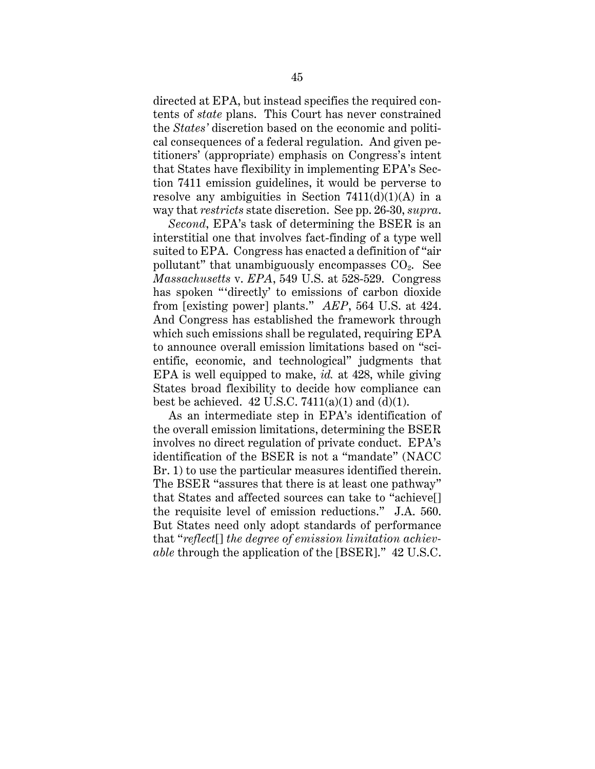directed at EPA, but instead specifies the required contents of *state* plans. This Court has never constrained the *States'* discretion based on the economic and political consequences of a federal regulation. And given petitioners' (appropriate) emphasis on Congress's intent that States have flexibility in implementing EPA's Section 7411 emission guidelines, it would be perverse to resolve any ambiguities in Section 7411(d)(1)(A) in a way that *restricts* state discretion. See pp. 26-30, *supra*.

*Second*, EPA's task of determining the BSER is an interstitial one that involves fact-finding of a type well suited to EPA. Congress has enacted a definition of "air pollutant" that unambiguously encompasses $CO_2$. See *Massachusetts* v. *EPA*, 549 U.S. at 528-529. Congress has spoken "'directly' to emissions of carbon dioxide from [existing power] plants." *AEP*, 564 U.S. at 424. And Congress has established the framework through which such emissions shall be regulated, requiring EPA to announce overall emission limitations based on "scientific, economic, and technological" judgments that EPA is well equipped to make, *id.* at 428, while giving States broad flexibility to decide how compliance can best be achieved. 42 U.S.C. 7411(a)(1) and (d)(1).

As an intermediate step in EPA's identification of the overall emission limitations, determining the BSER involves no direct regulation of private conduct. EPA's identification of the BSER is not a "mandate" (NACC Br. 1) to use the particular measures identified therein. The BSER "assures that there is at least one pathway" that States and affected sources can take to "achieve[] the requisite level of emission reductions." J.A. 560. But States need only adopt standards of performance that "*reflect*[] *the degree of emission limitation achievable* through the application of the [BSER]." 42 U.S.C.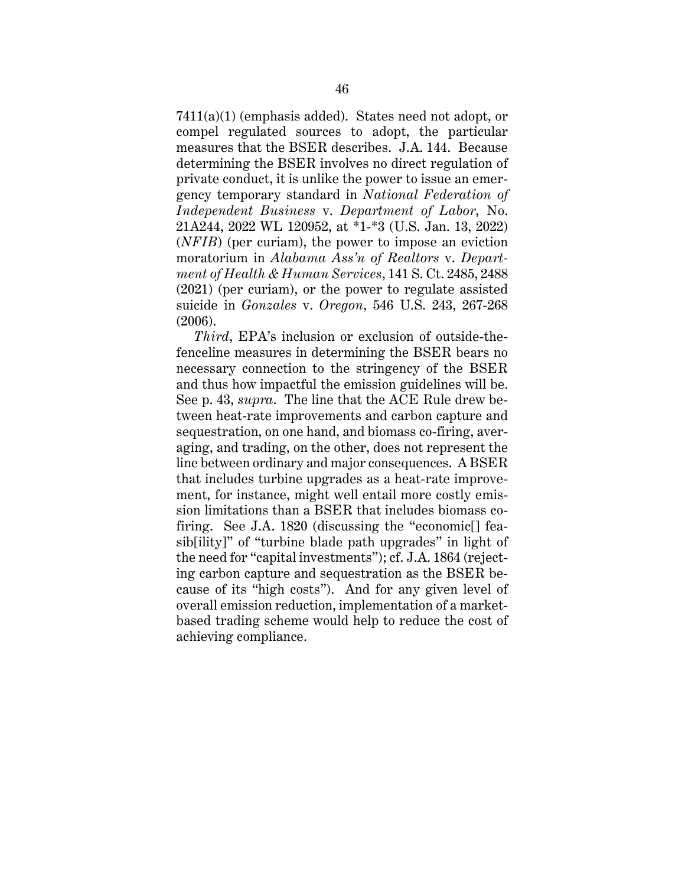7411(a)(1) (emphasis added). States need not adopt, or compel regulated sources to adopt, the particular measures that the BSER describes. J.A. 144. Because determining the BSER involves no direct regulation of private conduct, it is unlike the power to issue an emergency temporary standard in *National Federation of Independent Business* v. *Department of Labor*, No. 21A244, 2022 WL 120952, at *1-*3 (U.S. Jan. 13, 2022) (*NFIB*) (per curiam), the power to impose an eviction moratorium in *Alabama Ass'n of Realtors* v. *Department of Health & Human Services*, 141 S. Ct. 2485, 2488 (2021) (per curiam), or the power to regulate assisted suicide in *Gonzales* v. *Oregon*, 546 U.S. 243, 267-268 (2006).

*Third*, EPA's inclusion or exclusion of outside-the-fenceline measures in determining the BSER bears no necessary connection to the stringency of the BSER and thus how impactful the emission guidelines will be. See p. 43, *supra*. The line that the ACE Rule drew between heat-rate improvements and carbon capture and sequestration, on one hand, and biomass co-firing, averaging, and trading, on the other, does not represent the line between ordinary and major consequences. A BSER that includes turbine upgrades as a heat-rate improvement, for instance, might well entail more costly emission limitations than a BSER that includes biomass co-firing. See J.A. 1820 (discussing the "economic[] feasib[ility]" of "turbine blade path upgrades" in light of the need for "capital investments"); cf. J.A. 1864 (rejecting carbon capture and sequestration as the BSER because of its "high costs"). And for any given level of overall emission reduction, implementation of a market-based trading scheme would help to reduce the cost of achieving compliance.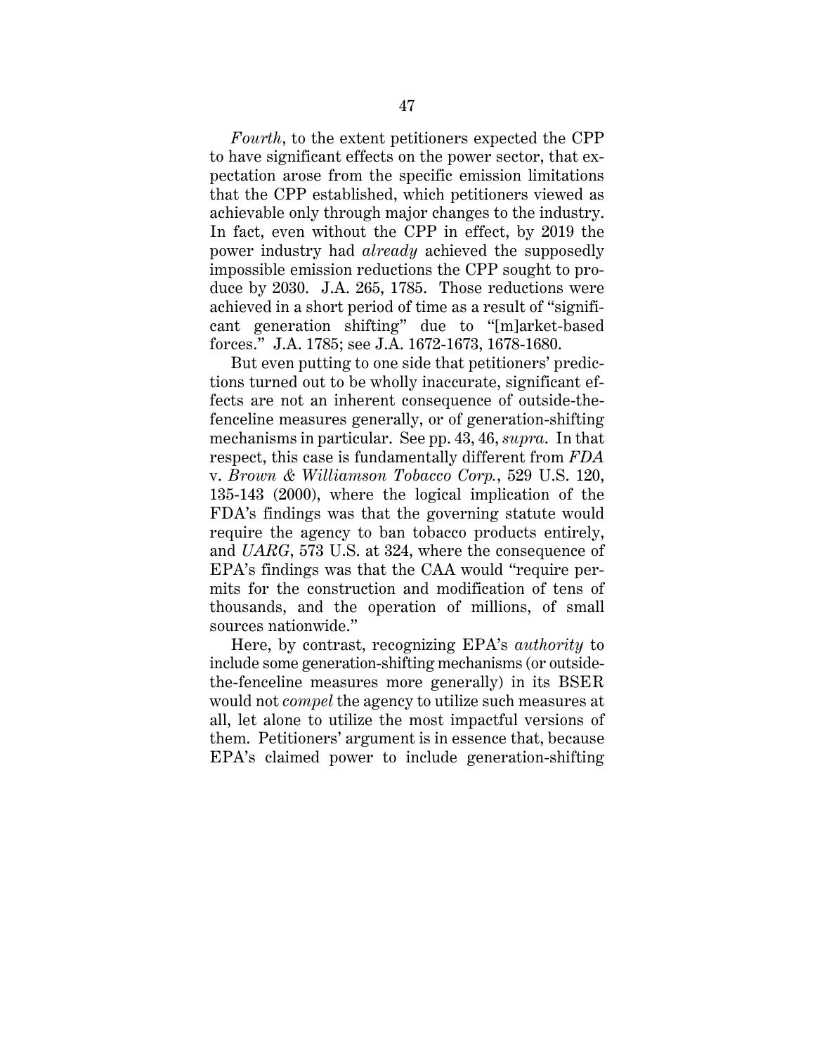*Fourth*, to the extent petitioners expected the CPP to have significant effects on the power sector, that expectation arose from the specific emission limitations that the CPP established, which petitioners viewed as achievable only through major changes to the industry. In fact, even without the CPP in effect, by 2019 the power industry had *already* achieved the supposedly impossible emission reductions the CPP sought to produce by 2030. J.A. 265, 1785. Those reductions were achieved in a short period of time as a result of "significant generation shifting" due to "[m]arket-based forces." J.A. 1785; see J.A. 1672-1673, 1678-1680.

But even putting to one side that petitioners' predictions turned out to be wholly inaccurate, significant effects are not an inherent consequence of outside-the-fenceline measures generally, or of generation-shifting mechanisms in particular. See pp. 43, 46, *supra*. In that respect, this case is fundamentally different from *FDA* v. *Brown & Williamson Tobacco Corp.*, 529 U.S. 120, 135-143 (2000), where the logical implication of the FDA's findings was that the governing statute would require the agency to ban tobacco products entirely, and *UARG*, 573 U.S. at 324, where the consequence of EPA's findings was that the CAA would "require permits for the construction and modification of tens of thousands, and the operation of millions, of small sources nationwide."

Here, by contrast, recognizing EPA's *authority* to include some generation-shifting mechanisms (or outside-the-fenceline measures more generally) in its BSER would not *compel* the agency to utilize such measures at all, let alone to utilize the most impactful versions of them. Petitioners' argument is in essence that, because EPA's claimed power to include generation-shifting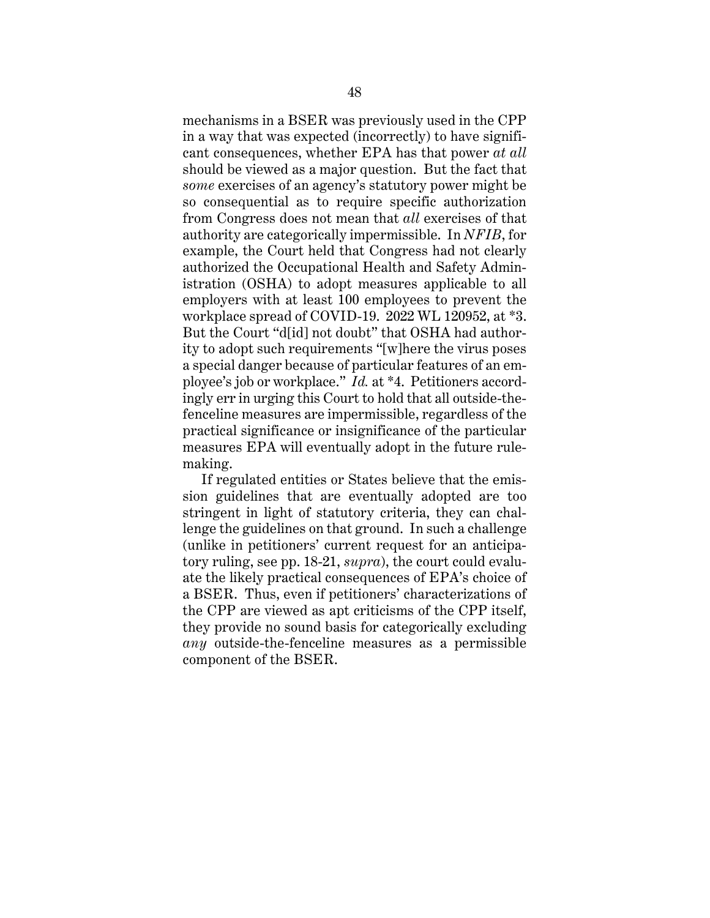mechanisms in a BSER was previously used in the CPP in a way that was expected (incorrectly) to have significant consequences, whether EPA has that power *at all* should be viewed as a major question. But the fact that *some* exercises of an agency's statutory power might be so consequential as to require specific authorization from Congress does not mean that *all* exercises of that authority are categorically impermissible. In *NFIB*, for example, the Court held that Congress had not clearly authorized the Occupational Health and Safety Administration (OSHA) to adopt measures applicable to all employers with at least 100 employees to prevent the workplace spread of COVID-19. 2022 WL 120952, at *3. But the Court "d[id] not doubt" that OSHA had authority to adopt such requirements "[w]here the virus poses a special danger because of particular features of an employee's job or workplace." *Id.* at *4. Petitioners accordingly err in urging this Court to hold that all outside-the-fenceline measures are impermissible, regardless of the practical significance or insignificance of the particular measures EPA will eventually adopt in the future rulemaking.

If regulated entities or States believe that the emission guidelines that are eventually adopted are too stringent in light of statutory criteria, they can challenge the guidelines on that ground. In such a challenge (unlike in petitioners' current request for an anticipatory ruling, see pp. 18-21, *supra*), the court could evaluate the likely practical consequences of EPA's choice of a BSER. Thus, even if petitioners' characterizations of the CPP are viewed as apt criticisms of the CPP itself, they provide no sound basis for categorically excluding *any* outside-the-fenceline measures as a permissible component of the BSER.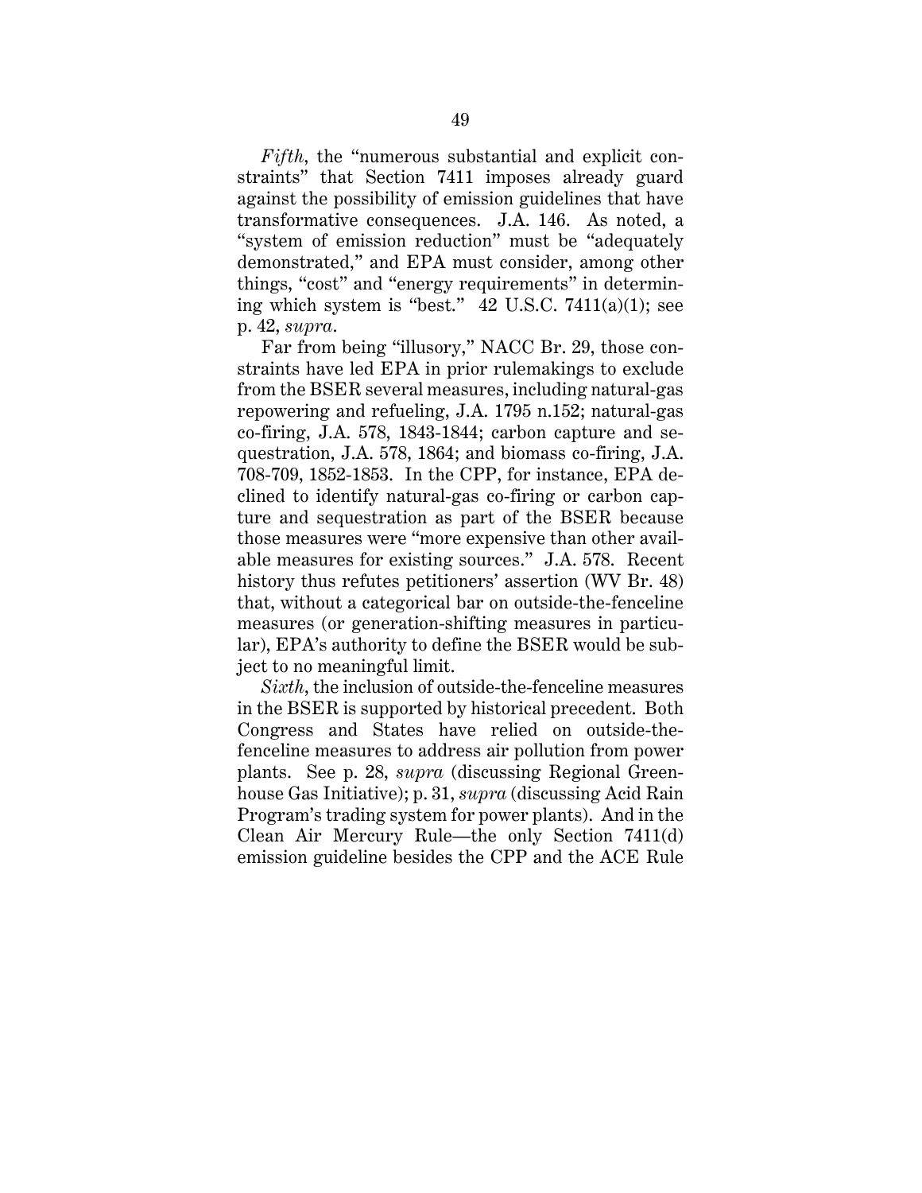*Fifth*, the "numerous substantial and explicit constraints" that Section 7411 imposes already guard against the possibility of emission guidelines that have transformative consequences. J.A. 146. As noted, a "system of emission reduction" must be "adequately demonstrated," and EPA must consider, among other things, "cost" and "energy requirements" in determining which system is "best." 42 U.S.C. 7411(a)(1); see p. 42, *supra*.

Far from being "illusory," NACC Br. 29, those constraints have led EPA in prior rulemakings to exclude from the BSER several measures, including natural-gas repowering and refueling, J.A. 1795 n.152; natural-gas co-firing, J.A. 578, 1843-1844; carbon capture and sequestration, J.A. 578, 1864; and biomass co-firing, J.A. 708-709, 1852-1853. In the CPP, for instance, EPA declined to identify natural-gas co-firing or carbon capture and sequestration as part of the BSER because those measures were "more expensive than other available measures for existing sources." J.A. 578. Recent history thus refutes petitioners' assertion (WV Br. 48) that, without a categorical bar on outside-the-fenceline measures (or generation-shifting measures in particular), EPA's authority to define the BSER would be subject to no meaningful limit.

*Sixth*, the inclusion of outside-the-fenceline measures in the BSER is supported by historical precedent. Both Congress and States have relied on outside-the-fenceline measures to address air pollution from power plants. See p. 28, *supra* (discussing Regional Greenhouse Gas Initiative); p. 31, *supra* (discussing Acid Rain Program's trading system for power plants). And in the Clean Air Mercury Rule—the only Section 7411(d) emission guideline besides the CPP and the ACE Rule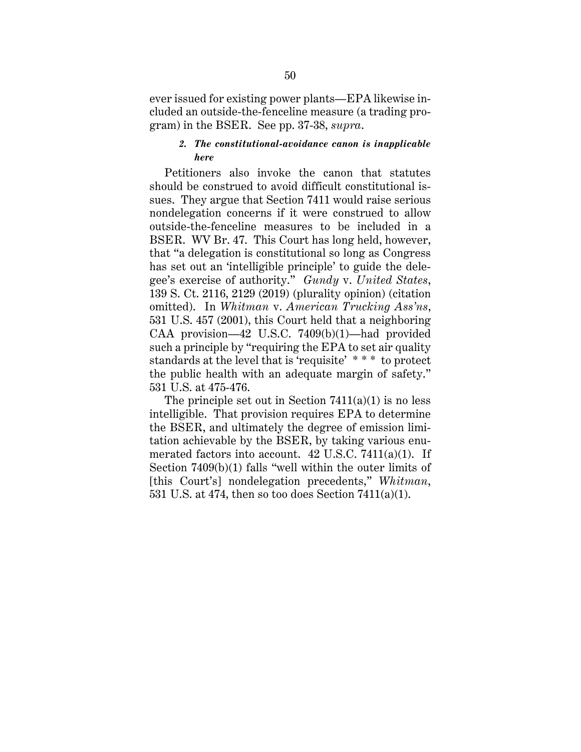ever issued for existing power plants—EPA likewise included an outside-the-fenceline measure (a trading program) in the BSER. See pp. 37-38, *supra*.

#### *2. The constitutional-avoidance canon is inapplicable here*

Petitioners also invoke the canon that statutes should be construed to avoid difficult constitutional issues. They argue that Section 7411 would raise serious nondelegation concerns if it were construed to allow outside-the-fenceline measures to be included in a BSER. WV Br. 47. This Court has long held, however, that "a delegation is constitutional so long as Congress has set out an 'intelligible principle' to guide the delegee's exercise of authority." *Gundy* v. *United States*, 139 S. Ct. 2116, 2129 (2019) (plurality opinion) (citation omitted). In *Whitman* v. *American Trucking Ass'ns*, 531 U.S. 457 (2001), this Court held that a neighboring CAA provision—42 U.S.C. 7409(b)(1)—had provided such a principle by "requiring the EPA to set air quality standards at the level that is 'requisite' * * * to protect the public health with an adequate margin of safety." 531 U.S. at 475-476.

The principle set out in Section 7411(a)(1) is no less intelligible. That provision requires EPA to determine the BSER, and ultimately the degree of emission limitation achievable by the BSER, by taking various enumerated factors into account. 42 U.S.C. 7411(a)(1). If Section 7409(b)(1) falls "well within the outer limits of [this Court's] nondelegation precedents," *Whitman*, 531 U.S. at 474, then so too does Section 7411(a)(1).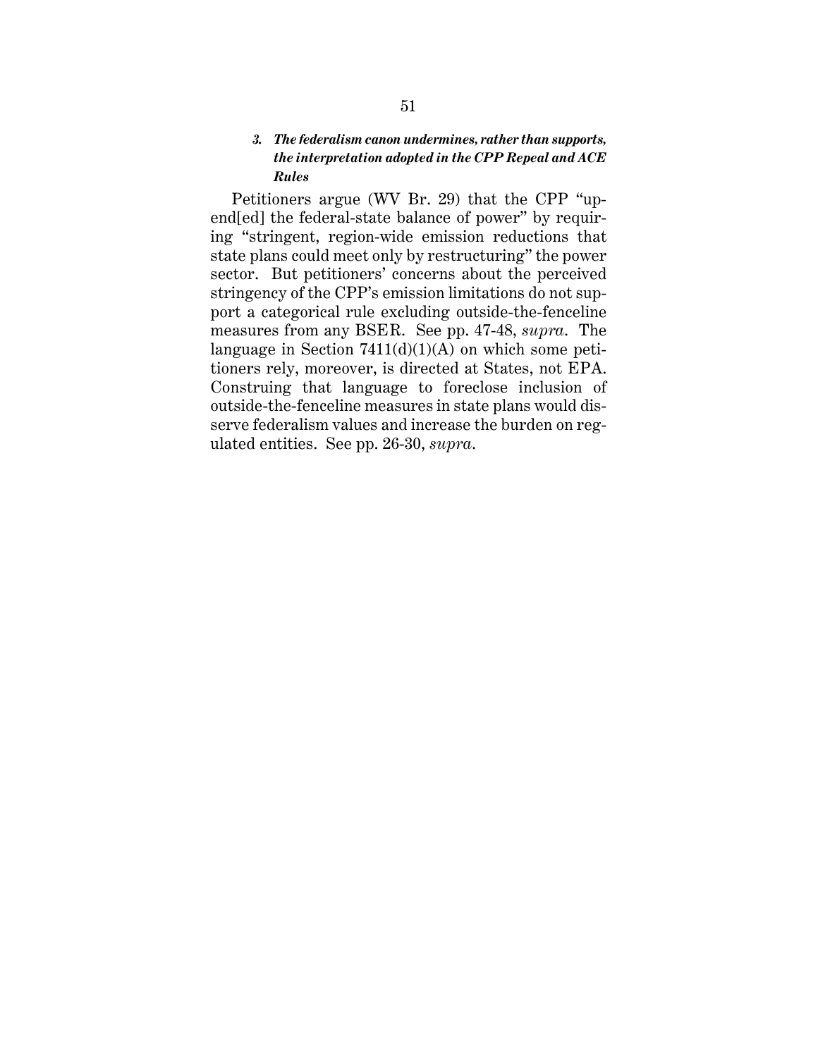### *3. The federalism canon undermines, rather than supports, the interpretation adopted in the CPP Repeal and ACE Rules*

Petitioners argue (WV Br. 29) that the CPP "upend[ed] the federal-state balance of power" by requiring "stringent, region-wide emission reductions that state plans could meet only by restructuring" the power sector. But petitioners' concerns about the perceived stringency of the CPP's emission limitations do not support a categorical rule excluding outside-the-fenceline measures from any BSER. See pp. 47-48, *supra*. The language in Section 7411(d)(1)(A) on which some petitioners rely, moreover, is directed at States, not EPA. Construing that language to foreclose inclusion of outside-the-fenceline measures in state plans would disserve federalism values and increase the burden on regulated entities. See pp. 26-30, *supra*.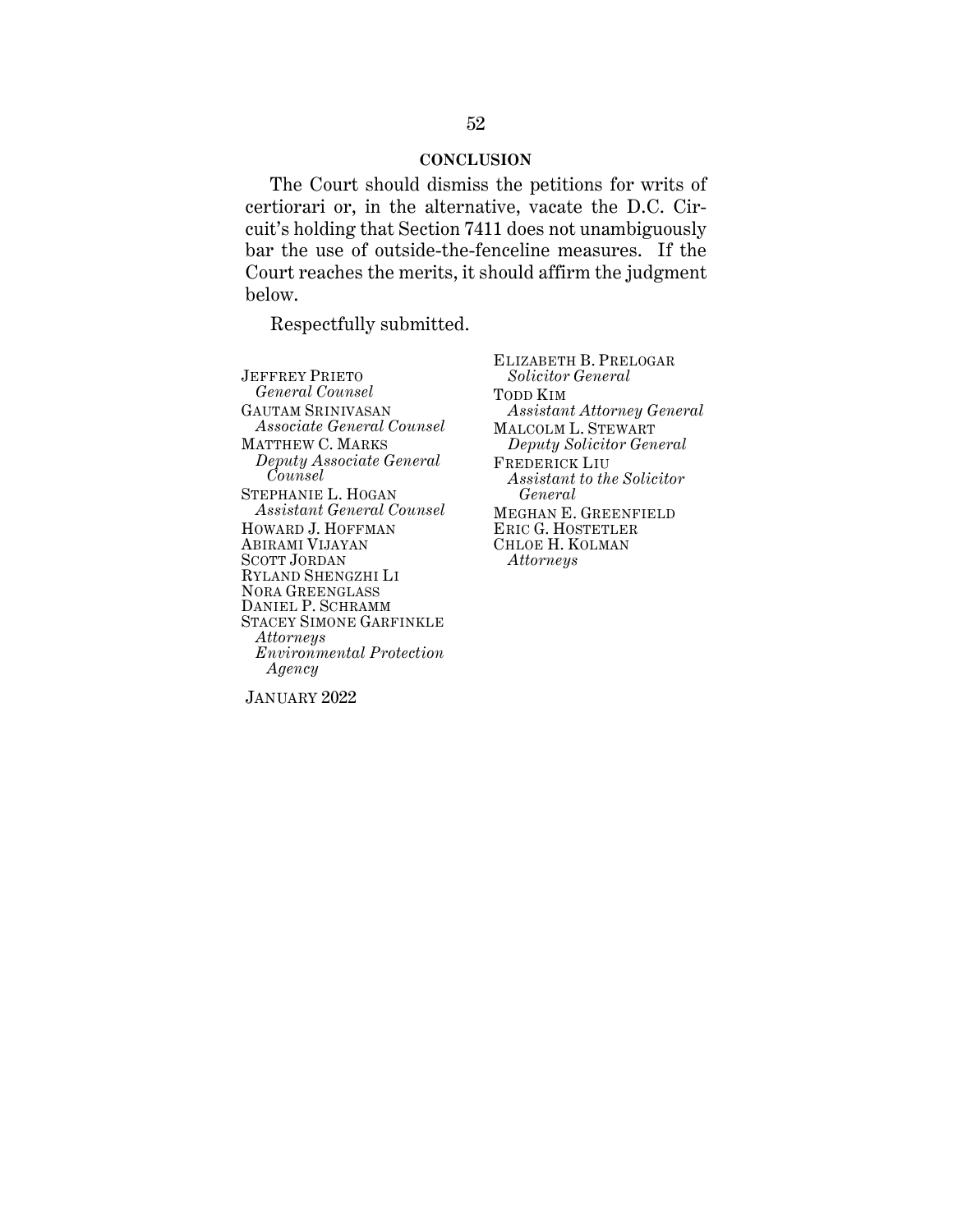## CONCLUSION

The Court should dismiss the petitions for writs of certiorari or, in the alternative, vacate the D.C. Circuit's holding that Section 7411 does not unambiguously bar the use of outside-the-fenceline measures. If the Court reaches the merits, it should affirm the judgment below.

Respectfully submitted.

ELIZABETH B. PRELOGAR
*Solicitor General*
TODD KIM
*Assistant Attorney General*
MALCOLM L. STEWART
*Deputy Solicitor General*
FREDERICK LIU
*Assistant to the Solicitor General*
MEGHAN E. GREENFIELD
ERIC G. HOSTETLER
CHLOE H. KOLMAN
*Attorneys*

JEFFREY PRIETO
*General Counsel*
GAUTAM SRINIVASAN
*Associate General Counsel*
MATTHEW C. MARKS
*Deputy Associate General Counsel*
STEPHANIE L. HOGAN
*Assistant General Counsel*
HOWARD J. HOFFMAN
ABIRAMI VIJAYAN
SCOTT JORDAN
RYLAND SHENGZHI LI
NORA GREENGLASS
DANIEL P. SCHRAMM
STACEY SIMONE GARFINKLE
*Attorneys*
*Environmental Protection Agency*

JANUARY 2022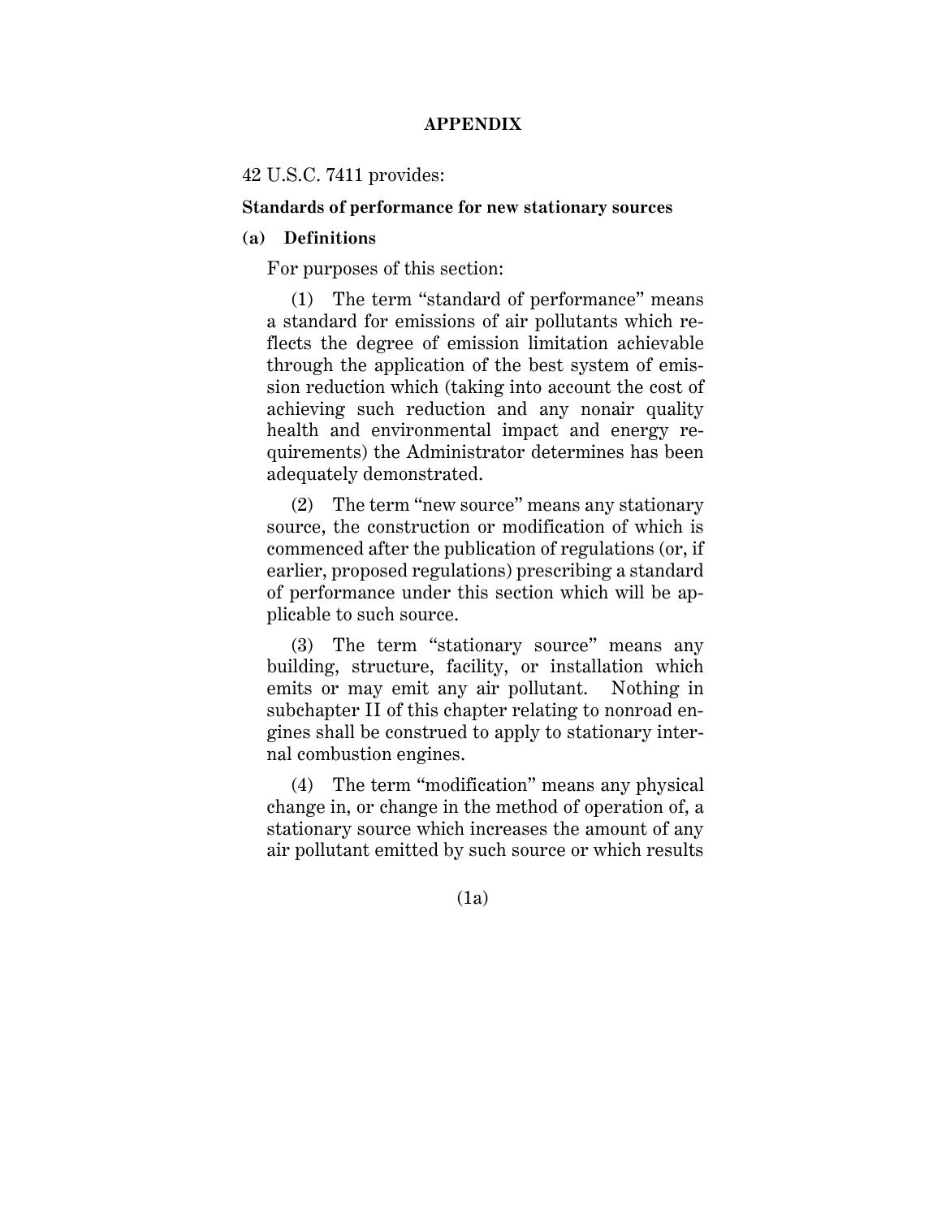## APPENDIX

42 U.S.C. 7411 provides:

**Standards of performance for new stationary sources**

**(a) Definitions**

For purposes of this section:

(1) The term "standard of performance" means a standard for emissions of air pollutants which reflects the degree of emission limitation achievable through the application of the best system of emission reduction which (taking into account the cost of achieving such reduction and any nonair quality health and environmental impact and energy requirements) the Administrator determines has been adequately demonstrated.

(2) The term "new source" means any stationary source, the construction or modification of which is commenced after the publication of regulations (or, if earlier, proposed regulations) prescribing a standard of performance under this section which will be applicable to such source.

(3) The term "stationary source" means any building, structure, facility, or installation which emits or may emit any air pollutant. Nothing in subchapter II of this chapter relating to nonroad engines shall be construed to apply to stationary internal combustion engines.

(4) The term "modification" means any physical change in, or change in the method of operation of, a stationary source which increases the amount of any air pollutant emitted by such source or which results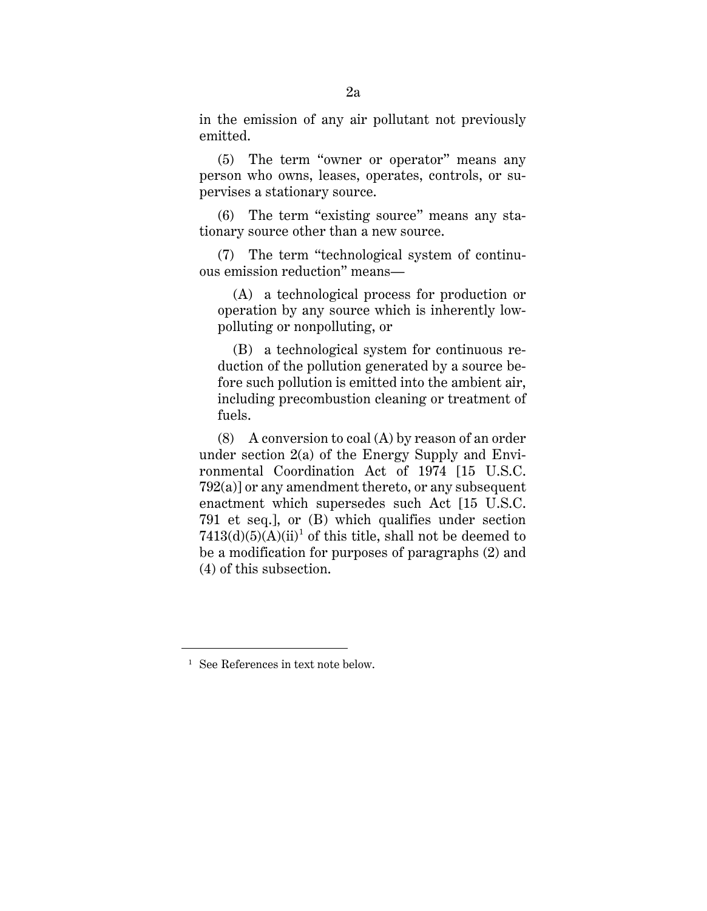in the emission of any air pollutant not previously emitted.

(5) The term "owner or operator" means any person who owns, leases, operates, controls, or supervises a stationary source.

(6) The term "existing source" means any stationary source other than a new source.

(7) The term "technological system of continuous emission reduction" means—

(A) a technological process for production or operation by any source which is inherently low-polluting or nonpolluting, or

(B) a technological system for continuous reduction of the pollution generated by a source before such pollution is emitted into the ambient air, including precombustion cleaning or treatment of fuels.

(8) A conversion to coal (A) by reason of an order under section 2(a) of the Energy Supply and Environmental Coordination Act of 1974 [15 U.S.C. 792(a)] or any amendment thereto, or any subsequent enactment which supersedes such Act [15 U.S.C. 791 et seq.], or (B) which qualifies under section 7413(d)(5)(A)(ii)[1] of this title, shall not be deemed to be a modification for purposes of paragraphs (2) and (4) of this subsection.

---

[1] See References in text note below.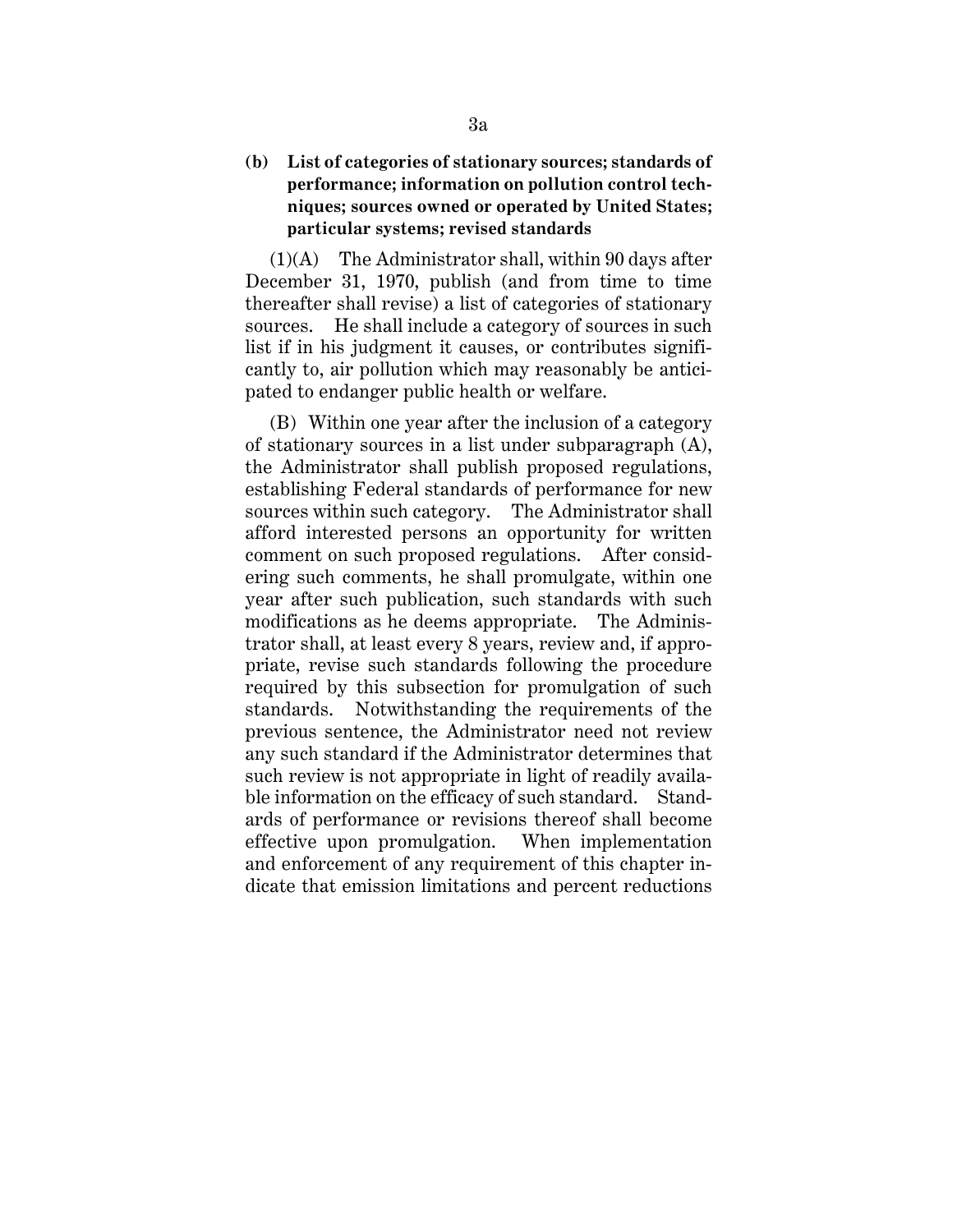**(b) List of categories of stationary sources; standards of performance; information on pollution control techniques; sources owned or operated by United States; particular systems; revised standards**

(1)(A) The Administrator shall, within 90 days after December 31, 1970, publish (and from time to time thereafter shall revise) a list of categories of stationary sources. He shall include a category of sources in such list if in his judgment it causes, or contributes significantly to, air pollution which may reasonably be anticipated to endanger public health or welfare.

(B) Within one year after the inclusion of a category of stationary sources in a list under subparagraph (A), the Administrator shall publish proposed regulations, establishing Federal standards of performance for new sources within such category. The Administrator shall afford interested persons an opportunity for written comment on such proposed regulations. After considering such comments, he shall promulgate, within one year after such publication, such standards with such modifications as he deems appropriate. The Administrator shall, at least every 8 years, review and, if appropriate, revise such standards following the procedure required by this subsection for promulgation of such standards. Notwithstanding the requirements of the previous sentence, the Administrator need not review any such standard if the Administrator determines that such review is not appropriate in light of readily available information on the efficacy of such standard. Standards of performance or revisions thereof shall become effective upon promulgation. When implementation and enforcement of any requirement of this chapter indicate that emission limitations and percent reductions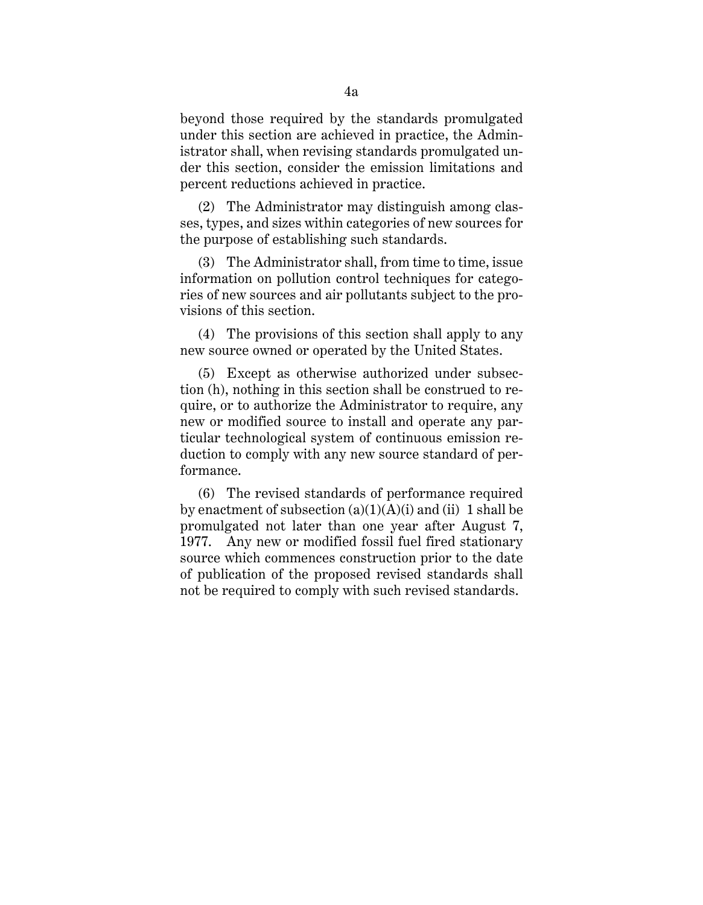beyond those required by the standards promulgated under this section are achieved in practice, the Administrator shall, when revising standards promulgated under this section, consider the emission limitations and percent reductions achieved in practice.

(2) The Administrator may distinguish among classes, types, and sizes within categories of new sources for the purpose of establishing such standards.

(3) The Administrator shall, from time to time, issue information on pollution control techniques for categories of new sources and air pollutants subject to the provisions of this section.

(4) The provisions of this section shall apply to any new source owned or operated by the United States.

(5) Except as otherwise authorized under subsection (h), nothing in this section shall be construed to require, or to authorize the Administrator to require, any new or modified source to install and operate any particular technological system of continuous emission reduction to comply with any new source standard of performance.

(6) The revised standards of performance required by enactment of subsection (a)(1)(A)(i) and (ii) [1] shall be promulgated not later than one year after August 7, 1977. Any new or modified fossil fuel fired stationary source which commences construction prior to the date of publication of the proposed revised standards shall not be required to comply with such revised standards.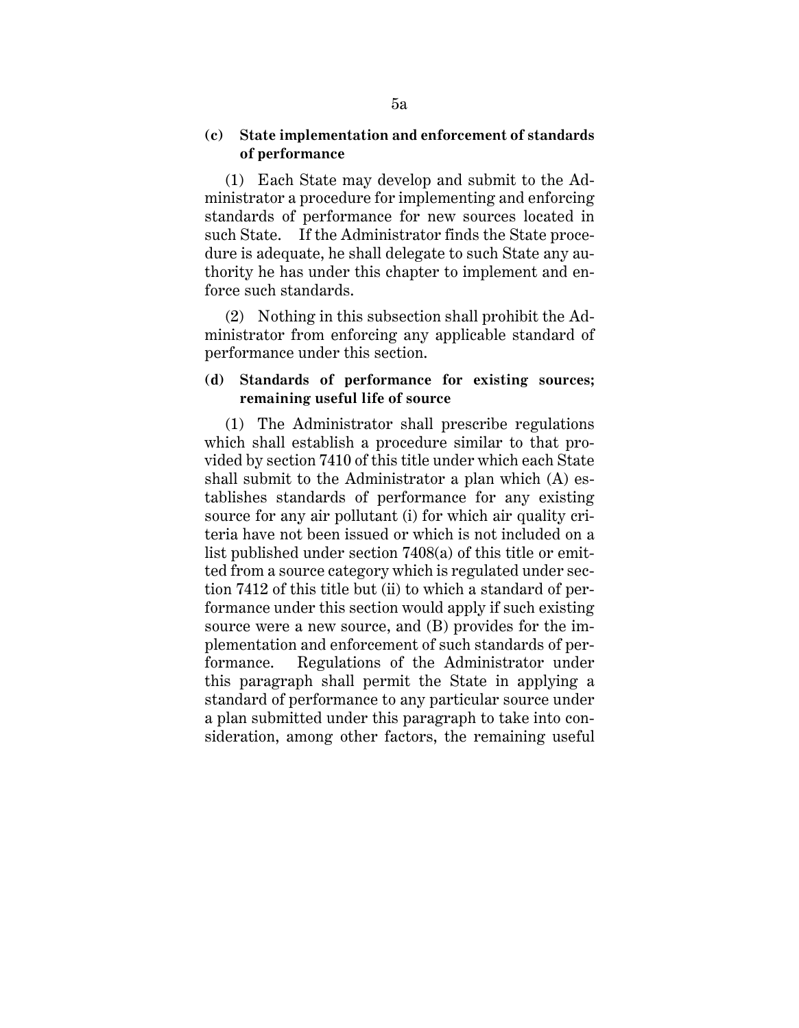**(c) State implementation and enforcement of standards of performance**

(1) Each State may develop and submit to the Administrator a procedure for implementing and enforcing standards of performance for new sources located in such State. If the Administrator finds the State procedure is adequate, he shall delegate to such State any authority he has under this chapter to implement and enforce such standards.

(2) Nothing in this subsection shall prohibit the Administrator from enforcing any applicable standard of performance under this section.

**(d) Standards of performance for existing sources; remaining useful life of source**

(1) The Administrator shall prescribe regulations which shall establish a procedure similar to that provided by section 7410 of this title under which each State shall submit to the Administrator a plan which (A) establishes standards of performance for any existing source for any air pollutant (i) for which air quality criteria have not been issued or which is not included on a list published under section 7408(a) of this title or emitted from a source category which is regulated under section 7412 of this title but (ii) to which a standard of performance under this section would apply if such existing source were a new source, and (B) provides for the implementation and enforcement of such standards of performance. Regulations of the Administrator under this paragraph shall permit the State in applying a standard of performance to any particular source under a plan submitted under this paragraph to take into consideration, among other factors, the remaining useful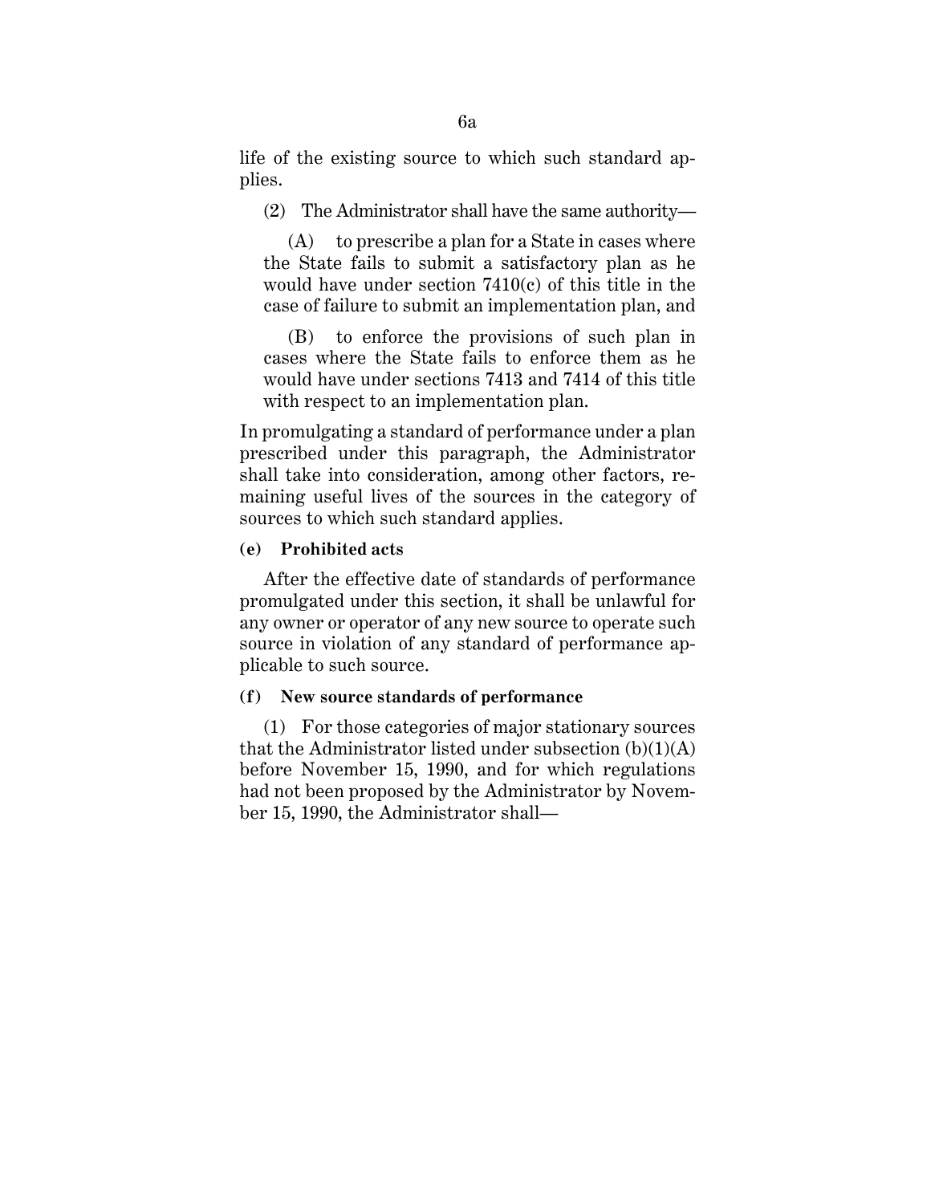life of the existing source to which such standard applies.

(2) The Administrator shall have the same authority—

(A) to prescribe a plan for a State in cases where the State fails to submit a satisfactory plan as he would have under section 7410(c) of this title in the case of failure to submit an implementation plan, and

(B) to enforce the provisions of such plan in cases where the State fails to enforce them as he would have under sections 7413 and 7414 of this title with respect to an implementation plan.

In promulgating a standard of performance under a plan prescribed under this paragraph, the Administrator shall take into consideration, among other factors, remaining useful lives of the sources in the category of sources to which such standard applies.

**(e) Prohibited acts**

After the effective date of standards of performance promulgated under this section, it shall be unlawful for any owner or operator of any new source to operate such source in violation of any standard of performance applicable to such source.

**(f) New source standards of performance**

(1) For those categories of major stationary sources that the Administrator listed under subsection (b)(1)(A) before November 15, 1990, and for which regulations had not been proposed by the Administrator by November 15, 1990, the Administrator shall—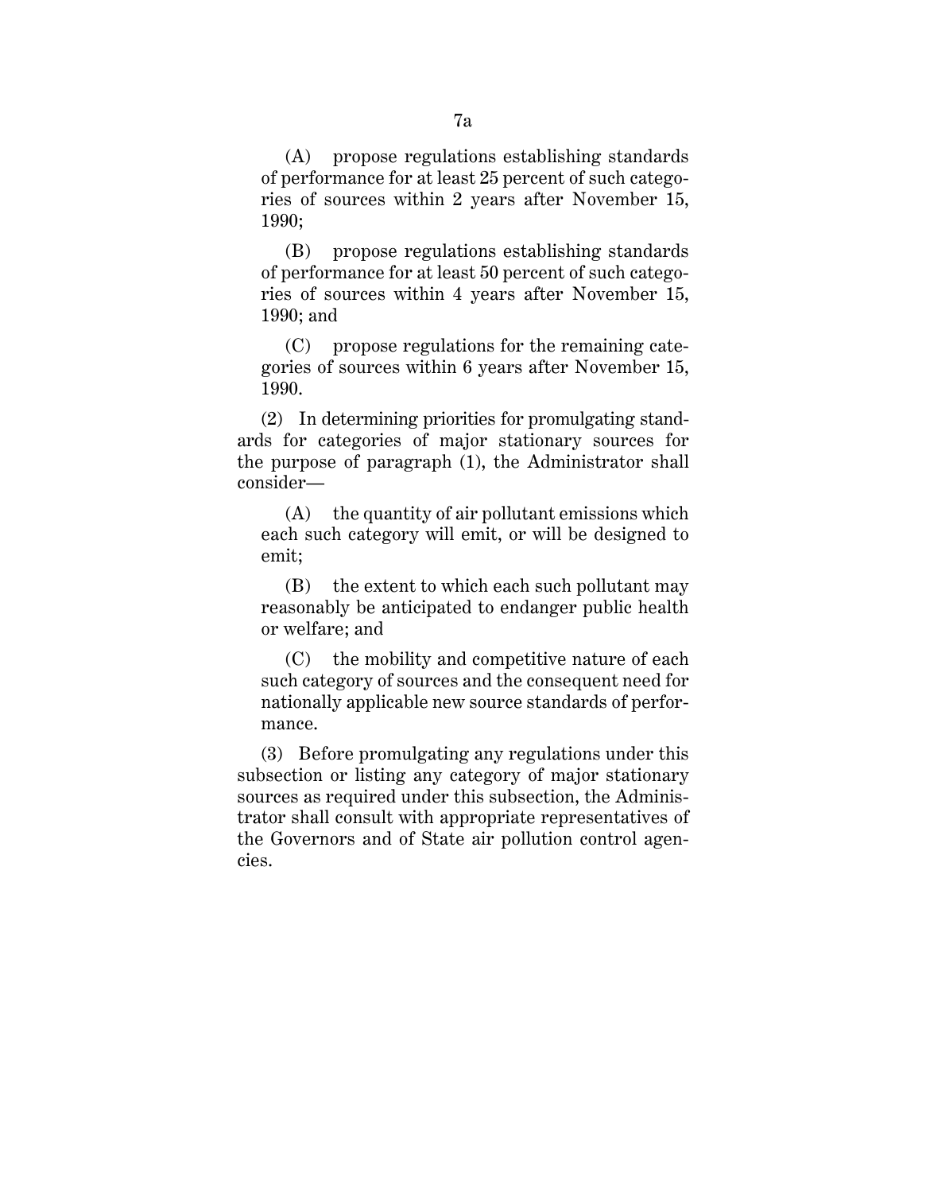(A) propose regulations establishing standards of performance for at least 25 percent of such categories of sources within 2 years after November 15, 1990;

(B) propose regulations establishing standards of performance for at least 50 percent of such categories of sources within 4 years after November 15, 1990; and

(C) propose regulations for the remaining categories of sources within 6 years after November 15, 1990.

(2) In determining priorities for promulgating standards for categories of major stationary sources for the purpose of paragraph (1), the Administrator shall consider—

(A) the quantity of air pollutant emissions which each such category will emit, or will be designed to emit;

(B) the extent to which each such pollutant may reasonably be anticipated to endanger public health or welfare; and

(C) the mobility and competitive nature of each such category of sources and the consequent need for nationally applicable new source standards of performance.

(3) Before promulgating any regulations under this subsection or listing any category of major stationary sources as required under this subsection, the Administrator shall consult with appropriate representatives of the Governors and of State air pollution control agencies.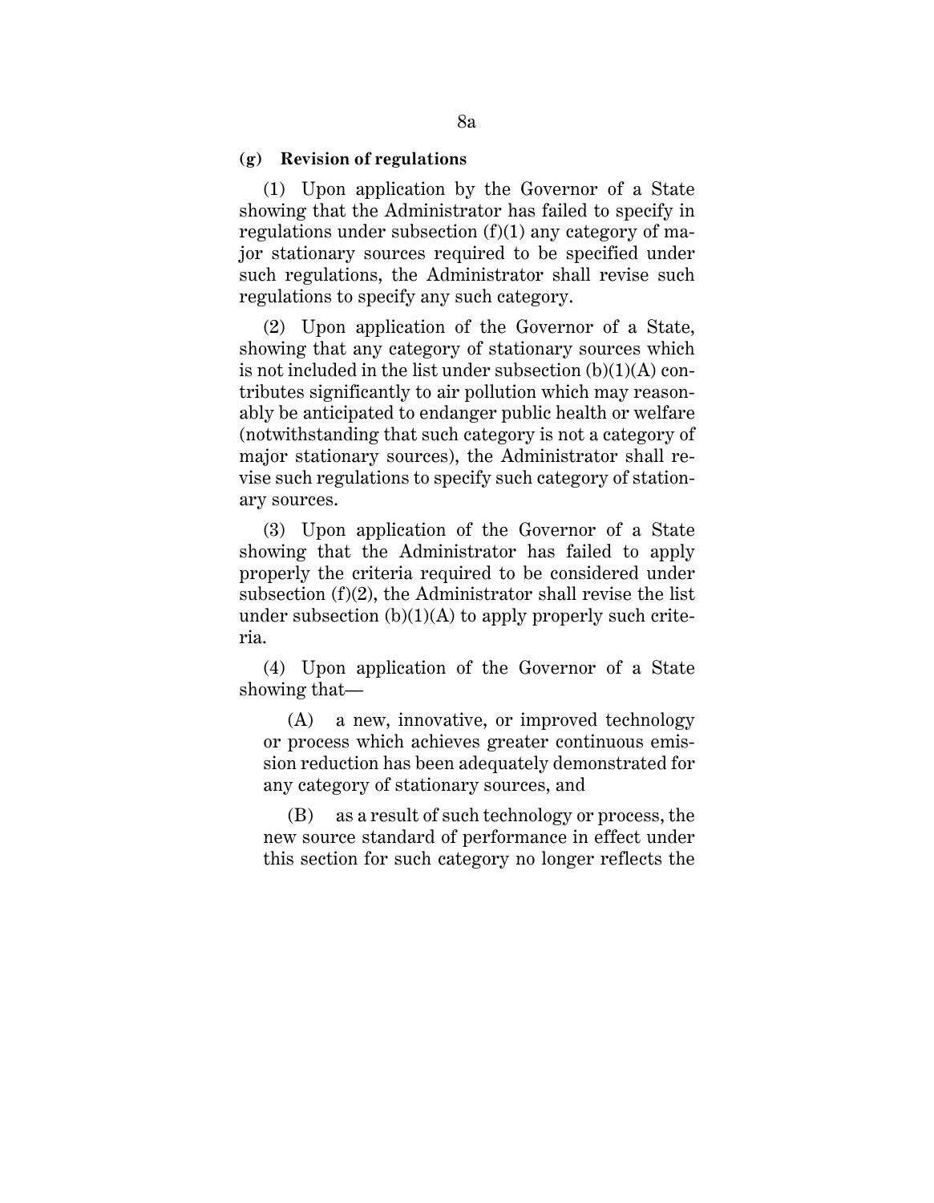**(g) Revision of regulations**

(1) Upon application by the Governor of a State showing that the Administrator has failed to specify in regulations under subsection (f)(1) any category of major stationary sources required to be specified under such regulations, the Administrator shall revise such regulations to specify any such category.

(2) Upon application of the Governor of a State, showing that any category of stationary sources which is not included in the list under subsection (b)(1)(A) contributes significantly to air pollution which may reasonably be anticipated to endanger public health or welfare (notwithstanding that such category is not a category of major stationary sources), the Administrator shall revise such regulations to specify such category of stationary sources.

(3) Upon application of the Governor of a State showing that the Administrator has failed to apply properly the criteria required to be considered under subsection (f)(2), the Administrator shall revise the list under subsection (b)(1)(A) to apply properly such criteria.

(4) Upon application of the Governor of a State showing that—

(A) a new, innovative, or improved technology or process which achieves greater continuous emission reduction has been adequately demonstrated for any category of stationary sources, and

(B) as a result of such technology or process, the new source standard of performance in effect under this section for such category no longer reflects the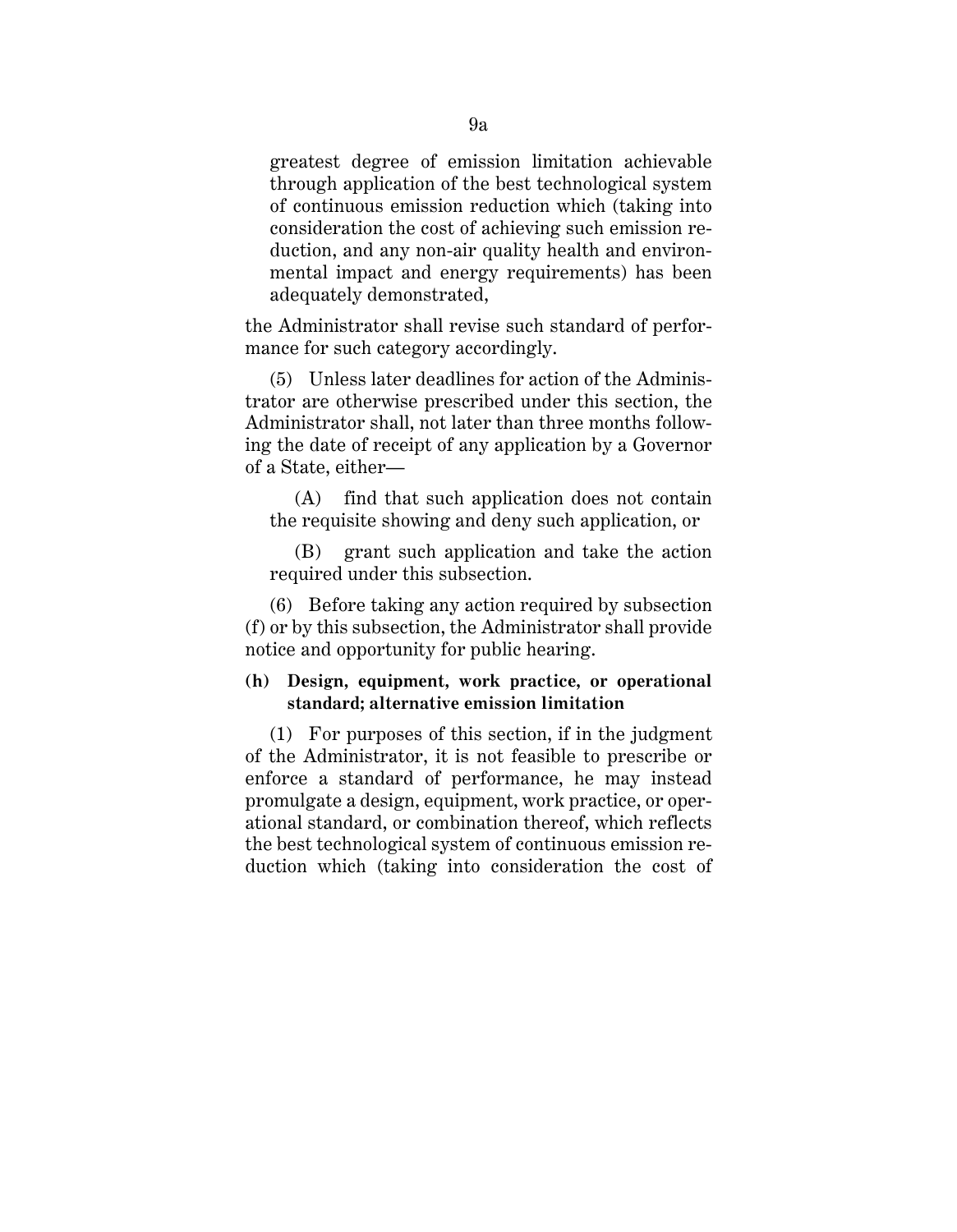greatest degree of emission limitation achievable through application of the best technological system of continuous emission reduction which (taking into consideration the cost of achieving such emission reduction, and any non-air quality health and environmental impact and energy requirements) has been adequately demonstrated,

the Administrator shall revise such standard of performance for such category accordingly.

(5) Unless later deadlines for action of the Administrator are otherwise prescribed under this section, the Administrator shall, not later than three months following the date of receipt of any application by a Governor of a State, either—

(A) find that such application does not contain the requisite showing and deny such application, or

(B) grant such application and take the action required under this subsection.

(6) Before taking any action required by subsection (f) or by this subsection, the Administrator shall provide notice and opportunity for public hearing.

**(h) Design, equipment, work practice, or operational standard; alternative emission limitation**

(1) For purposes of this section, if in the judgment of the Administrator, it is not feasible to prescribe or enforce a standard of performance, he may instead promulgate a design, equipment, work practice, or operational standard, or combination thereof, which reflects the best technological system of continuous emission reduction which (taking into consideration the cost of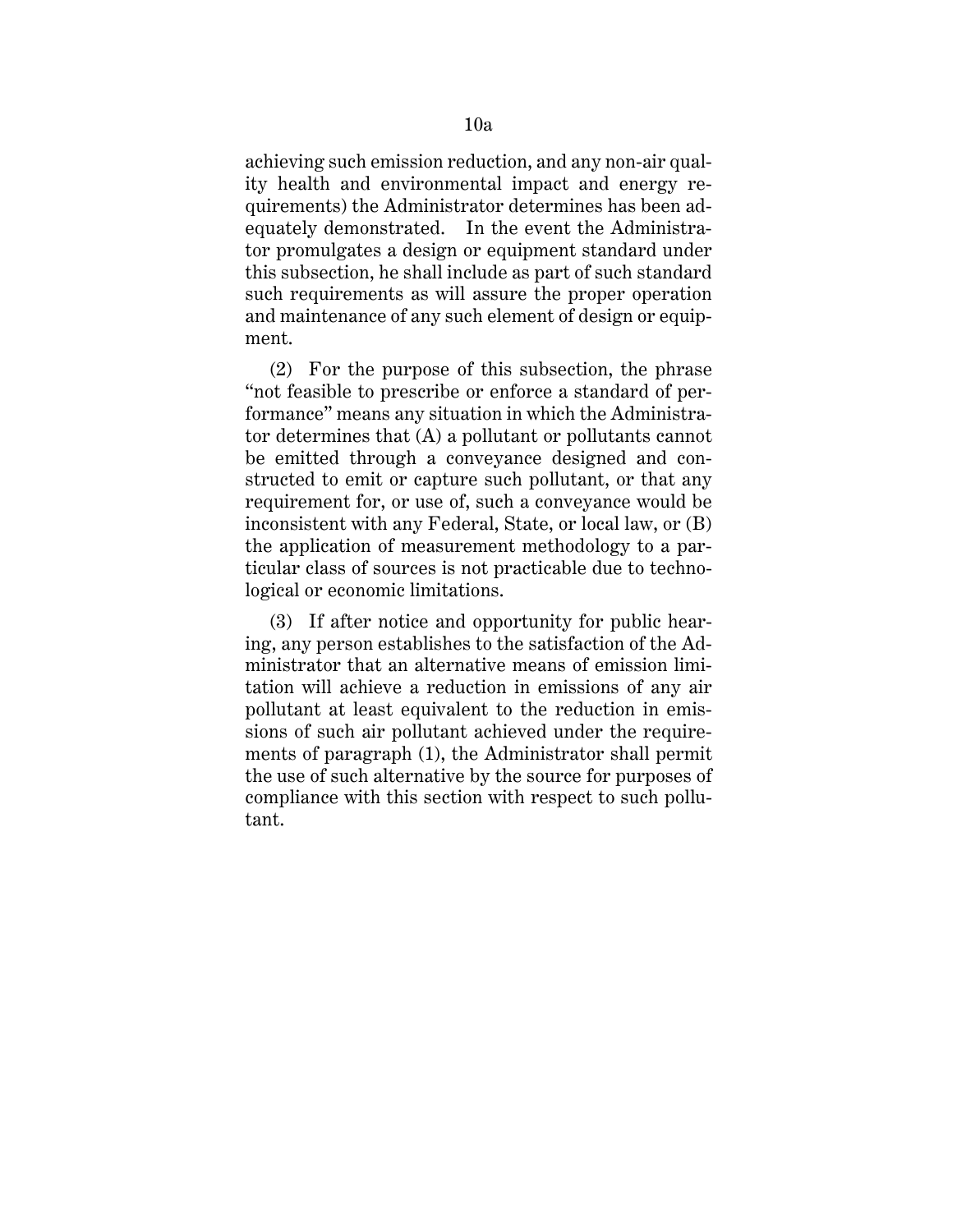achieving such emission reduction, and any non-air quality health and environmental impact and energy requirements) the Administrator determines has been adequately demonstrated. In the event the Administrator promulgates a design or equipment standard under this subsection, he shall include as part of such standard such requirements as will assure the proper operation and maintenance of any such element of design or equipment.

(2) For the purpose of this subsection, the phrase "not feasible to prescribe or enforce a standard of performance" means any situation in which the Administrator determines that (A) a pollutant or pollutants cannot be emitted through a conveyance designed and constructed to emit or capture such pollutant, or that any requirement for, or use of, such a conveyance would be inconsistent with any Federal, State, or local law, or (B) the application of measurement methodology to a particular class of sources is not practicable due to technological or economic limitations.

(3) If after notice and opportunity for public hearing, any person establishes to the satisfaction of the Administrator that an alternative means of emission limitation will achieve a reduction in emissions of any air pollutant at least equivalent to the reduction in emissions of such air pollutant achieved under the requirements of paragraph (1), the Administrator shall permit the use of such alternative by the source for purposes of compliance with this section with respect to such pollutant.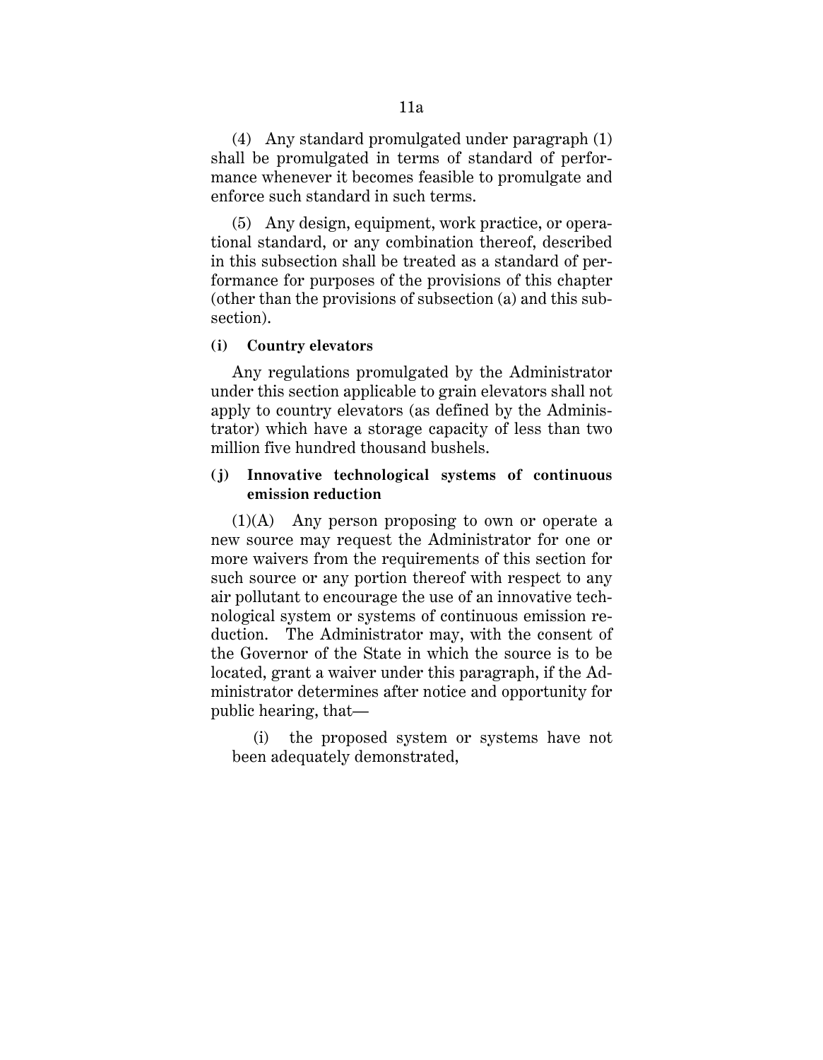(4) Any standard promulgated under paragraph (1) shall be promulgated in terms of standard of performance whenever it becomes feasible to promulgate and enforce such standard in such terms.

(5) Any design, equipment, work practice, or operational standard, or any combination thereof, described in this subsection shall be treated as a standard of performance for purposes of the provisions of this chapter (other than the provisions of subsection (a) and this subsection).

**(i) Country elevators**

Any regulations promulgated by the Administrator under this section applicable to grain elevators shall not apply to country elevators (as defined by the Administrator) which have a storage capacity of less than two million five hundred thousand bushels.

**(j) Innovative technological systems of continuous emission reduction**

(1)(A) Any person proposing to own or operate a new source may request the Administrator for one or more waivers from the requirements of this section for such source or any portion thereof with respect to any air pollutant to encourage the use of an innovative technological system or systems of continuous emission reduction. The Administrator may, with the consent of the Governor of the State in which the source is to be located, grant a waiver under this paragraph, if the Administrator determines after notice and opportunity for public hearing, that—

(i) the proposed system or systems have not been adequately demonstrated,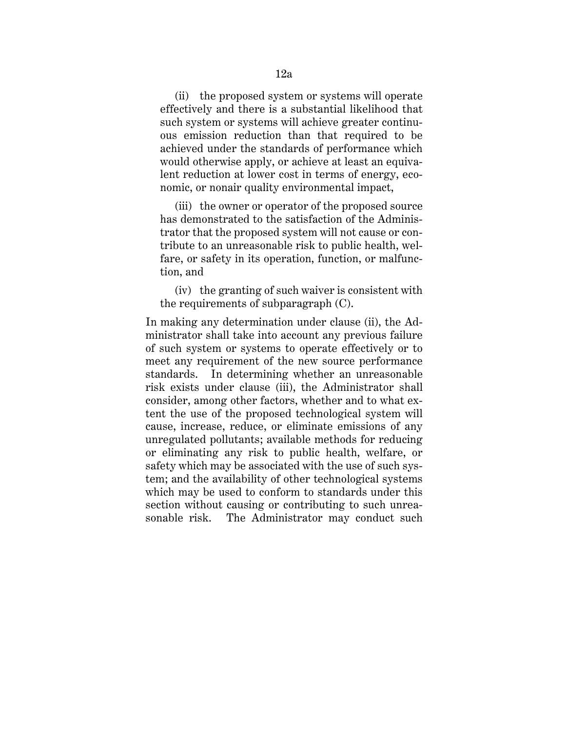(ii) the proposed system or systems will operate effectively and there is a substantial likelihood that such system or systems will achieve greater continuous emission reduction than that required to be achieved under the standards of performance which would otherwise apply, or achieve at least an equivalent reduction at lower cost in terms of energy, economic, or nonair quality environmental impact,

(iii) the owner or operator of the proposed source has demonstrated to the satisfaction of the Administrator that the proposed system will not cause or contribute to an unreasonable risk to public health, welfare, or safety in its operation, function, or malfunction, and

(iv) the granting of such waiver is consistent with the requirements of subparagraph (C).

In making any determination under clause (ii), the Administrator shall take into account any previous failure of such system or systems to operate effectively or to meet any requirement of the new source performance standards. In determining whether an unreasonable risk exists under clause (iii), the Administrator shall consider, among other factors, whether and to what extent the use of the proposed technological system will cause, increase, reduce, or eliminate emissions of any unregulated pollutants; available methods for reducing or eliminating any risk to public health, welfare, or safety which may be associated with the use of such system; and the availability of other technological systems which may be used to conform to standards under this section without causing or contributing to such unreasonable risk. The Administrator may conduct such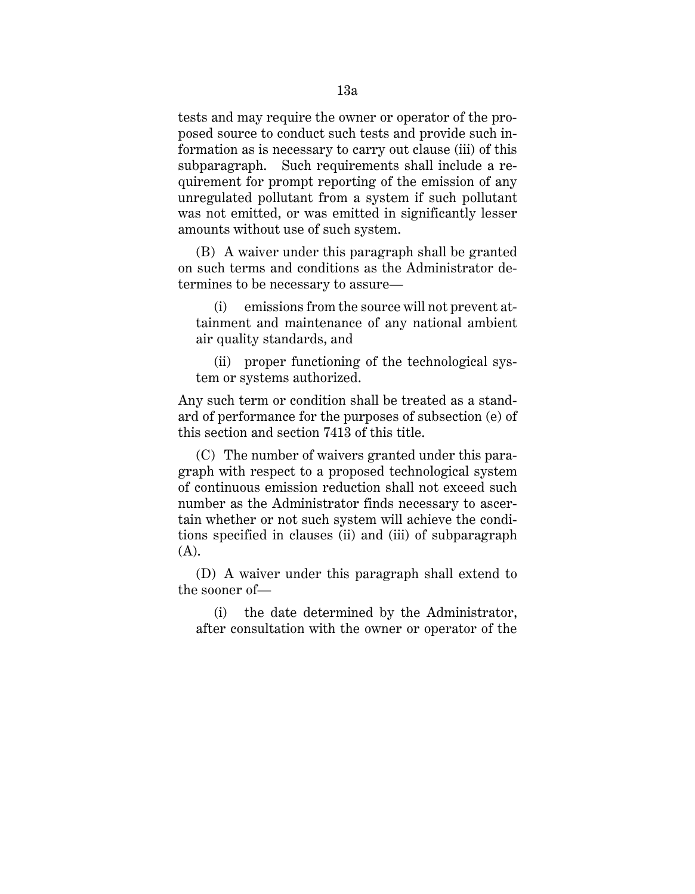tests and may require the owner or operator of the proposed source to conduct such tests and provide such information as is necessary to carry out clause (iii) of this subparagraph. Such requirements shall include a requirement for prompt reporting of the emission of any unregulated pollutant from a system if such pollutant was not emitted, or was emitted in significantly lesser amounts without use of such system.

(B) A waiver under this paragraph shall be granted on such terms and conditions as the Administrator determines to be necessary to assure—

(i) emissions from the source will not prevent attainment and maintenance of any national ambient air quality standards, and

(ii) proper functioning of the technological system or systems authorized.

Any such term or condition shall be treated as a standard of performance for the purposes of subsection (e) of this section and section 7413 of this title.

(C) The number of waivers granted under this paragraph with respect to a proposed technological system of continuous emission reduction shall not exceed such number as the Administrator finds necessary to ascertain whether or not such system will achieve the conditions specified in clauses (ii) and (iii) of subparagraph (A).

(D) A waiver under this paragraph shall extend to the sooner of—

(i) the date determined by the Administrator, after consultation with the owner or operator of the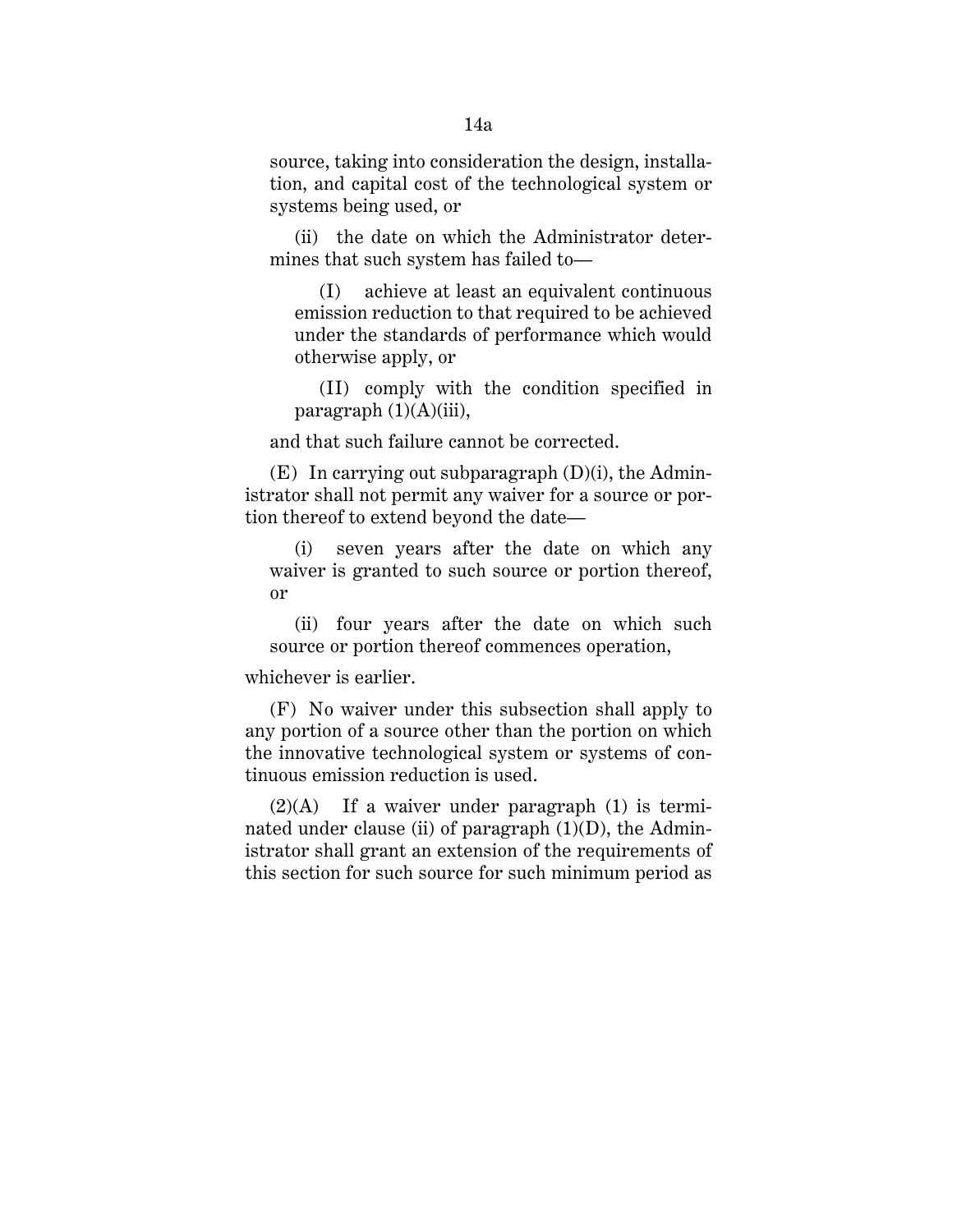source, taking into consideration the design, installation, and capital cost of the technological system or systems being used, or

(ii) the date on which the Administrator determines that such system has failed to—

(I) achieve at least an equivalent continuous emission reduction to that required to be achieved under the standards of performance which would otherwise apply, or

(II) comply with the condition specified in paragraph (1)(A)(iii),

and that such failure cannot be corrected.

(E) In carrying out subparagraph (D)(i), the Administrator shall not permit any waiver for a source or portion thereof to extend beyond the date—

(i) seven years after the date on which any waiver is granted to such source or portion thereof, or

(ii) four years after the date on which such source or portion thereof commences operation,

whichever is earlier.

(F) No waiver under this subsection shall apply to any portion of a source other than the portion on which the innovative technological system or systems of continuous emission reduction is used.

(2)(A) If a waiver under paragraph (1) is terminated under clause (ii) of paragraph (1)(D), the Administrator shall grant an extension of the requirements of this section for such source for such minimum period as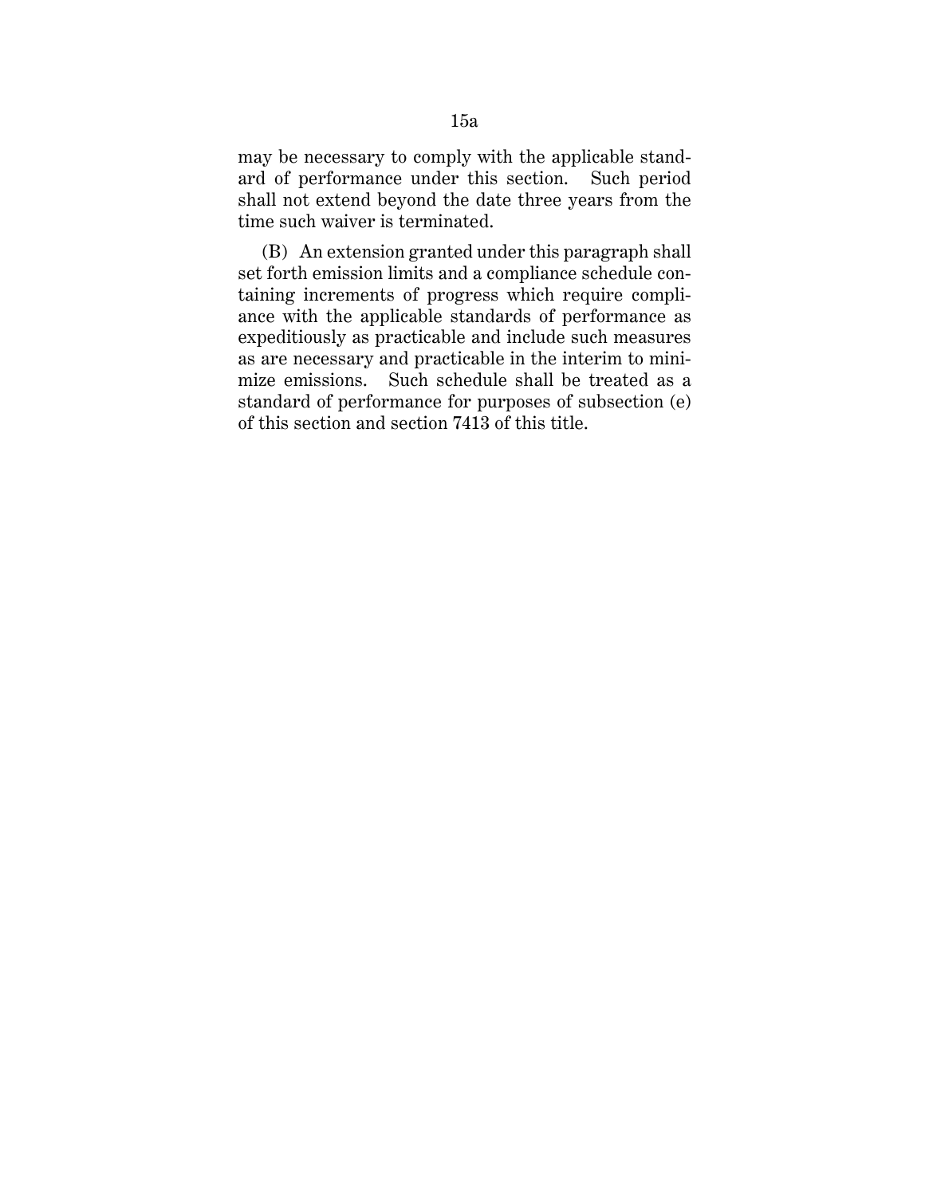may be necessary to comply with the applicable standard of performance under this section. Such period shall not extend beyond the date three years from the time such waiver is terminated.

(B) An extension granted under this paragraph shall set forth emission limits and a compliance schedule containing increments of progress which require compliance with the applicable standards of performance as expeditiously as practicable and include such measures as are necessary and practicable in the interim to minimize emissions. Such schedule shall be treated as a standard of performance for purposes of subsection (e) of this section and section 7413 of this title.